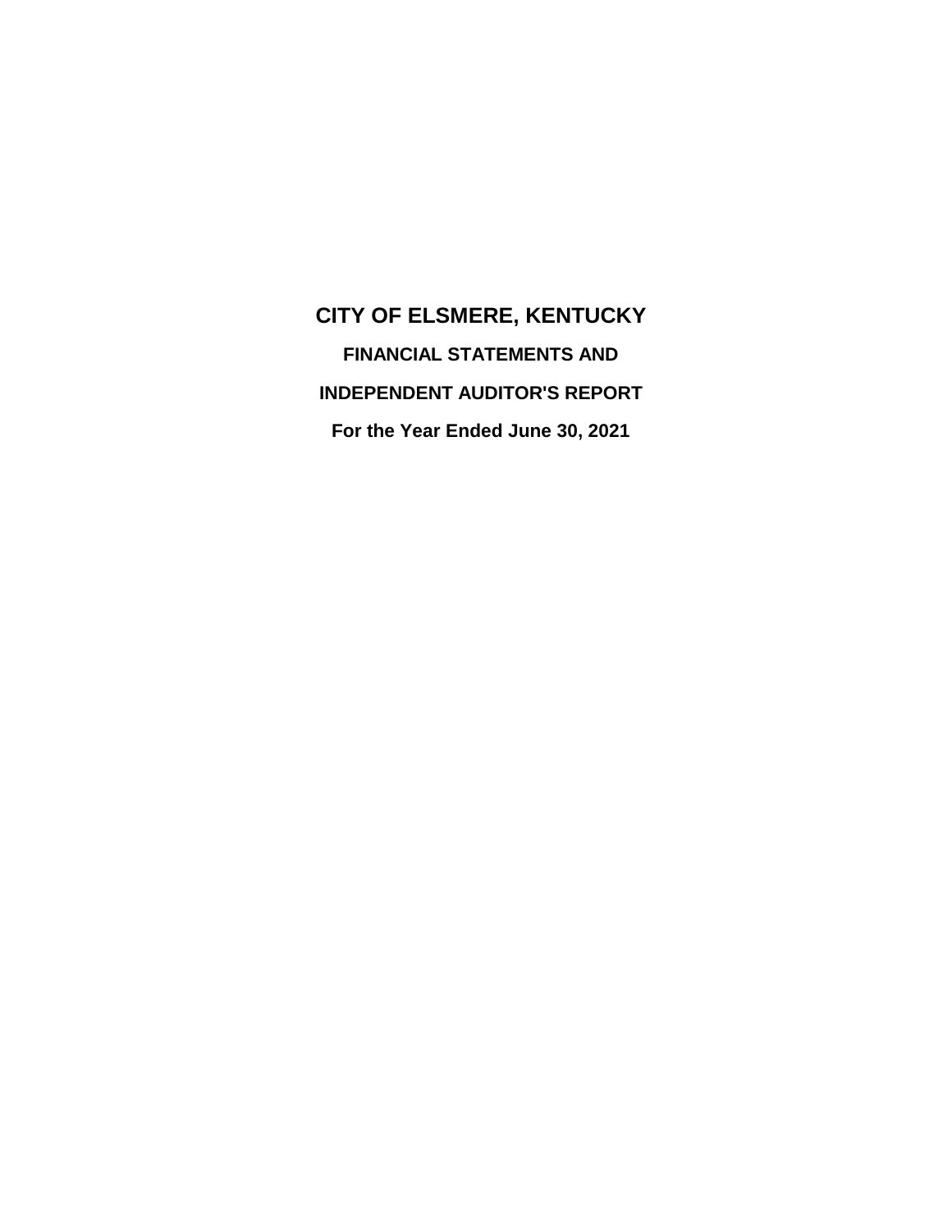# CITY OF ELSMERE, KENTUCKY

## FINANCIAL STATEMENTS AND

## INDEPENDENT AUDITOR'S REPORT

**For the Year Ended June 30, 2021**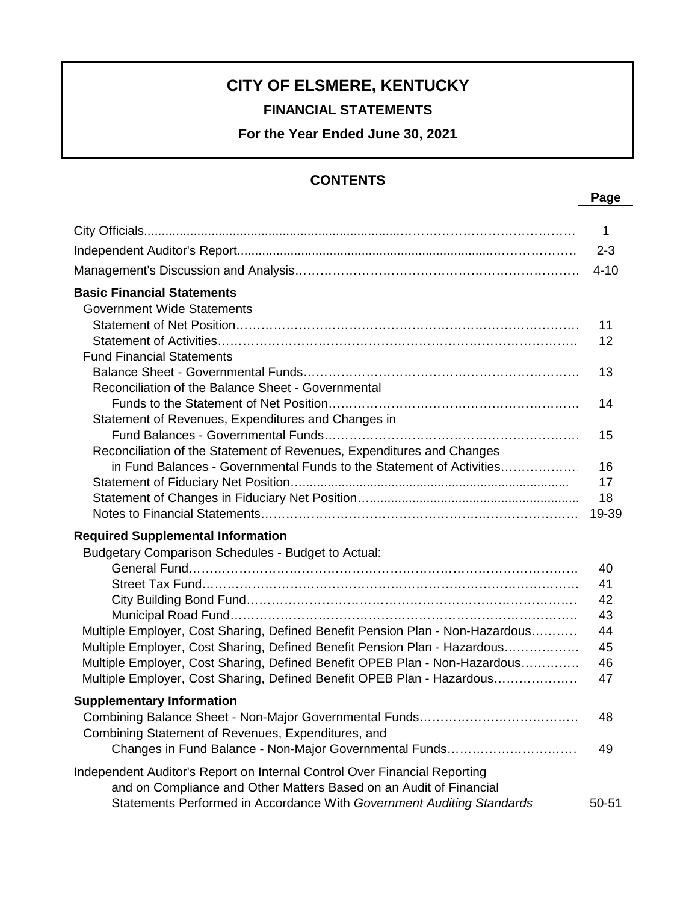# CITY OF ELSMERE, KENTUCKY

## FINANCIAL STATEMENTS

### For the Year Ended June 30, 2021

## CONTENTS

| | Page |
|---|---|
| City Officials | 1 |
| Independent Auditor's Report | 2-3 |
| Management's Discussion and Analysis | 4-10 |
| **Basic Financial Statements** | |
| Government Wide Statements | |
| Statement of Net Position | 11 |
| Statement of Activities | 12 |
| Fund Financial Statements | |
| Balance Sheet - Governmental Funds | 13 |
| Reconciliation of the Balance Sheet - Governmental Funds to the Statement of Net Position | 14 |
| Statement of Revenues, Expenditures and Changes in Fund Balances - Governmental Funds | 15 |
| Reconciliation of the Statement of Revenues, Expenditures and Changes in Fund Balances - Governmental Funds to the Statement of Activities | 16 |
| Statement of Fiduciary Net Position | 17 |
| Statement of Changes in Fiduciary Net Position | 18 |
| Notes to Financial Statements | 19-39 |
| **Required Supplemental Information** | |
| Budgetary Comparison Schedules - Budget to Actual: | |
| General Fund | 40 |
| Street Tax Fund | 41 |
| City Building Bond Fund | 42 |
| Municipal Road Fund | 43 |
| Multiple Employer, Cost Sharing, Defined Benefit Pension Plan - Non-Hazardous | 44 |
| Multiple Employer, Cost Sharing, Defined Benefit Pension Plan - Hazardous | 45 |
| Multiple Employer, Cost Sharing, Defined Benefit OPEB Plan - Non-Hazardous | 46 |
| Multiple Employer, Cost Sharing, Defined Benefit OPEB Plan - Hazardous | 47 |
| **Supplementary Information** | |
| Combining Balance Sheet - Non-Major Governmental Funds | 48 |
| Combining Statement of Revenues, Expenditures, and Changes in Fund Balance - Non-Major Governmental Funds | 49 |
| Independent Auditor's Report on Internal Control Over Financial Reporting and on Compliance and Other Matters Based on an Audit of Financial Statements Performed in Accordance With *Government Auditing Standards* | 50-51 |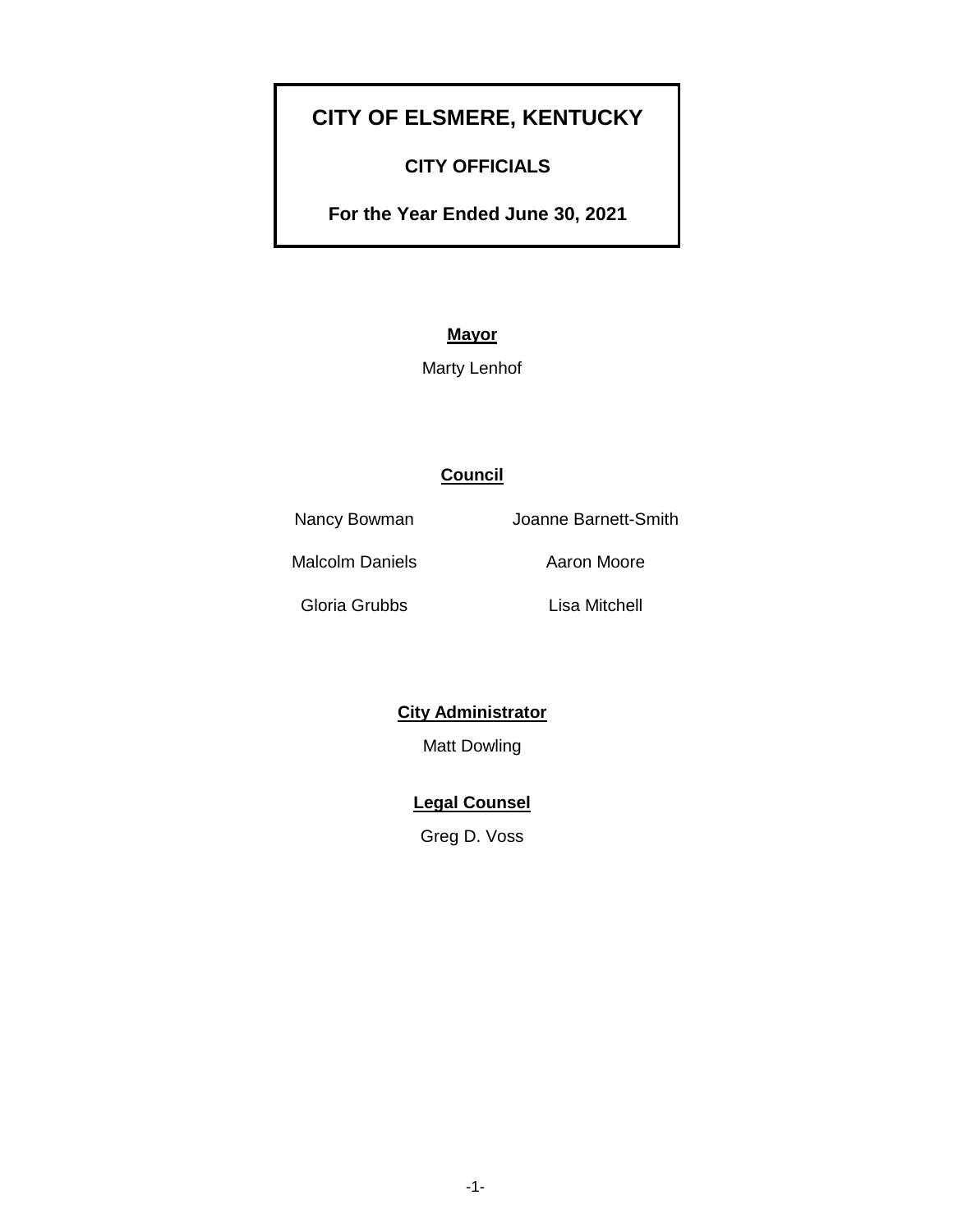# CITY OF ELSMERE, KENTUCKY

## CITY OFFICIALS

### For the Year Ended June 30, 2021

**Mayor**

Marty Lenhof

**Council**

Nancy Bowman

Joanne Barnett-Smith

Malcolm Daniels

Aaron Moore

Gloria Grubbs

Lisa Mitchell

**City Administrator**

Matt Dowling

**Legal Counsel**

Greg D. Voss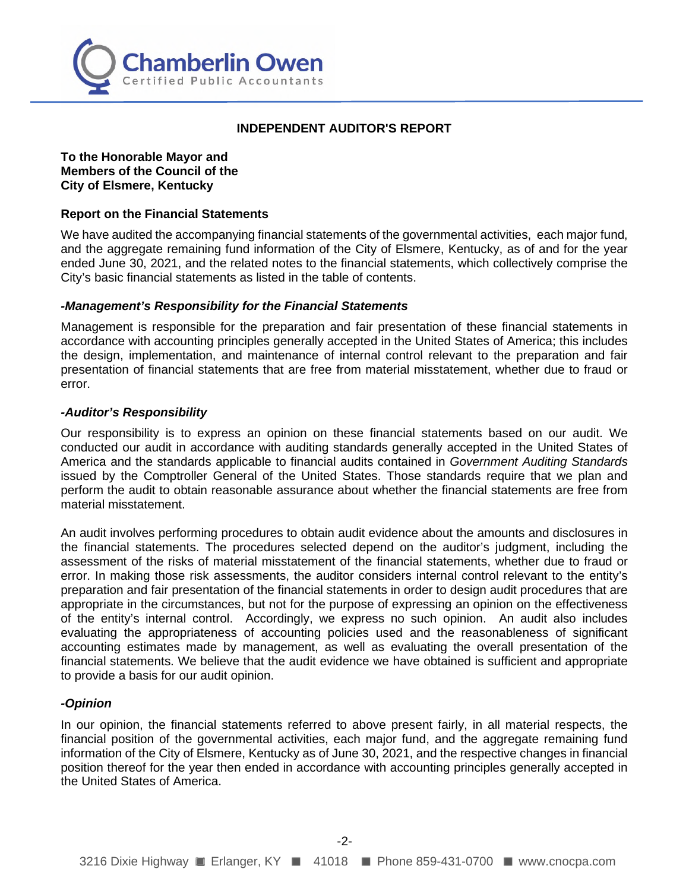## INDEPENDENT AUDITOR'S REPORT

**To the Honorable Mayor and**
**Members of the Council of the**
**City of Elsmere, Kentucky**

### Report on the Financial Statements

We have audited the accompanying financial statements of the governmental activities, each major fund, and the aggregate remaining fund information of the City of Elsmere, Kentucky, as of and for the year ended June 30, 2021, and the related notes to the financial statements, which collectively comprise the City's basic financial statements as listed in the table of contents.

#### *-Management's Responsibility for the Financial Statements*

Management is responsible for the preparation and fair presentation of these financial statements in accordance with accounting principles generally accepted in the United States of America; this includes the design, implementation, and maintenance of internal control relevant to the preparation and fair presentation of financial statements that are free from material misstatement, whether due to fraud or error.

#### *-Auditor's Responsibility*

Our responsibility is to express an opinion on these financial statements based on our audit. We conducted our audit in accordance with auditing standards generally accepted in the United States of America and the standards applicable to financial audits contained in *Government Auditing Standards* issued by the Comptroller General of the United States. Those standards require that we plan and perform the audit to obtain reasonable assurance about whether the financial statements are free from material misstatement.

An audit involves performing procedures to obtain audit evidence about the amounts and disclosures in the financial statements. The procedures selected depend on the auditor's judgment, including the assessment of the risks of material misstatement of the financial statements, whether due to fraud or error. In making those risk assessments, the auditor considers internal control relevant to the entity's preparation and fair presentation of the financial statements in order to design audit procedures that are appropriate in the circumstances, but not for the purpose of expressing an opinion on the effectiveness of the entity's internal control. Accordingly, we express no such opinion. An audit also includes evaluating the appropriateness of accounting policies used and the reasonableness of significant accounting estimates made by management, as well as evaluating the overall presentation of the financial statements. We believe that the audit evidence we have obtained is sufficient and appropriate to provide a basis for our audit opinion.

#### *-Opinion*

In our opinion, the financial statements referred to above present fairly, in all material respects, the financial position of the governmental activities, each major fund, and the aggregate remaining fund information of the City of Elsmere, Kentucky as of June 30, 2021, and the respective changes in financial position thereof for the year then ended in accordance with accounting principles generally accepted in the United States of America.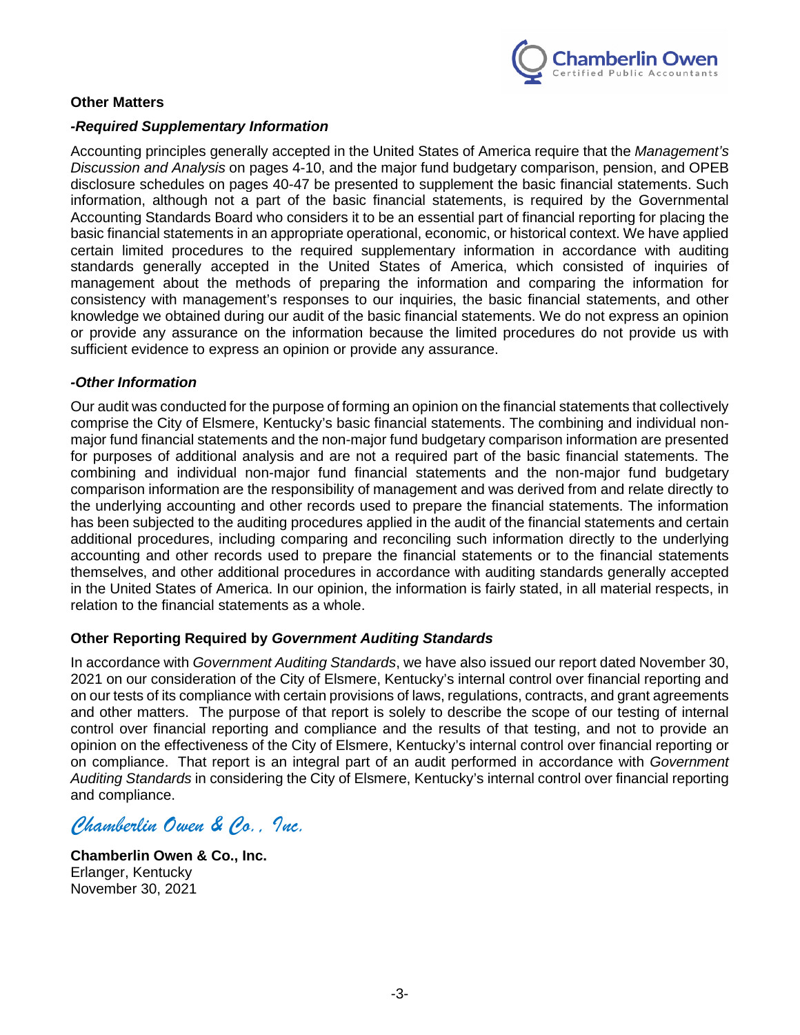### Other Matters

#### *-Required Supplementary Information*

Accounting principles generally accepted in the United States of America require that the *Management's Discussion and Analysis* on pages 4-10, and the major fund budgetary comparison, pension, and OPEB disclosure schedules on pages 40-47 be presented to supplement the basic financial statements. Such information, although not a part of the basic financial statements, is required by the Governmental Accounting Standards Board who considers it to be an essential part of financial reporting for placing the basic financial statements in an appropriate operational, economic, or historical context. We have applied certain limited procedures to the required supplementary information in accordance with auditing standards generally accepted in the United States of America, which consisted of inquiries of management about the methods of preparing the information and comparing the information for consistency with management's responses to our inquiries, the basic financial statements, and other knowledge we obtained during our audit of the basic financial statements. We do not express an opinion or provide any assurance on the information because the limited procedures do not provide us with sufficient evidence to express an opinion or provide any assurance.

#### *-Other Information*

Our audit was conducted for the purpose of forming an opinion on the financial statements that collectively comprise the City of Elsmere, Kentucky's basic financial statements. The combining and individual non-major fund financial statements and the non-major fund budgetary comparison information are presented for purposes of additional analysis and are not a required part of the basic financial statements. The combining and individual non-major fund financial statements and the non-major fund budgetary comparison information are the responsibility of management and was derived from and relate directly to the underlying accounting and other records used to prepare the financial statements. The information has been subjected to the auditing procedures applied in the audit of the financial statements and certain additional procedures, including comparing and reconciling such information directly to the underlying accounting and other records used to prepare the financial statements or to the financial statements themselves, and other additional procedures in accordance with auditing standards generally accepted in the United States of America. In our opinion, the information is fairly stated, in all material respects, in relation to the financial statements as a whole.

### Other Reporting Required by *Government Auditing Standards*

In accordance with *Government Auditing Standards*, we have also issued our report dated November 30, 2021 on our consideration of the City of Elsmere, Kentucky's internal control over financial reporting and on our tests of its compliance with certain provisions of laws, regulations, contracts, and grant agreements and other matters. The purpose of that report is solely to describe the scope of our testing of internal control over financial reporting and compliance and the results of that testing, and not to provide an opinion on the effectiveness of the City of Elsmere, Kentucky's internal control over financial reporting or on compliance. That report is an integral part of an audit performed in accordance with *Government Auditing Standards* in considering the City of Elsmere, Kentucky's internal control over financial reporting and compliance.

*Chamberlin Owen & Co., Inc.*

**Chamberlin Owen & Co., Inc.**
Erlanger, Kentucky
November 30, 2021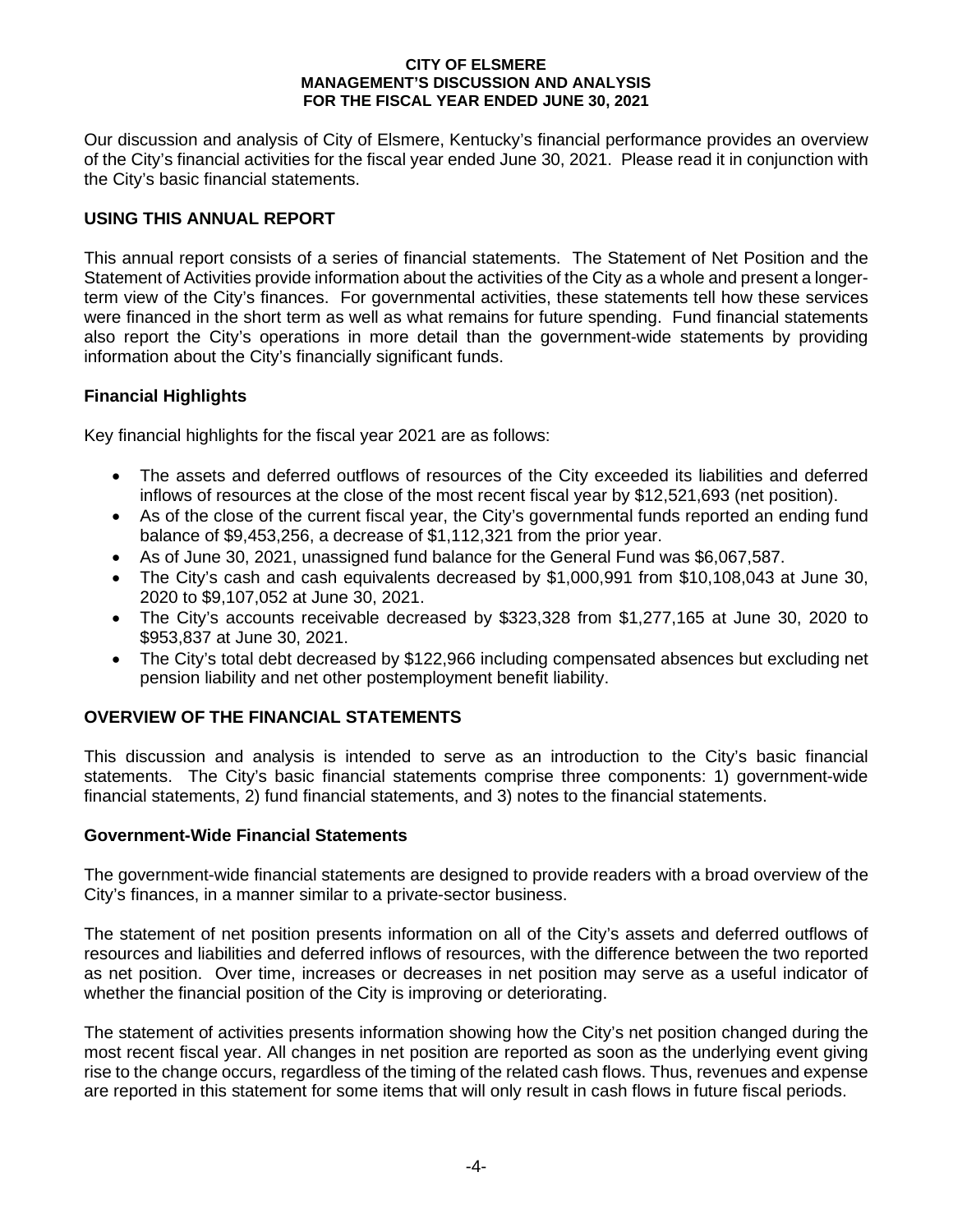**CITY OF ELSMERE**
**MANAGEMENT'S DISCUSSION AND ANALYSIS**
**FOR THE FISCAL YEAR ENDED JUNE 30, 2021**

Our discussion and analysis of City of Elsmere, Kentucky's financial performance provides an overview of the City's financial activities for the fiscal year ended June 30, 2021. Please read it in conjunction with the City's basic financial statements.

## USING THIS ANNUAL REPORT

This annual report consists of a series of financial statements. The Statement of Net Position and the Statement of Activities provide information about the activities of the City as a whole and present a longer-term view of the City's finances. For governmental activities, these statements tell how these services were financed in the short term as well as what remains for future spending. Fund financial statements also report the City's operations in more detail than the government-wide statements by providing information about the City's financially significant funds.

### Financial Highlights

Key financial highlights for the fiscal year 2021 are as follows:

- The assets and deferred outflows of resources of the City exceeded its liabilities and deferred inflows of resources at the close of the most recent fiscal year by $12,521,693 (net position).
- As of the close of the current fiscal year, the City's governmental funds reported an ending fund balance of $9,453,256, a decrease of $1,112,321 from the prior year.
- As of June 30, 2021, unassigned fund balance for the General Fund was $6,067,587.
- The City's cash and cash equivalents decreased by $1,000,991 from $10,108,043 at June 30, 2020 to $9,107,052 at June 30, 2021.
- The City's accounts receivable decreased by $323,328 from $1,277,165 at June 30, 2020 to $953,837 at June 30, 2021.
- The City's total debt decreased by $122,966 including compensated absences but excluding net pension liability and net other postemployment benefit liability.

## OVERVIEW OF THE FINANCIAL STATEMENTS

This discussion and analysis is intended to serve as an introduction to the City's basic financial statements. The City's basic financial statements comprise three components: 1) government-wide financial statements, 2) fund financial statements, and 3) notes to the financial statements.

### Government-Wide Financial Statements

The government-wide financial statements are designed to provide readers with a broad overview of the City's finances, in a manner similar to a private-sector business.

The statement of net position presents information on all of the City's assets and deferred outflows of resources and liabilities and deferred inflows of resources, with the difference between the two reported as net position. Over time, increases or decreases in net position may serve as a useful indicator of whether the financial position of the City is improving or deteriorating.

The statement of activities presents information showing how the City's net position changed during the most recent fiscal year. All changes in net position are reported as soon as the underlying event giving rise to the change occurs, regardless of the timing of the related cash flows. Thus, revenues and expense are reported in this statement for some items that will only result in cash flows in future fiscal periods.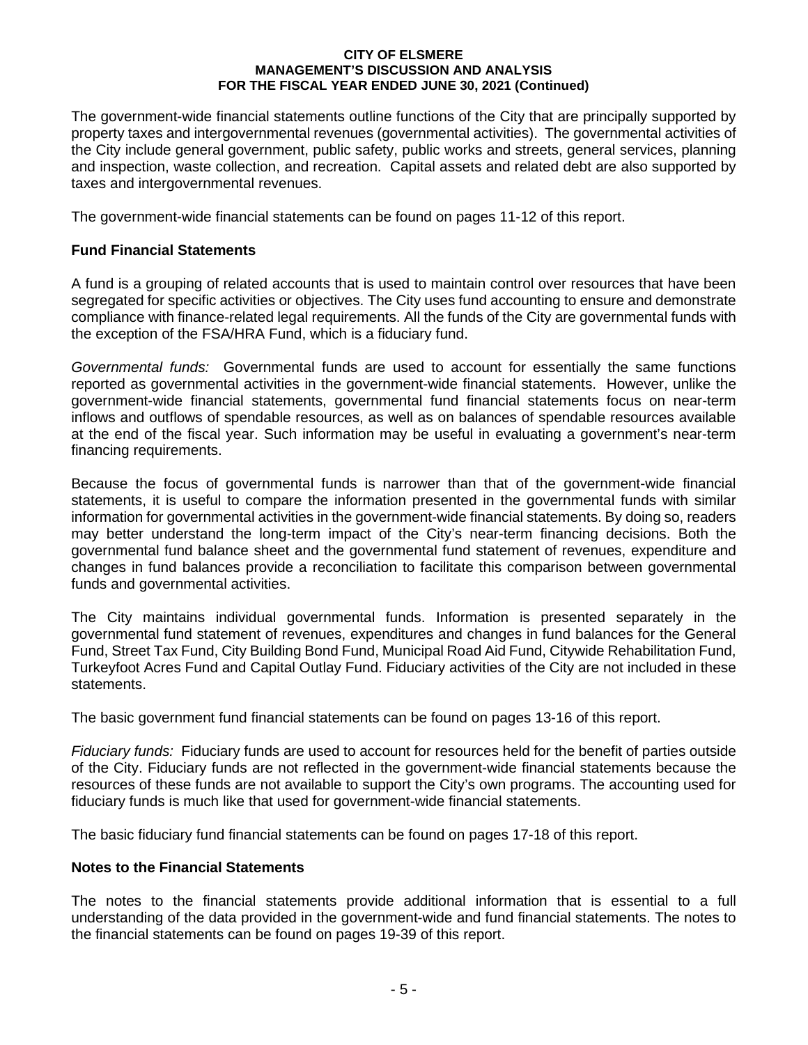The government-wide financial statements outline functions of the City that are principally supported by property taxes and intergovernmental revenues (governmental activities). The governmental activities of the City include general government, public safety, public works and streets, general services, planning and inspection, waste collection, and recreation. Capital assets and related debt are also supported by taxes and intergovernmental revenues.

The government-wide financial statements can be found on pages 11-12 of this report.

### Fund Financial Statements

A fund is a grouping of related accounts that is used to maintain control over resources that have been segregated for specific activities or objectives. The City uses fund accounting to ensure and demonstrate compliance with finance-related legal requirements. All the funds of the City are governmental funds with the exception of the FSA/HRA Fund, which is a fiduciary fund.

*Governmental funds:* Governmental funds are used to account for essentially the same functions reported as governmental activities in the government-wide financial statements. However, unlike the government-wide financial statements, governmental fund financial statements focus on near-term inflows and outflows of spendable resources, as well as on balances of spendable resources available at the end of the fiscal year. Such information may be useful in evaluating a government's near-term financing requirements.

Because the focus of governmental funds is narrower than that of the government-wide financial statements, it is useful to compare the information presented in the governmental funds with similar information for governmental activities in the government-wide financial statements. By doing so, readers may better understand the long-term impact of the City's near-term financing decisions. Both the governmental fund balance sheet and the governmental fund statement of revenues, expenditure and changes in fund balances provide a reconciliation to facilitate this comparison between governmental funds and governmental activities.

The City maintains individual governmental funds. Information is presented separately in the governmental fund statement of revenues, expenditures and changes in fund balances for the General Fund, Street Tax Fund, City Building Bond Fund, Municipal Road Aid Fund, Citywide Rehabilitation Fund, Turkeyfoot Acres Fund and Capital Outlay Fund. Fiduciary activities of the City are not included in these statements.

The basic government fund financial statements can be found on pages 13-16 of this report.

*Fiduciary funds:* Fiduciary funds are used to account for resources held for the benefit of parties outside of the City. Fiduciary funds are not reflected in the government-wide financial statements because the resources of these funds are not available to support the City's own programs. The accounting used for fiduciary funds is much like that used for government-wide financial statements.

The basic fiduciary fund financial statements can be found on pages 17-18 of this report.

### Notes to the Financial Statements

The notes to the financial statements provide additional information that is essential to a full understanding of the data provided in the government-wide and fund financial statements. The notes to the financial statements can be found on pages 19-39 of this report.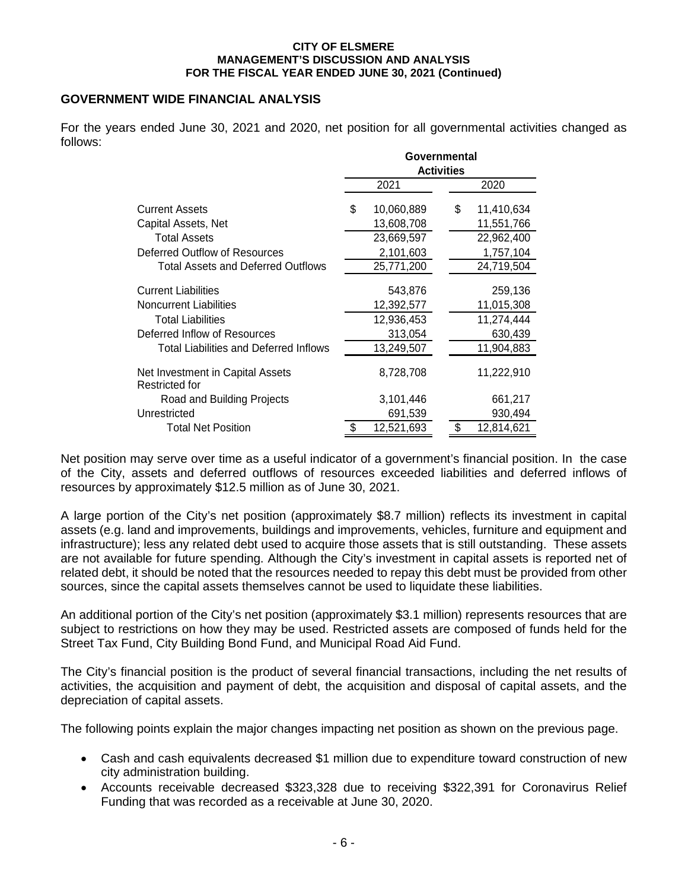**CITY OF ELSMERE**
**MANAGEMENT'S DISCUSSION AND ANALYSIS**
**FOR THE FISCAL YEAR ENDED JUNE 30, 2021 (Continued)**

## GOVERNMENT WIDE FINANCIAL ANALYSIS

For the years ended June 30, 2021 and 2020, net position for all governmental activities changed as follows:

| | Governmental Activities | |
|---|---|---|
| | 2021 | 2020 |
| Current Assets | $ 10,060,889 | $ 11,410,634 |
| Capital Assets, Net | 13,608,708 | 11,551,766 |
| Total Assets | 23,669,597 | 22,962,400 |
| Deferred Outflow of Resources | 2,101,603 | 1,757,104 |
| Total Assets and Deferred Outflows | 25,771,200 | 24,719,504 |
| Current Liabilities | 543,876 | 259,136 |
| Noncurrent Liabilities | 12,392,577 | 11,015,308 |
| Total Liabilities | 12,936,453 | 11,274,444 |
| Deferred Inflow of Resources | 313,054 | 630,439 |
| Total Liabilities and Deferred Inflows | 13,249,507 | 11,904,883 |
| Net Investment in Capital Assets | 8,728,708 | 11,222,910 |
| Restricted for | | |
| Road and Building Projects | 3,101,446 | 661,217 |
| Unrestricted | 691,539 | 930,494 |
| Total Net Position | $ 12,521,693 | $ 12,814,621 |

Net position may serve over time as a useful indicator of a government's financial position. In the case of the City, assets and deferred outflows of resources exceeded liabilities and deferred inflows of resources by approximately $12.5 million as of June 30, 2021.

A large portion of the City's net position (approximately $8.7 million) reflects its investment in capital assets (e.g. land and improvements, buildings and improvements, vehicles, furniture and equipment and infrastructure); less any related debt used to acquire those assets that is still outstanding. These assets are not available for future spending. Although the City's investment in capital assets is reported net of related debt, it should be noted that the resources needed to repay this debt must be provided from other sources, since the capital assets themselves cannot be used to liquidate these liabilities.

An additional portion of the City's net position (approximately $3.1 million) represents resources that are subject to restrictions on how they may be used. Restricted assets are composed of funds held for the Street Tax Fund, City Building Bond Fund, and Municipal Road Aid Fund.

The City's financial position is the product of several financial transactions, including the net results of activities, the acquisition and payment of debt, the acquisition and disposal of capital assets, and the depreciation of capital assets.

The following points explain the major changes impacting net position as shown on the previous page.

- Cash and cash equivalents decreased $1 million due to expenditure toward construction of new city administration building.
- Accounts receivable decreased $323,328 due to receiving $322,391 for Coronavirus Relief Funding that was recorded as a receivable at June 30, 2020.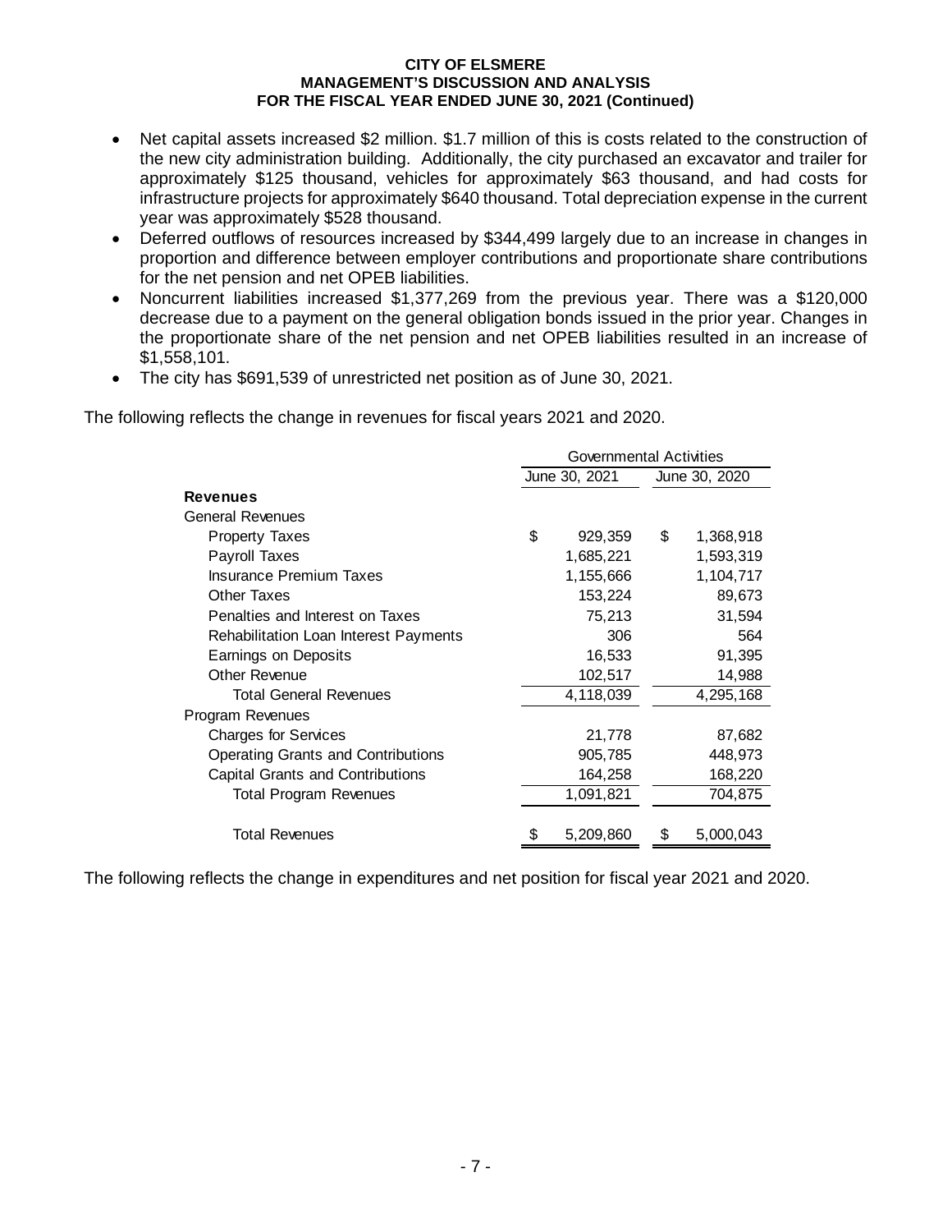- Net capital assets increased $2 million. $1.7 million of this is costs related to the construction of the new city administration building. Additionally, the city purchased an excavator and trailer for approximately $125 thousand, vehicles for approximately $63 thousand, and had costs for infrastructure projects for approximately $640 thousand. Total depreciation expense in the current year was approximately $528 thousand.
- Deferred outflows of resources increased by $344,499 largely due to an increase in changes in proportion and difference between employer contributions and proportionate share contributions for the net pension and net OPEB liabilities.
- Noncurrent liabilities increased $1,377,269 from the previous year. There was a $120,000 decrease due to a payment on the general obligation bonds issued in the prior year. Changes in the proportionate share of the net pension and net OPEB liabilities resulted in an increase of $1,558,101.
- The city has $691,539 of unrestricted net position as of June 30, 2021.

The following reflects the change in revenues for fiscal years 2021 and 2020.

| | Governmental Activities | |
|---|---|---|
| | June 30, 2021 | June 30, 2020 |
| **Revenues** | | |
| General Revenues | | |
| Property Taxes | $ 929,359 | $ 1,368,918 |
| Payroll Taxes | 1,685,221 | 1,593,319 |
| Insurance Premium Taxes | 1,155,666 | 1,104,717 |
| Other Taxes | 153,224 | 89,673 |
| Penalties and Interest on Taxes | 75,213 | 31,594 |
| Rehabilitation Loan Interest Payments | 306 | 564 |
| Earnings on Deposits | 16,533 | 91,395 |
| Other Revenue | 102,517 | 14,988 |
| Total General Revenues | 4,118,039 | 4,295,168 |
| Program Revenues | | |
| Charges for Services | 21,778 | 87,682 |
| Operating Grants and Contributions | 905,785 | 448,973 |
| Capital Grants and Contributions | 164,258 | 168,220 |
| Total Program Revenues | 1,091,821 | 704,875 |
| Total Revenues | $ 5,209,860 | $ 5,000,043 |

The following reflects the change in expenditures and net position for fiscal year 2021 and 2020.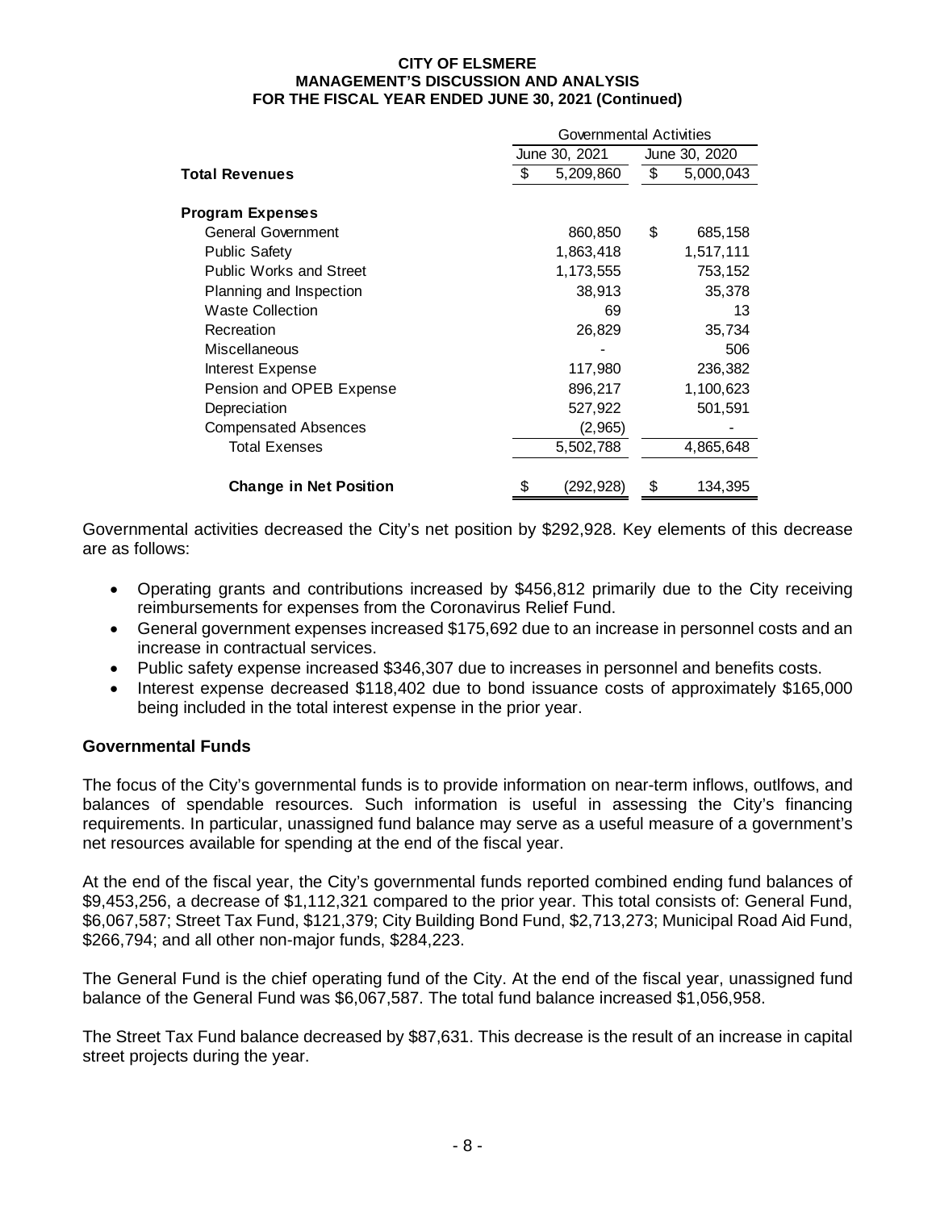**CITY OF ELSMERE**
**MANAGEMENT'S DISCUSSION AND ANALYSIS**
**FOR THE FISCAL YEAR ENDED JUNE 30, 2021 (Continued)**

| | Governmental Activities | |
|---|---|---|
| | June 30, 2021 | June 30, 2020 |
| **Total Revenues** | $ 5,209,860 | $ 5,000,043 |
| | | |
| **Program Expenses** | | |
| General Government | 860,850 | $ 685,158 |
| Public Safety | 1,863,418 | 1,517,111 |
| Public Works and Street | 1,173,555 | 753,152 |
| Planning and Inspection | 38,913 | 35,378 |
| Waste Collection | 69 | 13 |
| Recreation | 26,829 | 35,734 |
| Miscellaneous | - | 506 |
| Interest Expense | 117,980 | 236,382 |
| Pension and OPEB Expense | 896,217 | 1,100,623 |
| Depreciation | 527,922 | 501,591 |
| Compensated Absences | (2,965) | - |
| Total Exenses | 5,502,788 | 4,865,648 |
| | | |
| **Change in Net Position** | $ (292,928) | $ 134,395 |

Governmental activities decreased the City's net position by $292,928. Key elements of this decrease are as follows:

- Operating grants and contributions increased by $456,812 primarily due to the City receiving reimbursements for expenses from the Coronavirus Relief Fund.
- General government expenses increased $175,692 due to an increase in personnel costs and an increase in contractual services.
- Public safety expense increased $346,307 due to increases in personnel and benefits costs.
- Interest expense decreased $118,402 due to bond issuance costs of approximately $165,000 being included in the total interest expense in the prior year.

## Governmental Funds

The focus of the City's governmental funds is to provide information on near-term inflows, outlfows, and balances of spendable resources. Such information is useful in assessing the City's financing requirements. In particular, unassigned fund balance may serve as a useful measure of a government's net resources available for spending at the end of the fiscal year.

At the end of the fiscal year, the City's governmental funds reported combined ending fund balances of $9,453,256, a decrease of $1,112,321 compared to the prior year. This total consists of: General Fund, $6,067,587; Street Tax Fund, $121,379; City Building Bond Fund, $2,713,273; Municipal Road Aid Fund, $266,794; and all other non-major funds, $284,223.

The General Fund is the chief operating fund of the City. At the end of the fiscal year, unassigned fund balance of the General Fund was $6,067,587. The total fund balance increased $1,056,958.

The Street Tax Fund balance decreased by $87,631. This decrease is the result of an increase in capital street projects during the year.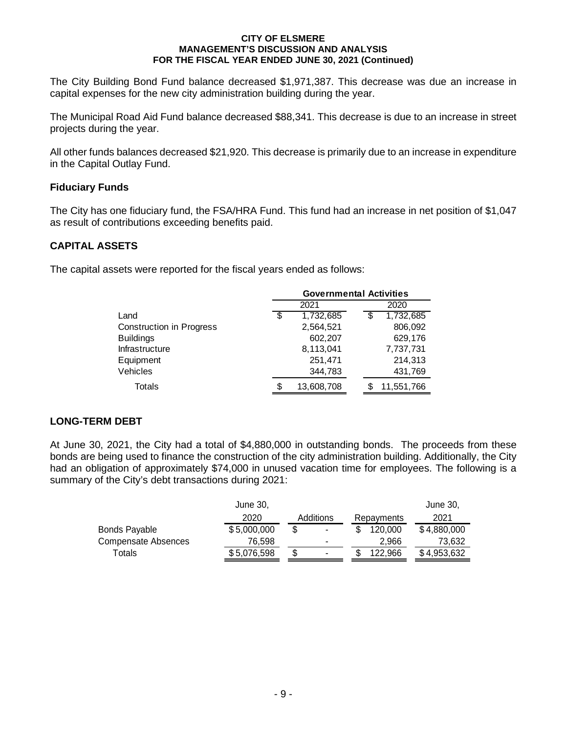The City Building Bond Fund balance decreased $1,971,387. This decrease was due an increase in capital expenses for the new city administration building during the year.

The Municipal Road Aid Fund balance decreased $88,341. This decrease is due to an increase in street projects during the year.

All other funds balances decreased $21,920. This decrease is primarily due to an increase in expenditure in the Capital Outlay Fund.

### Fiduciary Funds

The City has one fiduciary fund, the FSA/HRA Fund. This fund had an increase in net position of $1,047 as result of contributions exceeding benefits paid.

## CAPITAL ASSETS

The capital assets were reported for the fiscal years ended as follows:

| | Governmental Activities | |
|---|---|---|
| | 2021 | 2020 |
| Land | $ 1,732,685 | $ 1,732,685 |
| Construction in Progress | 2,564,521 | 806,092 |
| Buildings | 602,207 | 629,176 |
| Infrastructure | 8,113,041 | 7,737,731 |
| Equipment | 251,471 | 214,313 |
| Vehicles | 344,783 | 431,769 |
| Totals | $ 13,608,708 | $ 11,551,766 |

## LONG-TERM DEBT

At June 30, 2021, the City had a total of $4,880,000 in outstanding bonds. The proceeds from these bonds are being used to finance the construction of the city administration building. Additionally, the City had an obligation of approximately $74,000 in unused vacation time for employees. The following is a summary of the City's debt transactions during 2021:

| | June 30, 2020 | Additions | Repayments | June 30, 2021 |
|---|---|---|---|---|
| Bonds Payable | $ 5,000,000 | $ - | $ 120,000 | $ 4,880,000 |
| Compensate Absences | 76,598 | - | 2,966 | 73,632 |
| Totals | $ 5,076,598 | $ - | $ 122,966 | $ 4,953,632 |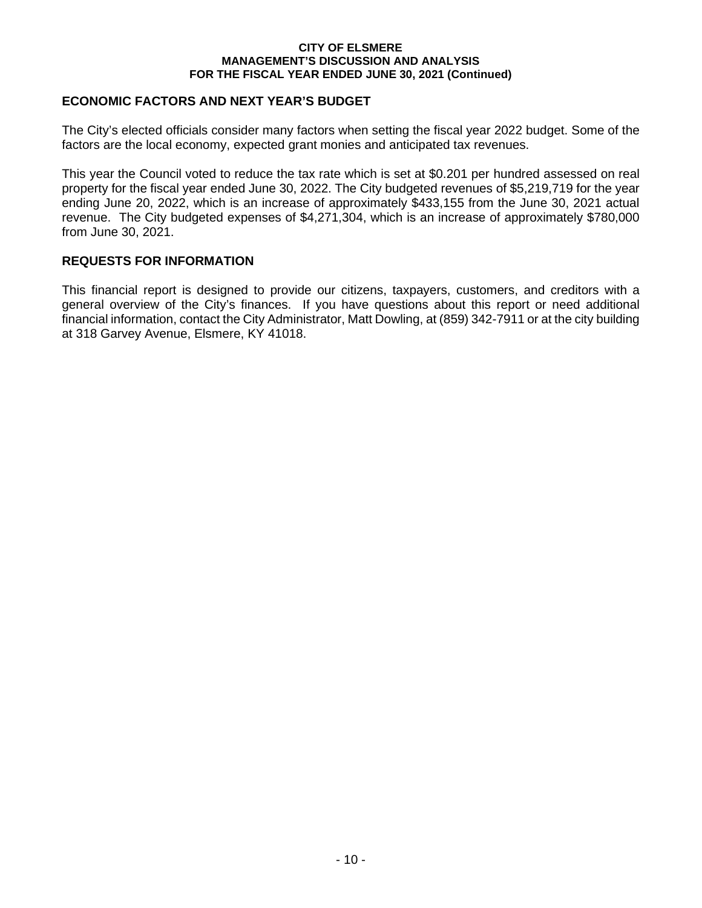## ECONOMIC FACTORS AND NEXT YEAR'S BUDGET

The City's elected officials consider many factors when setting the fiscal year 2022 budget. Some of the factors are the local economy, expected grant monies and anticipated tax revenues.

This year the Council voted to reduce the tax rate which is set at $0.201 per hundred assessed on real property for the fiscal year ended June 30, 2022. The City budgeted revenues of $5,219,719 for the year ending June 20, 2022, which is an increase of approximately $433,155 from the June 30, 2021 actual revenue. The City budgeted expenses of $4,271,304, which is an increase of approximately $780,000 from June 30, 2021.

## REQUESTS FOR INFORMATION

This financial report is designed to provide our citizens, taxpayers, customers, and creditors with a general overview of the City's finances. If you have questions about this report or need additional financial information, contact the City Administrator, Matt Dowling, at (859) 342-7911 or at the city building at 318 Garvey Avenue, Elsmere, KY 41018.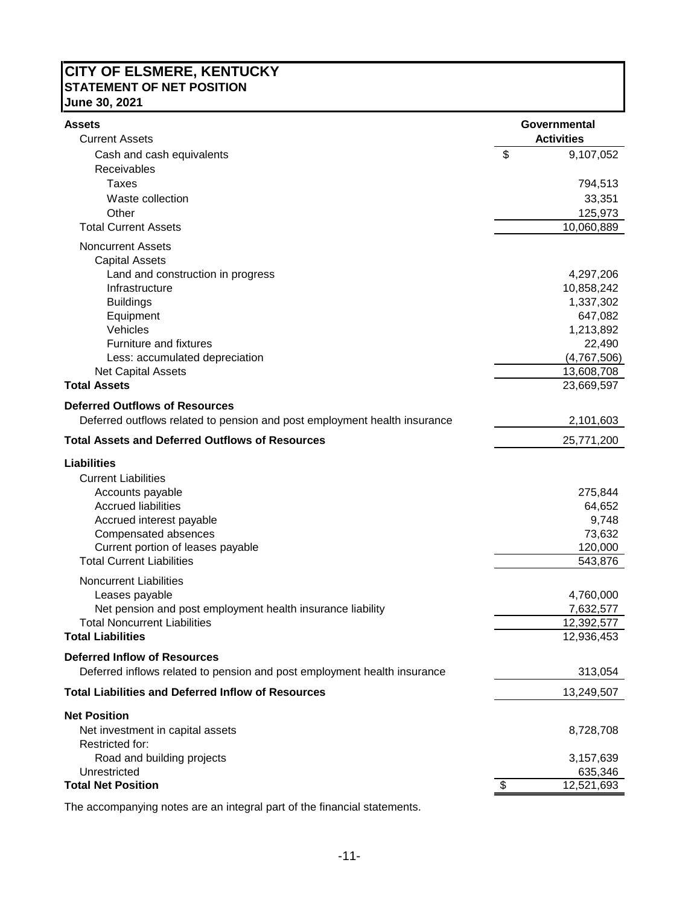# CITY OF ELSMERE, KENTUCKY
## STATEMENT OF NET POSITION
### June 30, 2021

| | Governmental Activities |
|---|---|
| **Assets** | |
| Current Assets | |
| Cash and cash equivalents | $ 9,107,052 |
| Receivables | |
| Taxes | 794,513 |
| Waste collection | 33,351 |
| Other | 125,973 |
| Total Current Assets | 10,060,889 |
| Noncurrent Assets | |
| Capital Assets | |
| Land and construction in progress | 4,297,206 |
| Infrastructure | 10,858,242 |
| Buildings | 1,337,302 |
| Equipment | 647,082 |
| Vehicles | 1,213,892 |
| Furniture and fixtures | 22,490 |
| Less: accumulated depreciation | (4,767,506) |
| Net Capital Assets | 13,608,708 |
| **Total Assets** | 23,669,597 |
| **Deferred Outflows of Resources** | |
| Deferred outflows related to pension and post employment health insurance | 2,101,603 |
| **Total Assets and Deferred Outflows of Resources** | 25,771,200 |
| **Liabilities** | |
| Current Liabilities | |
| Accounts payable | 275,844 |
| Accrued liabilities | 64,652 |
| Accrued interest payable | 9,748 |
| Compensated absences | 73,632 |
| Current portion of leases payable | 120,000 |
| Total Current Liabilities | 543,876 |
| Noncurrent Liabilities | |
| Leases payable | 4,760,000 |
| Net pension and post employment health insurance liability | 7,632,577 |
| Total Noncurrent Liabilities | 12,392,577 |
| **Total Liabilities** | 12,936,453 |
| **Deferred Inflow of Resources** | |
| Deferred inflows related to pension and post employment health insurance | 313,054 |
| **Total Liabilities and Deferred Inflow of Resources** | 13,249,507 |
| **Net Position** | |
| Net investment in capital assets | 8,728,708 |
| Restricted for: | |
| Road and building projects | 3,157,639 |
| Unrestricted | 635,346 |
| **Total Net Position** | $ 12,521,693 |

The accompanying notes are an integral part of the financial statements.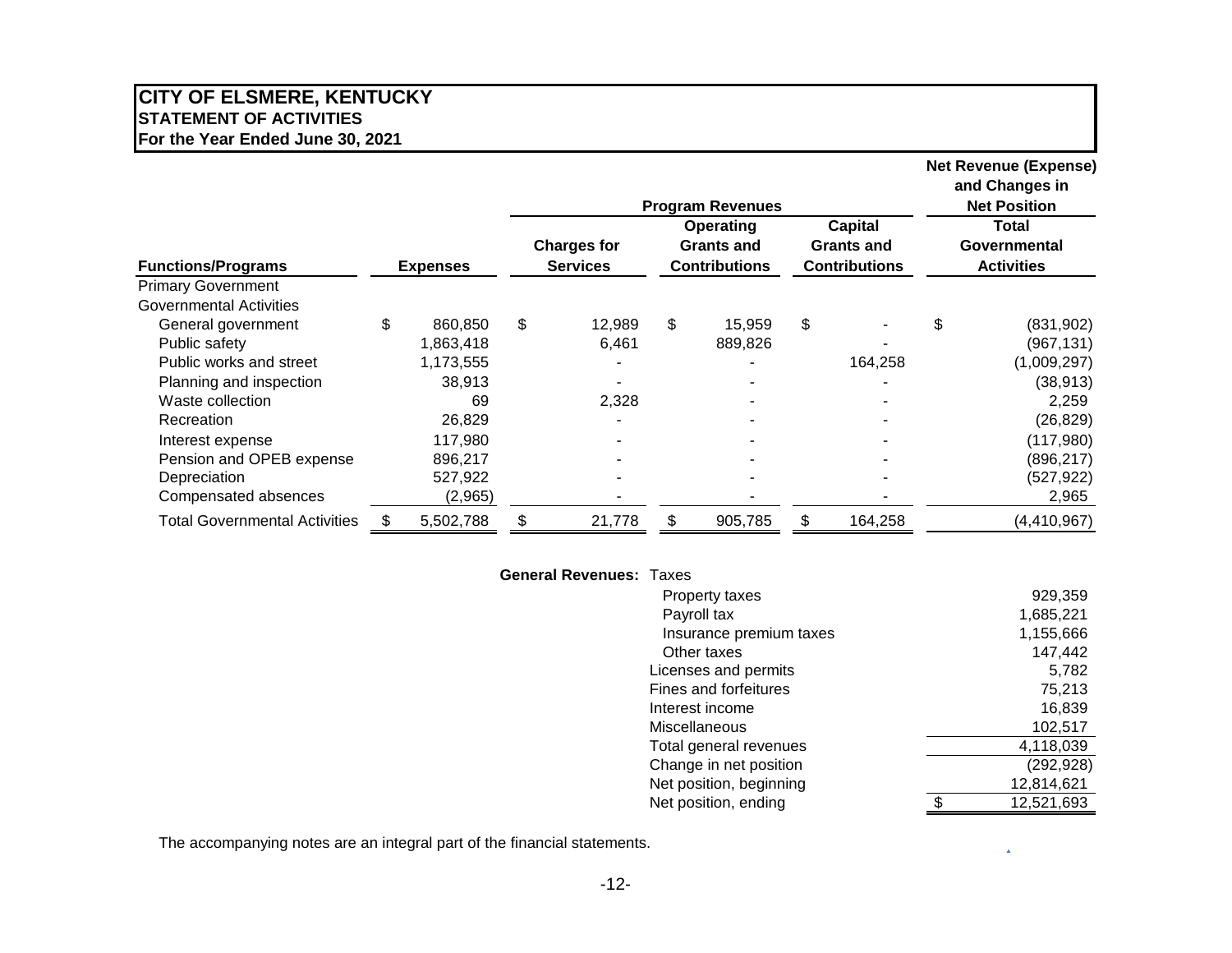# CITY OF ELSMERE, KENTUCKY
## STATEMENT OF ACTIVITIES
### For the Year Ended June 30, 2021

| | | Program Revenues | | | Net Revenue (Expense) and Changes in Net Position |
|---|---|---|---|---|---|
| **Functions/Programs** | **Expenses** | **Charges for Services** | **Operating Grants and Contributions** | **Capital Grants and Contributions** | **Total Governmental Activities** |
| Primary Government | | | | | |
| Governmental Activities | | | | | |
| General government | $ 860,850 | $ 12,989 | $ 15,959 | $ - | $ (831,902) |
| Public safety | 1,863,418 | 6,461 | 889,826 | - | (967,131) |
| Public works and street | 1,173,555 | - | - | 164,258 | (1,009,297) |
| Planning and inspection | 38,913 | - | - | - | (38,913) |
| Waste collection | 69 | 2,328 | - | - | 2,259 |
| Recreation | 26,829 | - | - | - | (26,829) |
| Interest expense | 117,980 | - | - | - | (117,980) |
| Pension and OPEB expense | 896,217 | - | - | - | (896,217) |
| Depreciation | 527,922 | - | - | - | (527,922) |
| Compensated absences | (2,965) | - | - | - | 2,965 |
| Total Governmental Activities | $ 5,502,788 | $ 21,778 | $ 905,785 | $ 164,258 | (4,410,967) |

| **General Revenues:** Taxes | |
|---|---|
| Property taxes | 929,359 |
| Payroll tax | 1,685,221 |
| Insurance premium taxes | 1,155,666 |
| Other taxes | 147,442 |
| Licenses and permits | 5,782 |
| Fines and forfeitures | 75,213 |
| Interest income | 16,839 |
| Miscellaneous | 102,517 |
| Total general revenues | 4,118,039 |
| Change in net position | (292,928) |
| Net position, beginning | 12,814,621 |
| Net position, ending | $ 12,521,693 |

The accompanying notes are an integral part of the financial statements.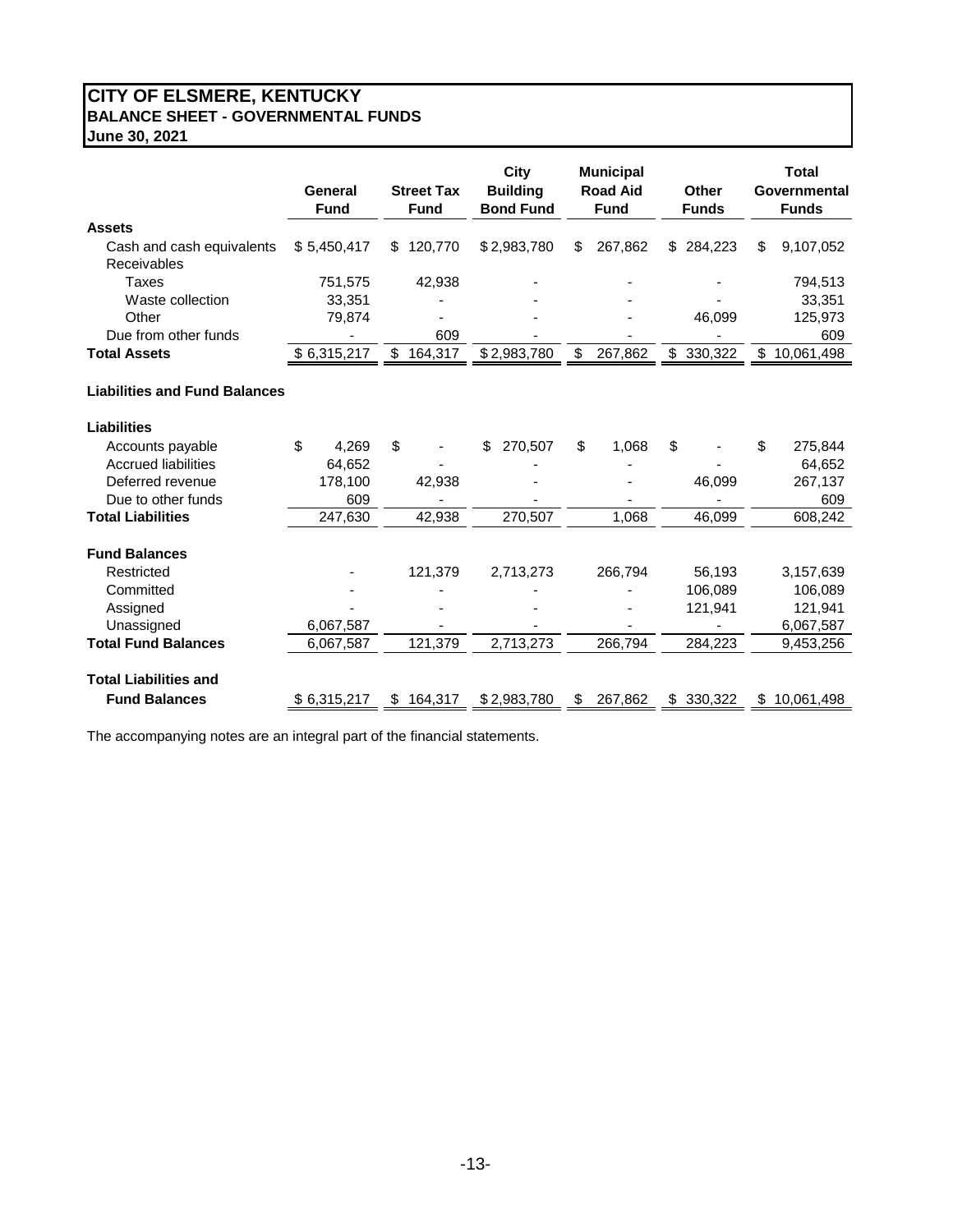# CITY OF ELSMERE, KENTUCKY
## BALANCE SHEET - GOVERNMENTAL FUNDS
### June 30, 2021

| | General Fund | Street Tax Fund | City Building Bond Fund | Municipal Road Aid Fund | Other Funds | Total Governmental Funds |
|---|---|---|---|---|---|---|
| **Assets** | | | | | | |
| Cash and cash equivalents | $ 5,450,417 | $ 120,770 | $ 2,983,780 | $ 267,862 | $ 284,223 | $ 9,107,052 |
| Receivables | | | | | | |
| Taxes | 751,575 | 42,938 | - | - | - | 794,513 |
| Waste collection | 33,351 | - | - | - | - | 33,351 |
| Other | 79,874 | - | - | - | 46,099 | 125,973 |
| Due from other funds | - | 609 | - | - | - | 609 |
| **Total Assets** | $ 6,315,217 | $ 164,317 | $ 2,983,780 | $ 267,862 | $ 330,322 | $ 10,061,498 |
| **Liabilities and Fund Balances** | | | | | | |
| **Liabilities** | | | | | | |
| Accounts payable | $ 4,269 | $ - | $ 270,507 | $ 1,068 | $ - | $ 275,844 |
| Accrued liabilities | 64,652 | - | - | - | - | 64,652 |
| Deferred revenue | 178,100 | 42,938 | - | - | 46,099 | 267,137 |
| Due to other funds | 609 | - | - | - | - | 609 |
| **Total Liabilities** | 247,630 | 42,938 | 270,507 | 1,068 | 46,099 | 608,242 |
| **Fund Balances** | | | | | | |
| Restricted | - | 121,379 | 2,713,273 | 266,794 | 56,193 | 3,157,639 |
| Committed | - | - | - | - | 106,089 | 106,089 |
| Assigned | - | - | - | - | 121,941 | 121,941 |
| Unassigned | 6,067,587 | - | - | - | - | 6,067,587 |
| **Total Fund Balances** | 6,067,587 | 121,379 | 2,713,273 | 266,794 | 284,223 | 9,453,256 |
| **Total Liabilities and Fund Balances** | $ 6,315,217 | $ 164,317 | $ 2,983,780 | $ 267,862 | $ 330,322 | $ 10,061,498 |

The accompanying notes are an integral part of the financial statements.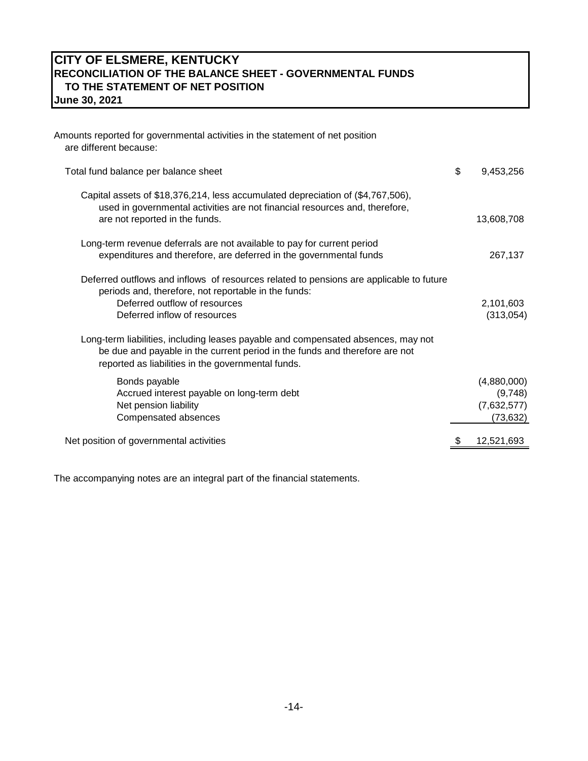# CITY OF ELSMERE, KENTUCKY
## RECONCILIATION OF THE BALANCE SHEET - GOVERNMENTAL FUNDS TO THE STATEMENT OF NET POSITION
**June 30, 2021**

Amounts reported for governmental activities in the statement of net position are different because:

| | | |
|---|---|---|
| Total fund balance per balance sheet | $ | 9,453,256 |
| Capital assets of $18,376,214, less accumulated depreciation of ($4,767,506), used in governmental activities are not financial resources and, therefore, are not reported in the funds. | | 13,608,708 |
| Long-term revenue deferrals are not available to pay for current period expenditures and therefore, are deferred in the governmental funds | | 267,137 |
| Deferred outflows and inflows of resources related to pensions are applicable to future periods and, therefore, not reportable in the funds: | | |
| Deferred outflow of resources | | 2,101,603 |
| Deferred inflow of resources | | (313,054) |
| Long-term liabilities, including leases payable and compensated absences, may not be due and payable in the current period in the funds and therefore are not reported as liabilities in the governmental funds. | | |
| Bonds payable | | (4,880,000) |
| Accrued interest payable on long-term debt | | (9,748) |
| Net pension liability | | (7,632,577) |
| Compensated absences | | (73,632) |
| Net position of governmental activities | $ | 12,521,693 |

The accompanying notes are an integral part of the financial statements.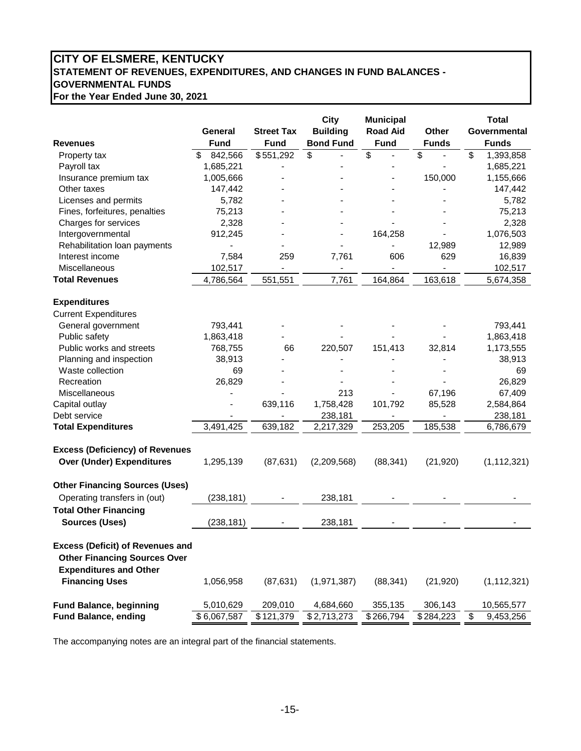# CITY OF ELSMERE, KENTUCKY

## STATEMENT OF REVENUES, EXPENDITURES, AND CHANGES IN FUND BALANCES - GOVERNMENTAL FUNDS

**For the Year Ended June 30, 2021**

| | General Fund | Street Tax Fund | City Building Bond Fund | Municipal Road Aid Fund | Other Funds | Total Governmental Funds |
|---|---|---|---|---|---|---|
| **Revenues** | | | | | | |
| Property tax | $ 842,566 | $ 551,292 | $ - | $ - | $ - | $ 1,393,858 |
| Payroll tax | 1,685,221 | - | - | - | - | 1,685,221 |
| Insurance premium tax | 1,005,666 | - | - | - | 150,000 | 1,155,666 |
| Other taxes | 147,442 | - | - | - | - | 147,442 |
| Licenses and permits | 5,782 | - | - | - | - | 5,782 |
| Fines, forfeitures, penalties | 75,213 | - | - | - | - | 75,213 |
| Charges for services | 2,328 | - | - | - | - | 2,328 |
| Intergovernmental | 912,245 | - | - | 164,258 | - | 1,076,503 |
| Rehabilitation loan payments | - | - | - | - | 12,989 | 12,989 |
| Interest income | 7,584 | 259 | 7,761 | 606 | 629 | 16,839 |
| Miscellaneous | 102,517 | - | - | - | - | 102,517 |
| **Total Revenues** | 4,786,564 | 551,551 | 7,761 | 164,864 | 163,618 | 5,674,358 |
| **Expenditures** | | | | | | |
| Current Expenditures | | | | | | |
| General government | 793,441 | - | - | - | - | 793,441 |
| Public safety | 1,863,418 | - | - | - | - | 1,863,418 |
| Public works and streets | 768,755 | 66 | 220,507 | 151,413 | 32,814 | 1,173,555 |
| Planning and inspection | 38,913 | - | - | - | - | 38,913 |
| Waste collection | 69 | - | - | - | - | 69 |
| Recreation | 26,829 | - | - | - | - | 26,829 |
| Miscellaneous | - | - | 213 | - | 67,196 | 67,409 |
| Capital outlay | - | 639,116 | 1,758,428 | 101,792 | 85,528 | 2,584,864 |
| Debt service | - | - | 238,181 | - | - | 238,181 |
| **Total Expenditures** | 3,491,425 | 639,182 | 2,217,329 | 253,205 | 185,538 | 6,786,679 |
| **Excess (Deficiency) of Revenues Over (Under) Expenditures** | 1,295,139 | (87,631) | (2,209,568) | (88,341) | (21,920) | (1,112,321) |
| **Other Financing Sources (Uses)** | | | | | | |
| Operating transfers in (out) | (238,181) | - | 238,181 | - | - | - |
| **Total Other Financing Sources (Uses)** | (238,181) | - | 238,181 | - | - | - |
| **Excess (Deficit) of Revenues and Other Financing Sources Over Expenditures and Other Financing Uses** | 1,056,958 | (87,631) | (1,971,387) | (88,341) | (21,920) | (1,112,321) |
| **Fund Balance, beginning** | 5,010,629 | 209,010 | 4,684,660 | 355,135 | 306,143 | 10,565,577 |
| **Fund Balance, ending** | $ 6,067,587 | $ 121,379 | $ 2,713,273 | $ 266,794 | $ 284,223 | $ 9,453,256 |

The accompanying notes are an integral part of the financial statements.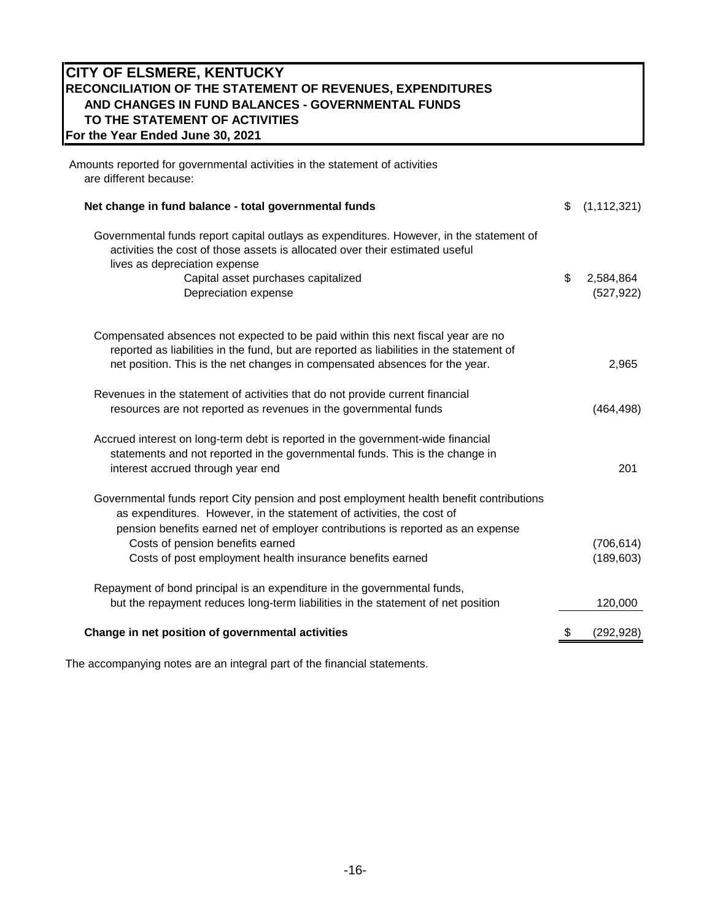# CITY OF ELSMERE, KENTUCKY
## RECONCILIATION OF THE STATEMENT OF REVENUES, EXPENDITURES AND CHANGES IN FUND BALANCES - GOVERNMENTAL FUNDS TO THE STATEMENT OF ACTIVITIES
### For the Year Ended June 30, 2021

Amounts reported for governmental activities in the statement of activities are different because:

| | | |
|---|---|---|
| **Net change in fund balance - total governmental funds** | $ | (1,112,321) |
| Governmental funds report capital outlays as expenditures. However, in the statement of activities the cost of those assets is allocated over their estimated useful lives as depreciation expense | | |
| Capital asset purchases capitalized | $ | 2,584,864 |
| Depreciation expense | | (527,922) |
| Compensated absences not expected to be paid within this next fiscal year are no reported as liabilities in the fund, but are reported as liabilities in the statement of net position. This is the net changes in compensated absences for the year. | | 2,965 |
| Revenues in the statement of activities that do not provide current financial resources are not reported as revenues in the governmental funds | | (464,498) |
| Accrued interest on long-term debt is reported in the government-wide financial statements and not reported in the governmental funds. This is the change in interest accrued through year end | | 201 |
| Governmental funds report City pension and post employment health benefit contributions as expenditures. However, in the statement of activities, the cost of pension benefits earned net of employer contributions is reported as an expense | | |
| Costs of pension benefits earned | | (706,614) |
| Costs of post employment health insurance benefits earned | | (189,603) |
| Repayment of bond principal is an expenditure in the governmental funds, but the repayment reduces long-term liabilities in the statement of net position | | 120,000 |
| **Change in net position of governmental activities** | $ | (292,928) |

The accompanying notes are an integral part of the financial statements.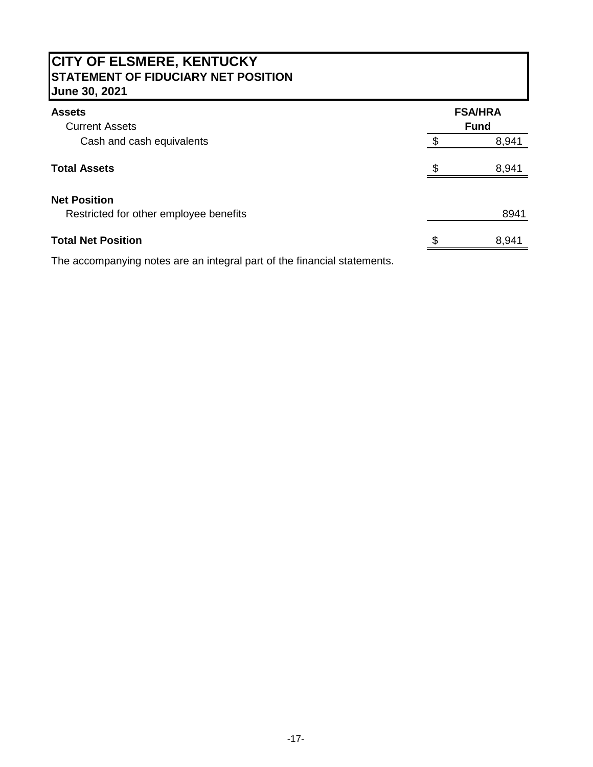# CITY OF ELSMERE, KENTUCKY
## STATEMENT OF FIDUCIARY NET POSITION
### June 30, 2021

| | FSA/HRA Fund |
|---|---|
| **Assets** | |
| Current Assets | |
| Cash and cash equivalents | $ 8,941 |
| **Total Assets** | $ 8,941 |
| **Net Position** | |
| Restricted for other employee benefits | 8941 |
| **Total Net Position** | $ 8,941 |

The accompanying notes are an integral part of the financial statements.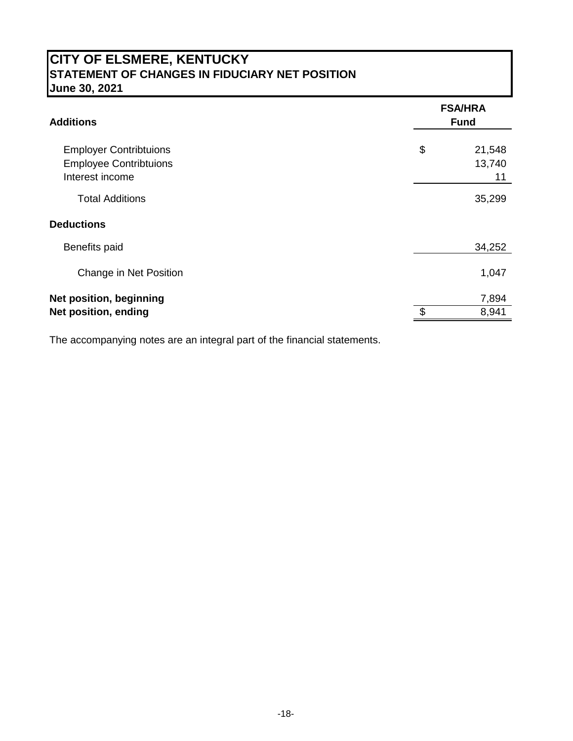# CITY OF ELSMERE, KENTUCKY
## STATEMENT OF CHANGES IN FIDUCIARY NET POSITION
## June 30, 2021

| | FSA/HRA Fund |
|---|---|
| **Additions** | |
| Employer Contribtuions | $ 21,548 |
| Employee Contribtuions | 13,740 |
| Interest income | 11 |
| Total Additions | 35,299 |
| **Deductions** | |
| Benefits paid | 34,252 |
| Change in Net Position | 1,047 |
| **Net position, beginning** | 7,894 |
| **Net position, ending** | $ 8,941 |

The accompanying notes are an integral part of the financial statements.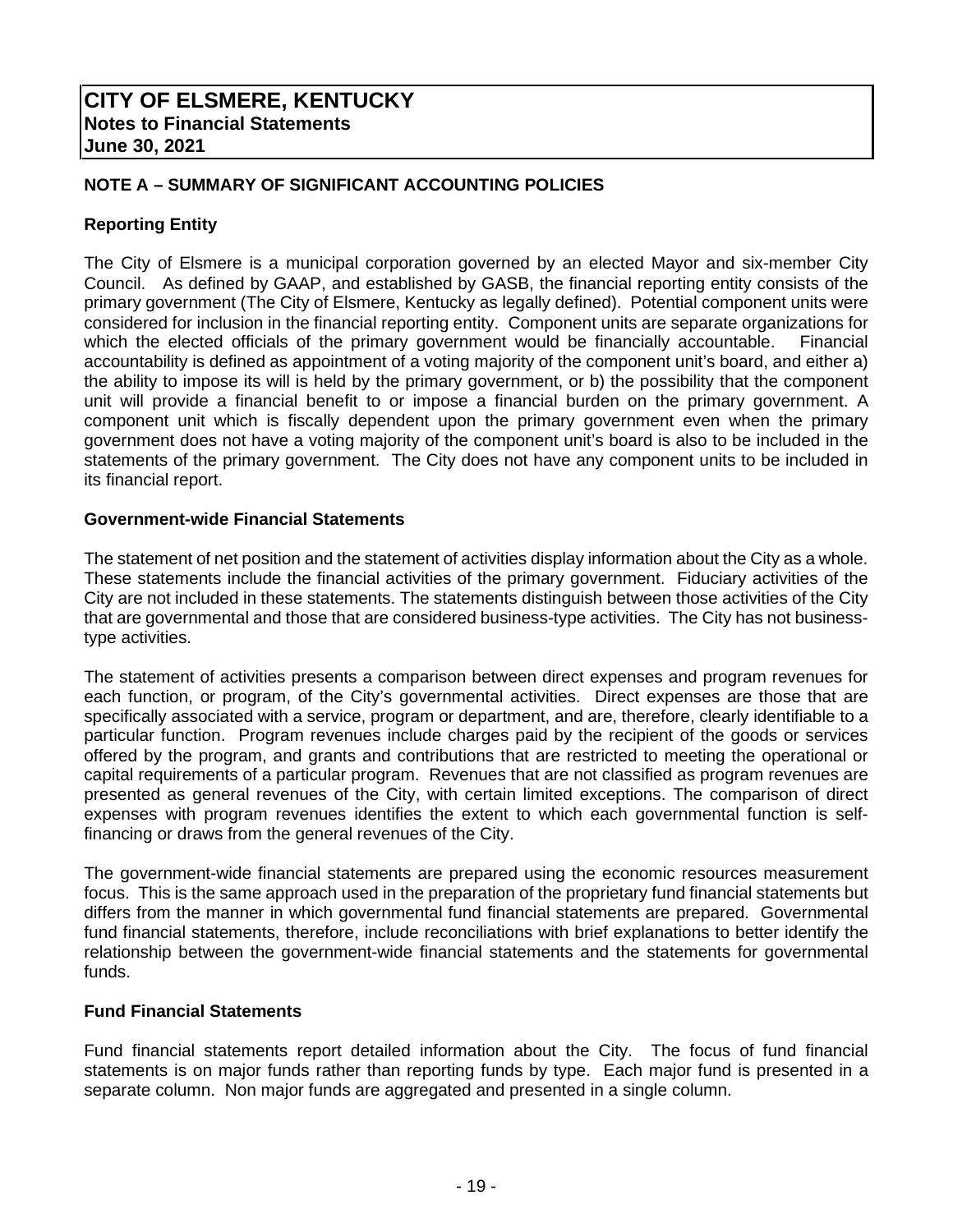# CITY OF ELSMERE, KENTUCKY
**Notes to Financial Statements**
**June 30, 2021**

## NOTE A – SUMMARY OF SIGNIFICANT ACCOUNTING POLICIES

### Reporting Entity

The City of Elsmere is a municipal corporation governed by an elected Mayor and six-member City Council. As defined by GAAP, and established by GASB, the financial reporting entity consists of the primary government (The City of Elsmere, Kentucky as legally defined). Potential component units were considered for inclusion in the financial reporting entity. Component units are separate organizations for which the elected officials of the primary government would be financially accountable. Financial accountability is defined as appointment of a voting majority of the component unit's board, and either a) the ability to impose its will is held by the primary government, or b) the possibility that the component unit will provide a financial benefit to or impose a financial burden on the primary government. A component unit which is fiscally dependent upon the primary government even when the primary government does not have a voting majority of the component unit's board is also to be included in the statements of the primary government. The City does not have any component units to be included in its financial report.

### Government-wide Financial Statements

The statement of net position and the statement of activities display information about the City as a whole. These statements include the financial activities of the primary government. Fiduciary activities of the City are not included in these statements. The statements distinguish between those activities of the City that are governmental and those that are considered business-type activities. The City has not business-type activities.

The statement of activities presents a comparison between direct expenses and program revenues for each function, or program, of the City's governmental activities. Direct expenses are those that are specifically associated with a service, program or department, and are, therefore, clearly identifiable to a particular function. Program revenues include charges paid by the recipient of the goods or services offered by the program, and grants and contributions that are restricted to meeting the operational or capital requirements of a particular program. Revenues that are not classified as program revenues are presented as general revenues of the City, with certain limited exceptions. The comparison of direct expenses with program revenues identifies the extent to which each governmental function is self-financing or draws from the general revenues of the City.

The government-wide financial statements are prepared using the economic resources measurement focus. This is the same approach used in the preparation of the proprietary fund financial statements but differs from the manner in which governmental fund financial statements are prepared. Governmental fund financial statements, therefore, include reconciliations with brief explanations to better identify the relationship between the government-wide financial statements and the statements for governmental funds.

### Fund Financial Statements

Fund financial statements report detailed information about the City. The focus of fund financial statements is on major funds rather than reporting funds by type. Each major fund is presented in a separate column. Non major funds are aggregated and presented in a single column.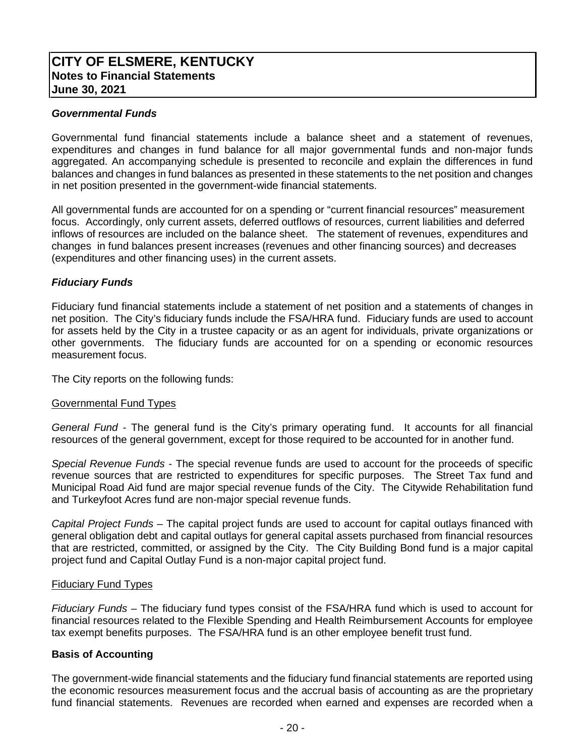### *Governmental Funds*

Governmental fund financial statements include a balance sheet and a statement of revenues, expenditures and changes in fund balance for all major governmental funds and non-major funds aggregated. An accompanying schedule is presented to reconcile and explain the differences in fund balances and changes in fund balances as presented in these statements to the net position and changes in net position presented in the government-wide financial statements.

All governmental funds are accounted for on a spending or "current financial resources" measurement focus. Accordingly, only current assets, deferred outflows of resources, current liabilities and deferred inflows of resources are included on the balance sheet. The statement of revenues, expenditures and changes in fund balances present increases (revenues and other financing sources) and decreases (expenditures and other financing uses) in the current assets.

### *Fiduciary Funds*

Fiduciary fund financial statements include a statement of net position and a statements of changes in net position. The City's fiduciary funds include the FSA/HRA fund. Fiduciary funds are used to account for assets held by the City in a trustee capacity or as an agent for individuals, private organizations or other governments. The fiduciary funds are accounted for on a spending or economic resources measurement focus.

The City reports on the following funds:

Governmental Fund Types

*General Fund* - The general fund is the City's primary operating fund. It accounts for all financial resources of the general government, except for those required to be accounted for in another fund.

*Special Revenue Funds* - The special revenue funds are used to account for the proceeds of specific revenue sources that are restricted to expenditures for specific purposes. The Street Tax fund and Municipal Road Aid fund are major special revenue funds of the City. The Citywide Rehabilitation fund and Turkeyfoot Acres fund are non-major special revenue funds.

*Capital Project Funds* – The capital project funds are used to account for capital outlays financed with general obligation debt and capital outlays for general capital assets purchased from financial resources that are restricted, committed, or assigned by the City. The City Building Bond fund is a major capital project fund and Capital Outlay Fund is a non-major capital project fund.

Fiduciary Fund Types

*Fiduciary Funds* – The fiduciary fund types consist of the FSA/HRA fund which is used to account for financial resources related to the Flexible Spending and Health Reimbursement Accounts for employee tax exempt benefits purposes. The FSA/HRA fund is an other employee benefit trust fund.

**Basis of Accounting**

The government-wide financial statements and the fiduciary fund financial statements are reported using the economic resources measurement focus and the accrual basis of accounting as are the proprietary fund financial statements. Revenues are recorded when earned and expenses are recorded when a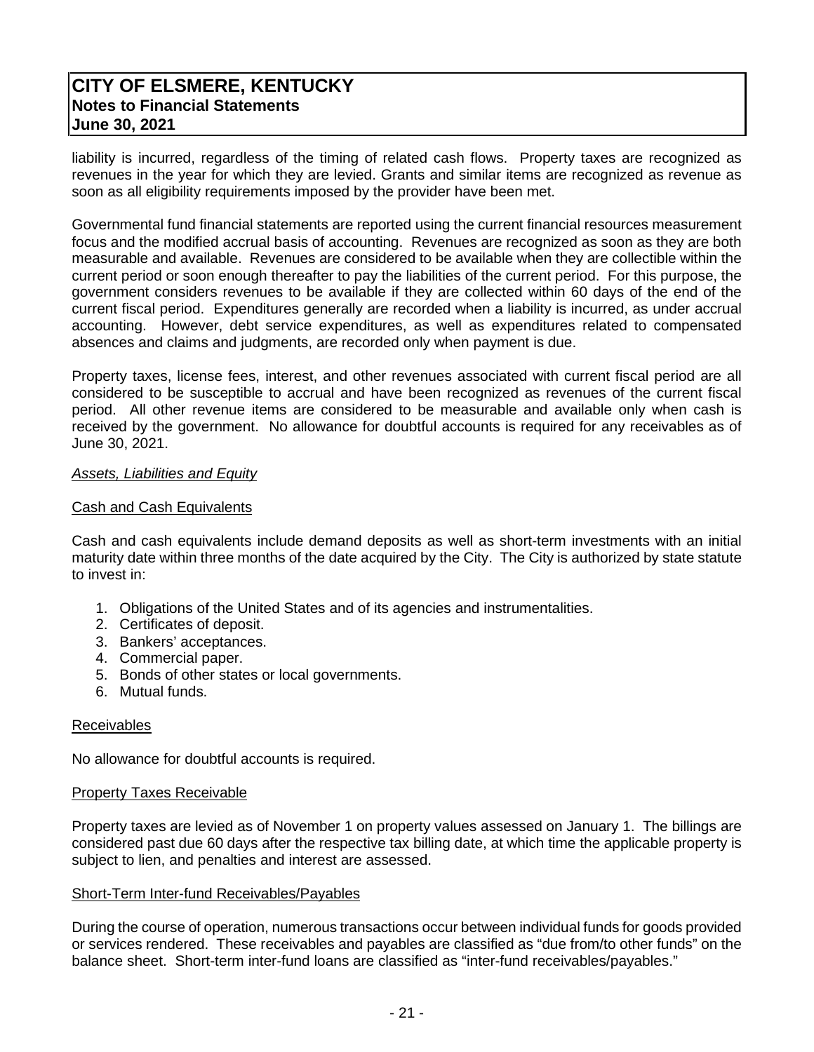liability is incurred, regardless of the timing of related cash flows. Property taxes are recognized as revenues in the year for which they are levied. Grants and similar items are recognized as revenue as soon as all eligibility requirements imposed by the provider have been met.

Governmental fund financial statements are reported using the current financial resources measurement focus and the modified accrual basis of accounting. Revenues are recognized as soon as they are both measurable and available. Revenues are considered to be available when they are collectible within the current period or soon enough thereafter to pay the liabilities of the current period. For this purpose, the government considers revenues to be available if they are collected within 60 days of the end of the current fiscal period. Expenditures generally are recorded when a liability is incurred, as under accrual accounting. However, debt service expenditures, as well as expenditures related to compensated absences and claims and judgments, are recorded only when payment is due.

Property taxes, license fees, interest, and other revenues associated with current fiscal period are all considered to be susceptible to accrual and have been recognized as revenues of the current fiscal period. All other revenue items are considered to be measurable and available only when cash is received by the government. No allowance for doubtful accounts is required for any receivables as of June 30, 2021.

*Assets, Liabilities and Equity*

Cash and Cash Equivalents

Cash and cash equivalents include demand deposits as well as short-term investments with an initial maturity date within three months of the date acquired by the City. The City is authorized by state statute to invest in:

1. Obligations of the United States and of its agencies and instrumentalities.
2. Certificates of deposit.
3. Bankers' acceptances.
4. Commercial paper.
5. Bonds of other states or local governments.
6. Mutual funds.

Receivables

No allowance for doubtful accounts is required.

Property Taxes Receivable

Property taxes are levied as of November 1 on property values assessed on January 1. The billings are considered past due 60 days after the respective tax billing date, at which time the applicable property is subject to lien, and penalties and interest are assessed.

Short-Term Inter-fund Receivables/Payables

During the course of operation, numerous transactions occur between individual funds for goods provided or services rendered. These receivables and payables are classified as "due from/to other funds" on the balance sheet. Short-term inter-fund loans are classified as "inter-fund receivables/payables."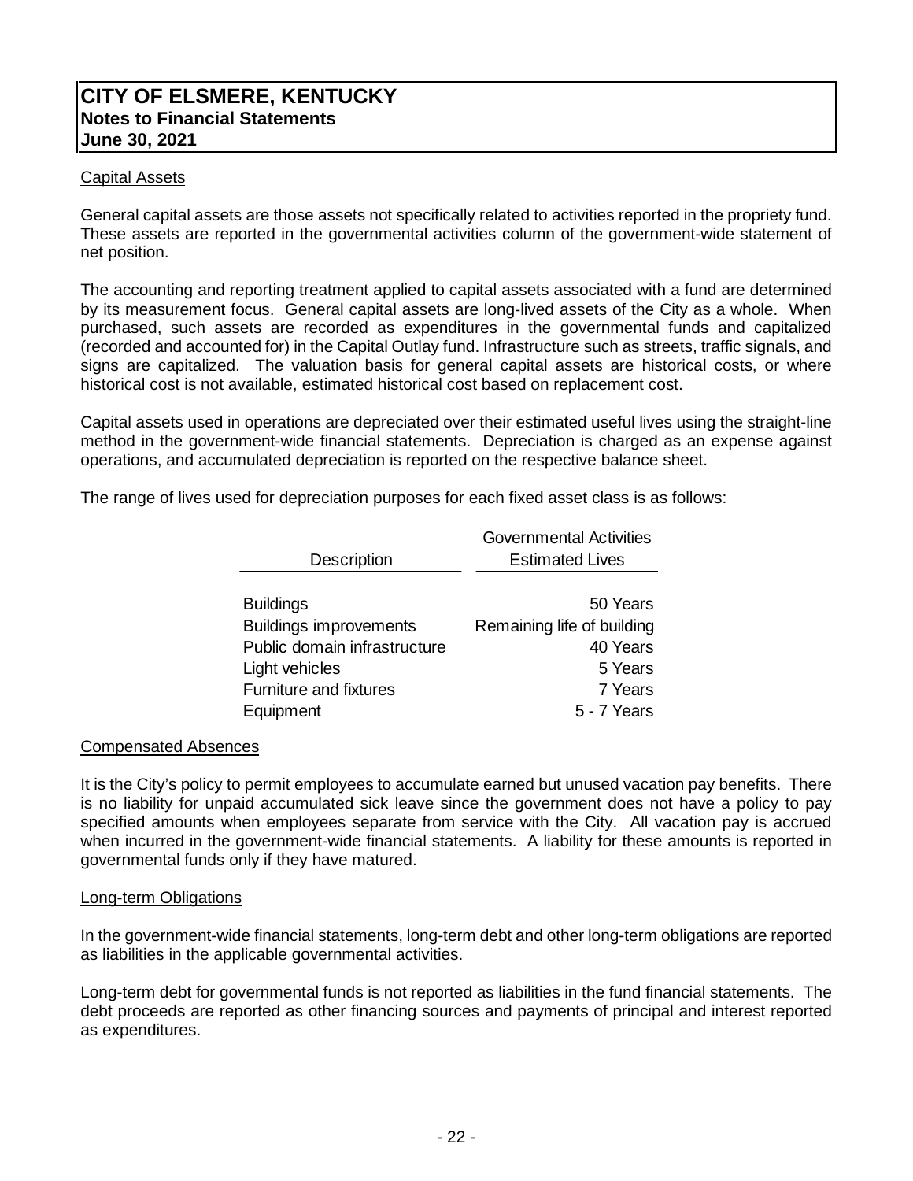# CITY OF ELSMERE, KENTUCKY
## Notes to Financial Statements
## June 30, 2021

### Capital Assets

General capital assets are those assets not specifically related to activities reported in the propriety fund. These assets are reported in the governmental activities column of the government-wide statement of net position.

The accounting and reporting treatment applied to capital assets associated with a fund are determined by its measurement focus. General capital assets are long-lived assets of the City as a whole. When purchased, such assets are recorded as expenditures in the governmental funds and capitalized (recorded and accounted for) in the Capital Outlay fund. Infrastructure such as streets, traffic signals, and signs are capitalized. The valuation basis for general capital assets are historical costs, or where historical cost is not available, estimated historical cost based on replacement cost.

Capital assets used in operations are depreciated over their estimated useful lives using the straight-line method in the government-wide financial statements. Depreciation is charged as an expense against operations, and accumulated depreciation is reported on the respective balance sheet.

The range of lives used for depreciation purposes for each fixed asset class is as follows:

| Description | Governmental Activities Estimated Lives |
|---|---|
| Buildings | 50 Years |
| Buildings improvements | Remaining life of building |
| Public domain infrastructure | 40 Years |
| Light vehicles | 5 Years |
| Furniture and fixtures | 7 Years |
| Equipment | 5 - 7 Years |

### Compensated Absences

It is the City's policy to permit employees to accumulate earned but unused vacation pay benefits. There is no liability for unpaid accumulated sick leave since the government does not have a policy to pay specified amounts when employees separate from service with the City. All vacation pay is accrued when incurred in the government-wide financial statements. A liability for these amounts is reported in governmental funds only if they have matured.

### Long-term Obligations

In the government-wide financial statements, long-term debt and other long-term obligations are reported as liabilities in the applicable governmental activities.

Long-term debt for governmental funds is not reported as liabilities in the fund financial statements. The debt proceeds are reported as other financing sources and payments of principal and interest reported as expenditures.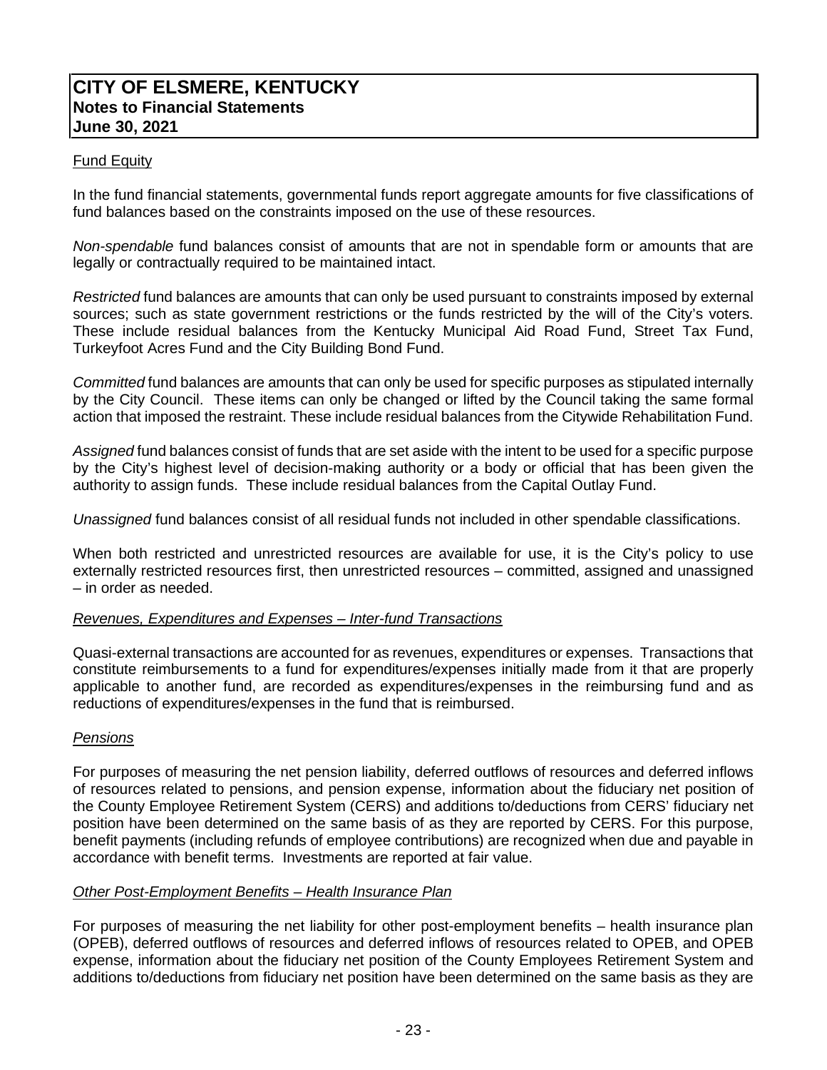Fund Equity

In the fund financial statements, governmental funds report aggregate amounts for five classifications of fund balances based on the constraints imposed on the use of these resources.

*Non-spendable* fund balances consist of amounts that are not in spendable form or amounts that are legally or contractually required to be maintained intact.

*Restricted* fund balances are amounts that can only be used pursuant to constraints imposed by external sources; such as state government restrictions or the funds restricted by the will of the City's voters. These include residual balances from the Kentucky Municipal Aid Road Fund, Street Tax Fund, Turkeyfoot Acres Fund and the City Building Bond Fund.

*Committed* fund balances are amounts that can only be used for specific purposes as stipulated internally by the City Council. These items can only be changed or lifted by the Council taking the same formal action that imposed the restraint. These include residual balances from the Citywide Rehabilitation Fund.

*Assigned* fund balances consist of funds that are set aside with the intent to be used for a specific purpose by the City's highest level of decision-making authority or a body or official that has been given the authority to assign funds. These include residual balances from the Capital Outlay Fund.

*Unassigned* fund balances consist of all residual funds not included in other spendable classifications.

When both restricted and unrestricted resources are available for use, it is the City's policy to use externally restricted resources first, then unrestricted resources – committed, assigned and unassigned – in order as needed.

*Revenues, Expenditures and Expenses – Inter-fund Transactions*

Quasi-external transactions are accounted for as revenues, expenditures or expenses. Transactions that constitute reimbursements to a fund for expenditures/expenses initially made from it that are properly applicable to another fund, are recorded as expenditures/expenses in the reimbursing fund and as reductions of expenditures/expenses in the fund that is reimbursed.

*Pensions*

For purposes of measuring the net pension liability, deferred outflows of resources and deferred inflows of resources related to pensions, and pension expense, information about the fiduciary net position of the County Employee Retirement System (CERS) and additions to/deductions from CERS' fiduciary net position have been determined on the same basis of as they are reported by CERS. For this purpose, benefit payments (including refunds of employee contributions) are recognized when due and payable in accordance with benefit terms. Investments are reported at fair value.

*Other Post-Employment Benefits – Health Insurance Plan*

For purposes of measuring the net liability for other post-employment benefits – health insurance plan (OPEB), deferred outflows of resources and deferred inflows of resources related to OPEB, and OPEB expense, information about the fiduciary net position of the County Employees Retirement System and additions to/deductions from fiduciary net position have been determined on the same basis as they are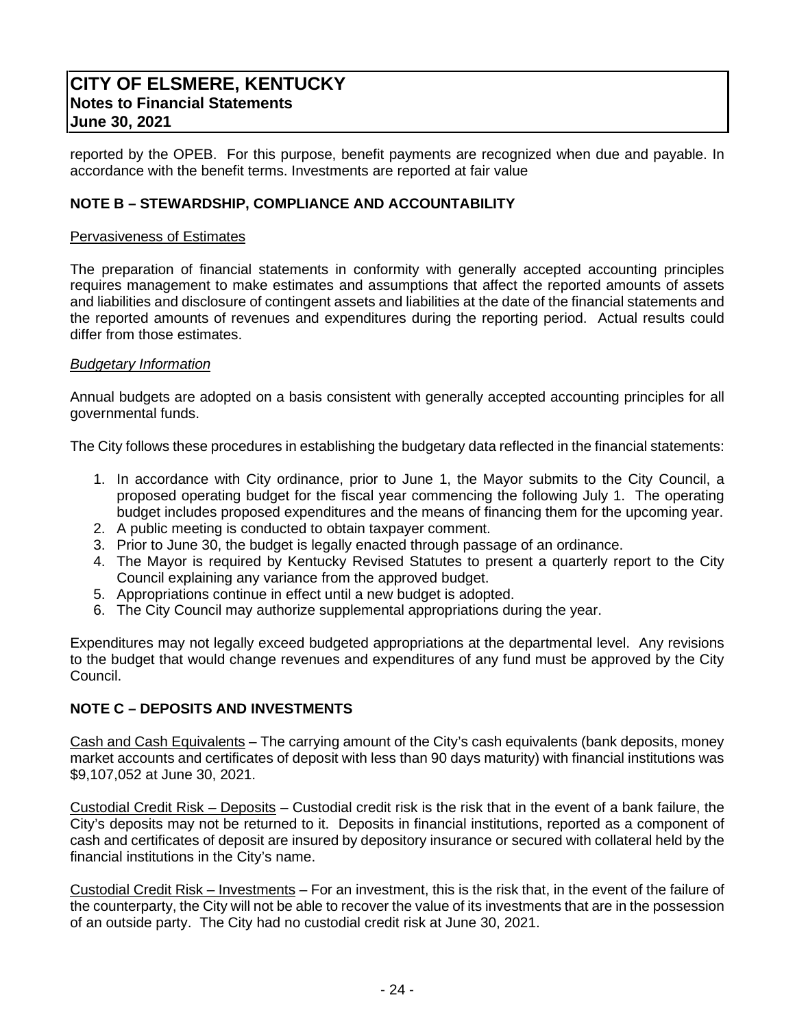reported by the OPEB. For this purpose, benefit payments are recognized when due and payable. In accordance with the benefit terms. Investments are reported at fair value

## NOTE B – STEWARDSHIP, COMPLIANCE AND ACCOUNTABILITY

Pervasiveness of Estimates

The preparation of financial statements in conformity with generally accepted accounting principles requires management to make estimates and assumptions that affect the reported amounts of assets and liabilities and disclosure of contingent assets and liabilities at the date of the financial statements and the reported amounts of revenues and expenditures during the reporting period. Actual results could differ from those estimates.

*Budgetary Information*

Annual budgets are adopted on a basis consistent with generally accepted accounting principles for all governmental funds.

The City follows these procedures in establishing the budgetary data reflected in the financial statements:

1. In accordance with City ordinance, prior to June 1, the Mayor submits to the City Council, a proposed operating budget for the fiscal year commencing the following July 1. The operating budget includes proposed expenditures and the means of financing them for the upcoming year.
2. A public meeting is conducted to obtain taxpayer comment.
3. Prior to June 30, the budget is legally enacted through passage of an ordinance.
4. The Mayor is required by Kentucky Revised Statutes to present a quarterly report to the City Council explaining any variance from the approved budget.
5. Appropriations continue in effect until a new budget is adopted.
6. The City Council may authorize supplemental appropriations during the year.

Expenditures may not legally exceed budgeted appropriations at the departmental level. Any revisions to the budget that would change revenues and expenditures of any fund must be approved by the City Council.

## NOTE C – DEPOSITS AND INVESTMENTS

Cash and Cash Equivalents – The carrying amount of the City's cash equivalents (bank deposits, money market accounts and certificates of deposit with less than 90 days maturity) with financial institutions was $9,107,052 at June 30, 2021.

Custodial Credit Risk – Deposits – Custodial credit risk is the risk that in the event of a bank failure, the City's deposits may not be returned to it. Deposits in financial institutions, reported as a component of cash and certificates of deposit are insured by depository insurance or secured with collateral held by the financial institutions in the City's name.

Custodial Credit Risk – Investments – For an investment, this is the risk that, in the event of the failure of the counterparty, the City will not be able to recover the value of its investments that are in the possession of an outside party. The City had no custodial credit risk at June 30, 2021.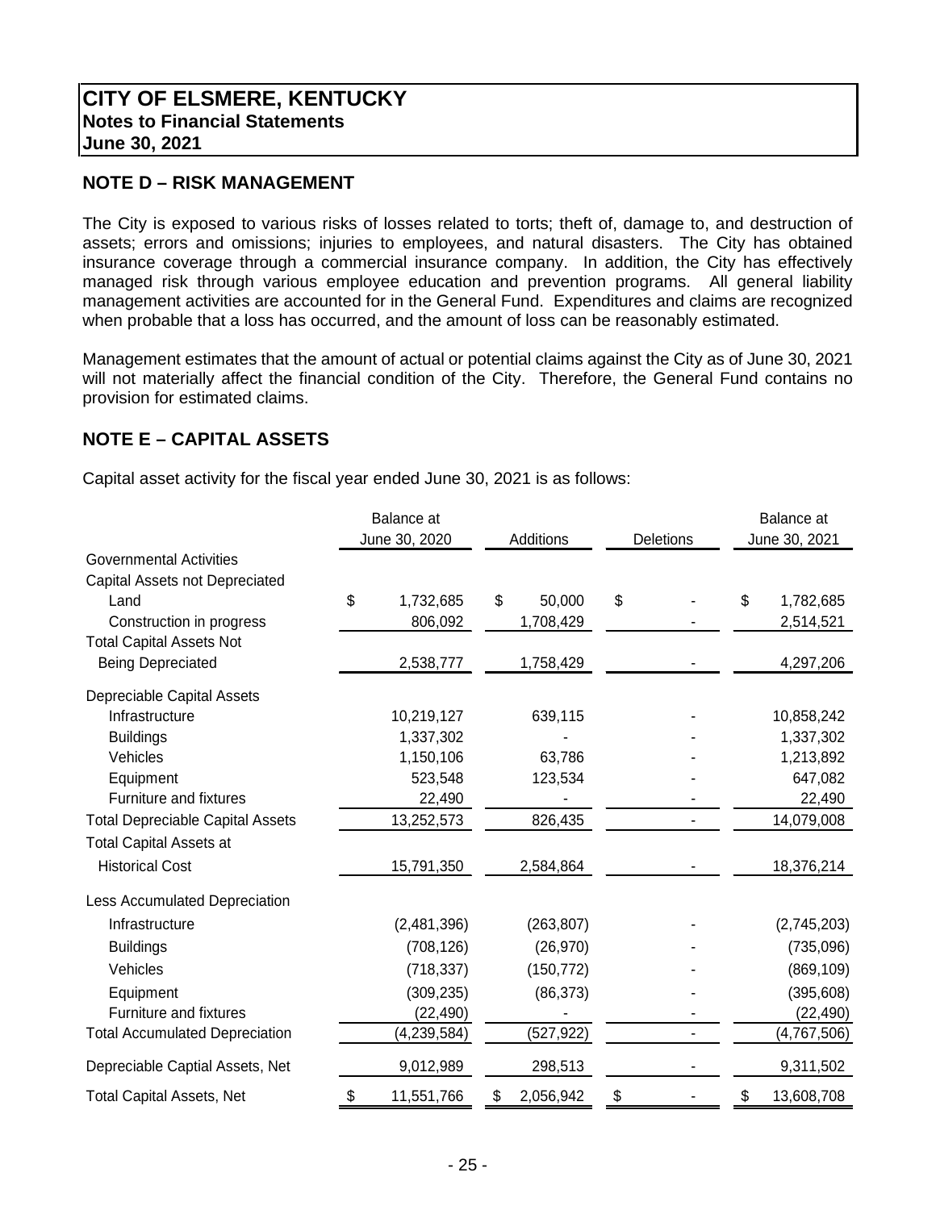# CITY OF ELSMERE, KENTUCKY
**Notes to Financial Statements**
**June 30, 2021**

## NOTE D – RISK MANAGEMENT

The City is exposed to various risks of losses related to torts; theft of, damage to, and destruction of assets; errors and omissions; injuries to employees, and natural disasters. The City has obtained insurance coverage through a commercial insurance company. In addition, the City has effectively managed risk through various employee education and prevention programs. All general liability management activities are accounted for in the General Fund. Expenditures and claims are recognized when probable that a loss has occurred, and the amount of loss can be reasonably estimated.

Management estimates that the amount of actual or potential claims against the City as of June 30, 2021 will not materially affect the financial condition of the City. Therefore, the General Fund contains no provision for estimated claims.

## NOTE E – CAPITAL ASSETS

Capital asset activity for the fiscal year ended June 30, 2021 is as follows:

| | Balance at June 30, 2020 | Additions | Deletions | Balance at June 30, 2021 |
|---|---|---|---|---|
| Governmental Activities | | | | |
| Capital Assets not Depreciated | | | | |
| Land | $ 1,732,685 | $ 50,000 | $ - | $ 1,782,685 |
| Construction in progress | 806,092 | 1,708,429 | - | 2,514,521 |
| Total Capital Assets Not Being Depreciated | 2,538,777 | 1,758,429 | - | 4,297,206 |
| Depreciable Capital Assets | | | | |
| Infrastructure | 10,219,127 | 639,115 | - | 10,858,242 |
| Buildings | 1,337,302 | - | - | 1,337,302 |
| Vehicles | 1,150,106 | 63,786 | - | 1,213,892 |
| Equipment | 523,548 | 123,534 | - | 647,082 |
| Furniture and fixtures | 22,490 | - | - | 22,490 |
| Total Depreciable Capital Assets | 13,252,573 | 826,435 | - | 14,079,008 |
| Total Capital Assets at Historical Cost | 15,791,350 | 2,584,864 | - | 18,376,214 |
| Less Accumulated Depreciation | | | | |
| Infrastructure | (2,481,396) | (263,807) | - | (2,745,203) |
| Buildings | (708,126) | (26,970) | - | (735,096) |
| Vehicles | (718,337) | (150,772) | - | (869,109) |
| Equipment | (309,235) | (86,373) | - | (395,608) |
| Furniture and fixtures | (22,490) | - | - | (22,490) |
| Total Accumulated Depreciation | (4,239,584) | (527,922) | - | (4,767,506) |
| Depreciable Captial Assets, Net | 9,012,989 | 298,513 | - | 9,311,502 |
| Total Capital Assets, Net | $ 11,551,766 | $ 2,056,942 | $ - | $ 13,608,708 |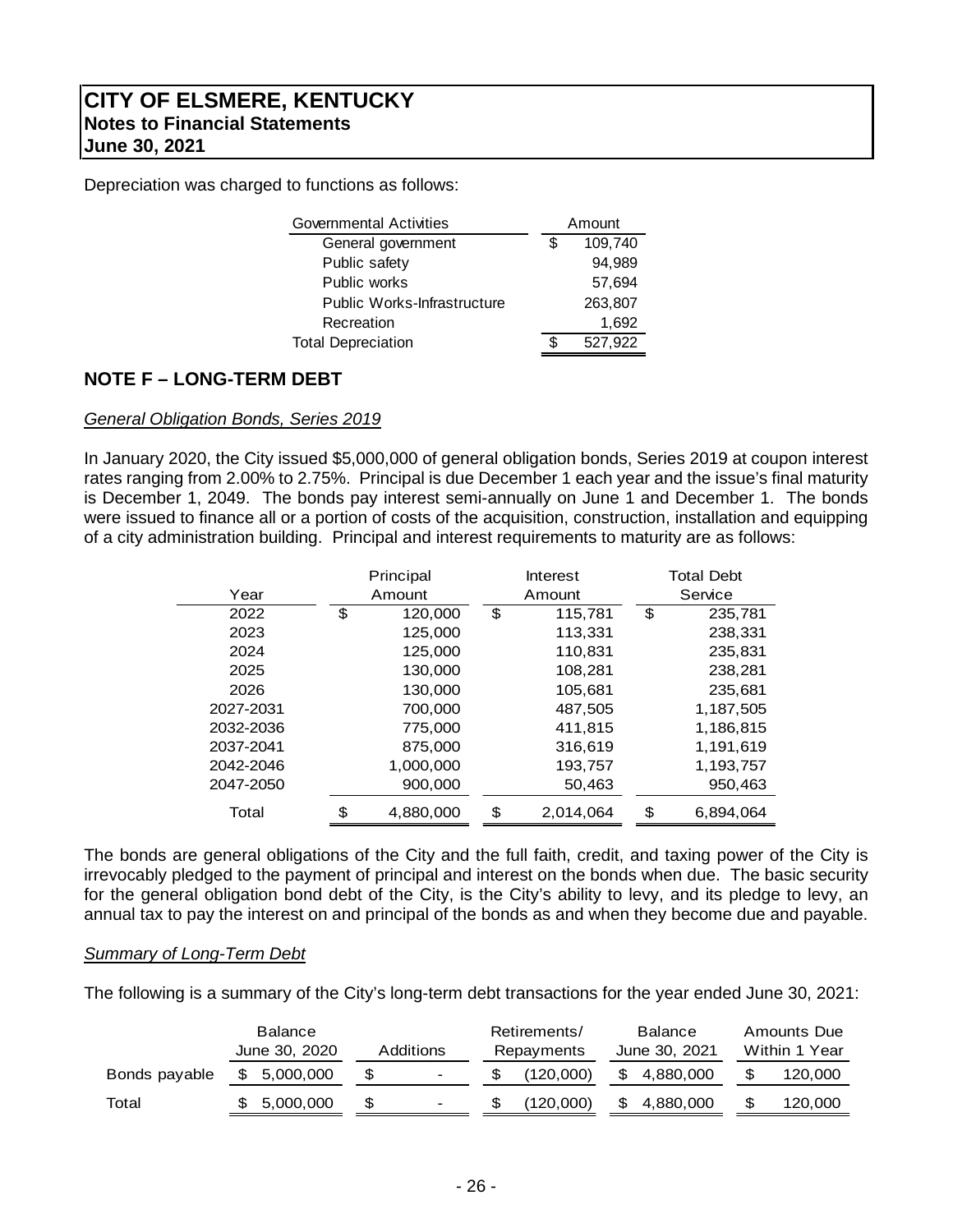Depreciation was charged to functions as follows:

| Governmental Activities | Amount |
|---|---|
| General government | $ 109,740 |
| Public safety | 94,989 |
| Public works | 57,694 |
| Public Works-Infrastructure | 263,807 |
| Recreation | 1,692 |
| Total Depreciation | $ 527,922 |

## NOTE F – LONG-TERM DEBT

*General Obligation Bonds, Series 2019*

In January 2020, the City issued $5,000,000 of general obligation bonds, Series 2019 at coupon interest rates ranging from 2.00% to 2.75%. Principal is due December 1 each year and the issue's final maturity is December 1, 2049. The bonds pay interest semi-annually on June 1 and December 1. The bonds were issued to finance all or a portion of costs of the acquisition, construction, installation and equipping of a city administration building. Principal and interest requirements to maturity are as follows:

| Year | Principal Amount | Interest Amount | Total Debt Service |
|---|---|---|---|
| 2022 | $ 120,000 | $ 115,781 | $ 235,781 |
| 2023 | 125,000 | 113,331 | 238,331 |
| 2024 | 125,000 | 110,831 | 235,831 |
| 2025 | 130,000 | 108,281 | 238,281 |
| 2026 | 130,000 | 105,681 | 235,681 |
| 2027-2031 | 700,000 | 487,505 | 1,187,505 |
| 2032-2036 | 775,000 | 411,815 | 1,186,815 |
| 2037-2041 | 875,000 | 316,619 | 1,191,619 |
| 2042-2046 | 1,000,000 | 193,757 | 1,193,757 |
| 2047-2050 | 900,000 | 50,463 | 950,463 |
| Total | $ 4,880,000 | $ 2,014,064 | $ 6,894,064 |

The bonds are general obligations of the City and the full faith, credit, and taxing power of the City is irrevocably pledged to the payment of principal and interest on the bonds when due. The basic security for the general obligation bond debt of the City, is the City's ability to levy, and its pledge to levy, an annual tax to pay the interest on and principal of the bonds as and when they become due and payable.

*Summary of Long-Term Debt*

The following is a summary of the City's long-term debt transactions for the year ended June 30, 2021:

| | Balance June 30, 2020 | Additions | Retirements/ Repayments | Balance June 30, 2021 | Amounts Due Within 1 Year |
|---|---|---|---|---|---|
| Bonds payable | $ 5,000,000 | $ - | $ (120,000) | $ 4,880,000 | $ 120,000 |
| Total | $ 5,000,000 | $ - | $ (120,000) | $ 4,880,000 | $ 120,000 |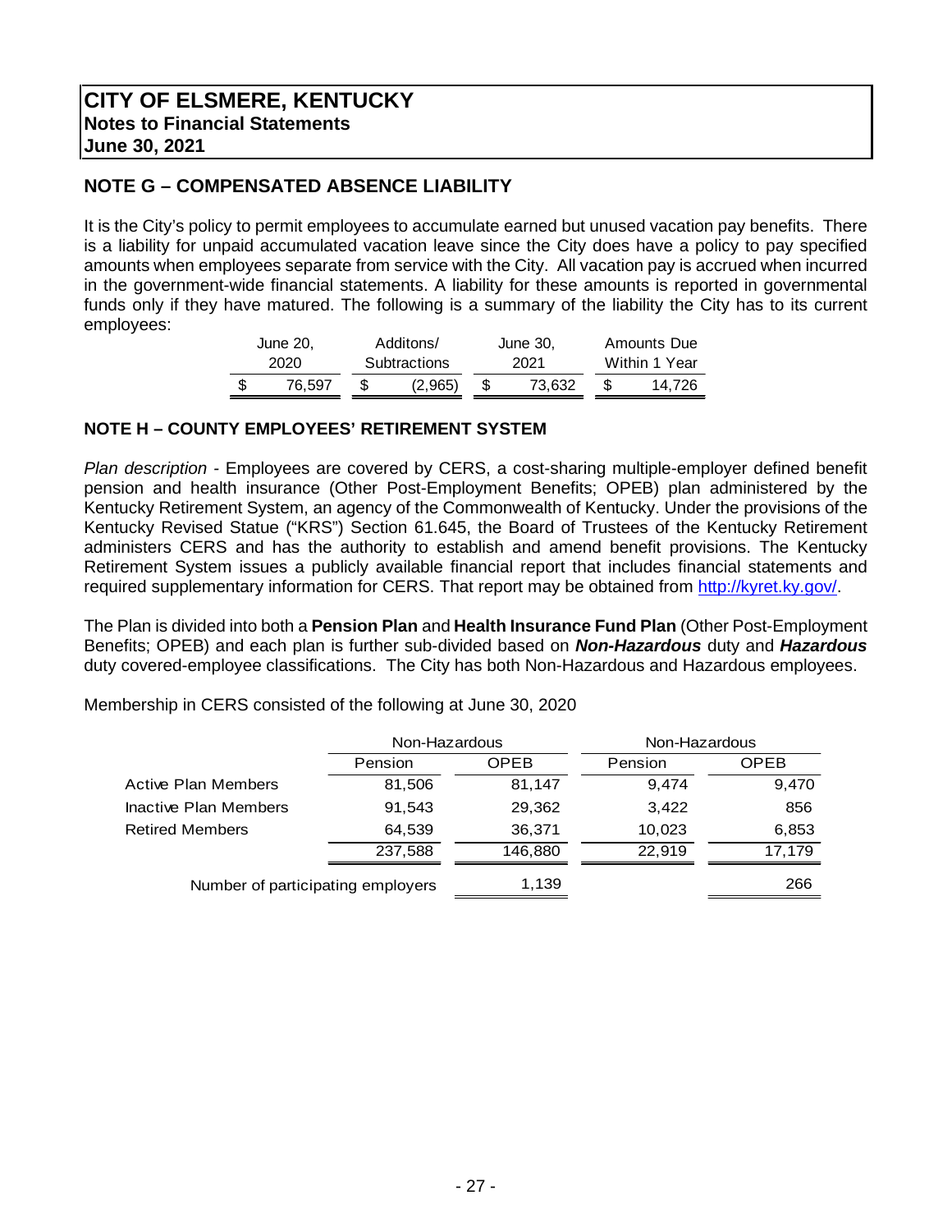# CITY OF ELSMERE, KENTUCKY
**Notes to Financial Statements**
**June 30, 2021**

## NOTE G – COMPENSATED ABSENCE LIABILITY

It is the City's policy to permit employees to accumulate earned but unused vacation pay benefits. There is a liability for unpaid accumulated vacation leave since the City does have a policy to pay specified amounts when employees separate from service with the City. All vacation pay is accrued when incurred in the government-wide financial statements. A liability for these amounts is reported in governmental funds only if they have matured. The following is a summary of the liability the City has to its current employees:

| June 20, 2020 | Additons/ Subtractions | June 30, 2021 | Amounts Due Within 1 Year |
|---|---|---|---|
| $ 76,597 | $ (2,965) | $ 73,632 | $ 14,726 |

## NOTE H – COUNTY EMPLOYEES' RETIREMENT SYSTEM

*Plan description* - Employees are covered by CERS, a cost-sharing multiple-employer defined benefit pension and health insurance (Other Post-Employment Benefits; OPEB) plan administered by the Kentucky Retirement System, an agency of the Commonwealth of Kentucky. Under the provisions of the Kentucky Revised Statue ("KRS") Section 61.645, the Board of Trustees of the Kentucky Retirement administers CERS and has the authority to establish and amend benefit provisions. The Kentucky Retirement System issues a publicly available financial report that includes financial statements and required supplementary information for CERS. That report may be obtained from http://kyret.ky.gov/.

The Plan is divided into both a **Pension Plan** and **Health Insurance Fund Plan** (Other Post-Employment Benefits; OPEB) and each plan is further sub-divided based on ***Non-Hazardous*** duty and ***Hazardous*** duty covered-employee classifications. The City has both Non-Hazardous and Hazardous employees.

Membership in CERS consisted of the following at June 30, 2020

| | Non-Hazardous | | Non-Hazardous | |
|---|---|---|---|---|
| | Pension | OPEB | Pension | OPEB |
| Active Plan Members | 81,506 | 81,147 | 9,474 | 9,470 |
| Inactive Plan Members | 91,543 | 29,362 | 3,422 | 856 |
| Retired Members | 64,539 | 36,371 | 10,023 | 6,853 |
| | 237,588 | 146,880 | 22,919 | 17,179 |
| Number of participating employers | | 1,139 | | 266 |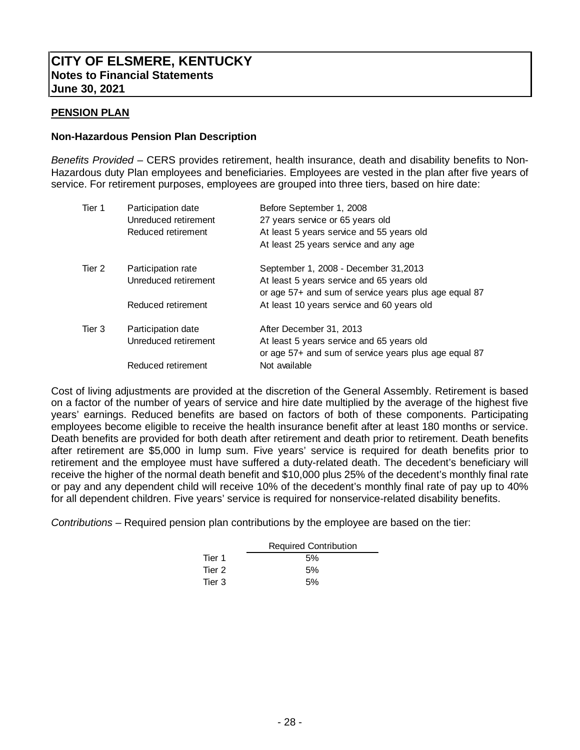# CITY OF ELSMERE, KENTUCKY
**Notes to Financial Statements**
**June 30, 2021**

## PENSION PLAN

### Non-Hazardous Pension Plan Description

*Benefits Provided* – CERS provides retirement, health insurance, death and disability benefits to Non-Hazardous duty Plan employees and beneficiaries. Employees are vested in the plan after five years of service. For retirement purposes, employees are grouped into three tiers, based on hire date:

| | | |
|---|---|---|
| Tier 1 | Participation date | Before September 1, 2008 |
| | Unreduced retirement | 27 years service or 65 years old |
| | Reduced retirement | At least 5 years service and 55 years old |
| | | At least 25 years service and any age |
| Tier 2 | Participation rate | September 1, 2008 - December 31,2013 |
| | Unreduced retirement | At least 5 years service and 65 years old |
| | | or age 57+ and sum of service years plus age equal 87 |
| | Reduced retirement | At least 10 years service and 60 years old |
| Tier 3 | Participation date | After December 31, 2013 |
| | Unreduced retirement | At least 5 years service and 65 years old |
| | | or age 57+ and sum of service years plus age equal 87 |
| | Reduced retirement | Not available |

Cost of living adjustments are provided at the discretion of the General Assembly. Retirement is based on a factor of the number of years of service and hire date multiplied by the average of the highest five years' earnings. Reduced benefits are based on factors of both of these components. Participating employees become eligible to receive the health insurance benefit after at least 180 months or service. Death benefits are provided for both death after retirement and death prior to retirement. Death benefits after retirement are $5,000 in lump sum. Five years' service is required for death benefits prior to retirement and the employee must have suffered a duty-related death. The decedent's beneficiary will receive the higher of the normal death benefit and $10,000 plus 25% of the decedent's monthly final rate or pay and any dependent child will receive 10% of the decedent's monthly final rate of pay up to 40% for all dependent children. Five years' service is required for nonservice-related disability benefits.

*Contributions* – Required pension plan contributions by the employee are based on the tier:

| | Required Contribution |
|---|---|
| Tier 1 | 5% |
| Tier 2 | 5% |
| Tier 3 | 5% |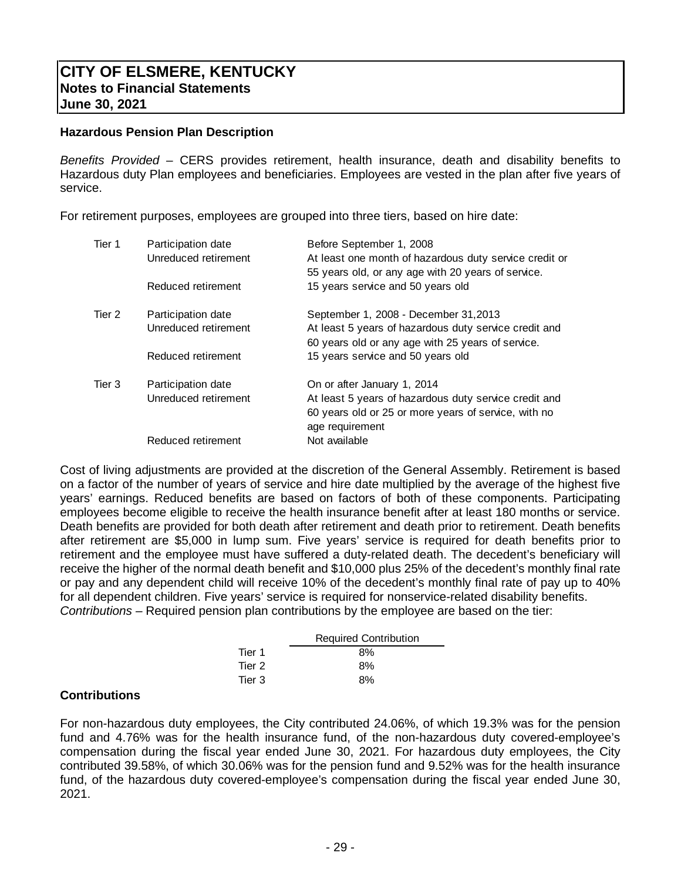# CITY OF ELSMERE, KENTUCKY
**Notes to Financial Statements**
**June 30, 2021**

### Hazardous Pension Plan Description

*Benefits Provided* – CERS provides retirement, health insurance, death and disability benefits to Hazardous duty Plan employees and beneficiaries. Employees are vested in the plan after five years of service.

For retirement purposes, employees are grouped into three tiers, based on hire date:

| | | |
|---|---|---|
| Tier 1 | Participation date | Before September 1, 2008 |
| | Unreduced retirement | At least one month of hazardous duty service credit or 55 years old, or any age with 20 years of service. |
| | Reduced retirement | 15 years service and 50 years old |
| Tier 2 | Participation date | September 1, 2008 - December 31,2013 |
| | Unreduced retirement | At least 5 years of hazardous duty service credit and 60 years old or any age with 25 years of service. |
| | Reduced retirement | 15 years service and 50 years old |
| Tier 3 | Participation date | On or after January 1, 2014 |
| | Unreduced retirement | At least 5 years of hazardous duty service credit and 60 years old or 25 or more years of service, with no age requirement |
| | Reduced retirement | Not available |

Cost of living adjustments are provided at the discretion of the General Assembly. Retirement is based on a factor of the number of years of service and hire date multiplied by the average of the highest five years' earnings. Reduced benefits are based on factors of both of these components. Participating employees become eligible to receive the health insurance benefit after at least 180 months or service. Death benefits are provided for both death after retirement and death prior to retirement. Death benefits after retirement are $5,000 in lump sum. Five years' service is required for death benefits prior to retirement and the employee must have suffered a duty-related death. The decedent's beneficiary will receive the higher of the normal death benefit and $10,000 plus 25% of the decedent's monthly final rate or pay and any dependent child will receive 10% of the decedent's monthly final rate of pay up to 40% for all dependent children. Five years' service is required for nonservice-related disability benefits.
*Contributions* – Required pension plan contributions by the employee are based on the tier:

| | Required Contribution |
|---|---|
| Tier 1 | 8% |
| Tier 2 | 8% |
| Tier 3 | 8% |

### Contributions

For non-hazardous duty employees, the City contributed 24.06%, of which 19.3% was for the pension fund and 4.76% was for the health insurance fund, of the non-hazardous duty covered-employee's compensation during the fiscal year ended June 30, 2021. For hazardous duty employees, the City contributed 39.58%, of which 30.06% was for the pension fund and 9.52% was for the health insurance fund, of the hazardous duty covered-employee's compensation during the fiscal year ended June 30, 2021.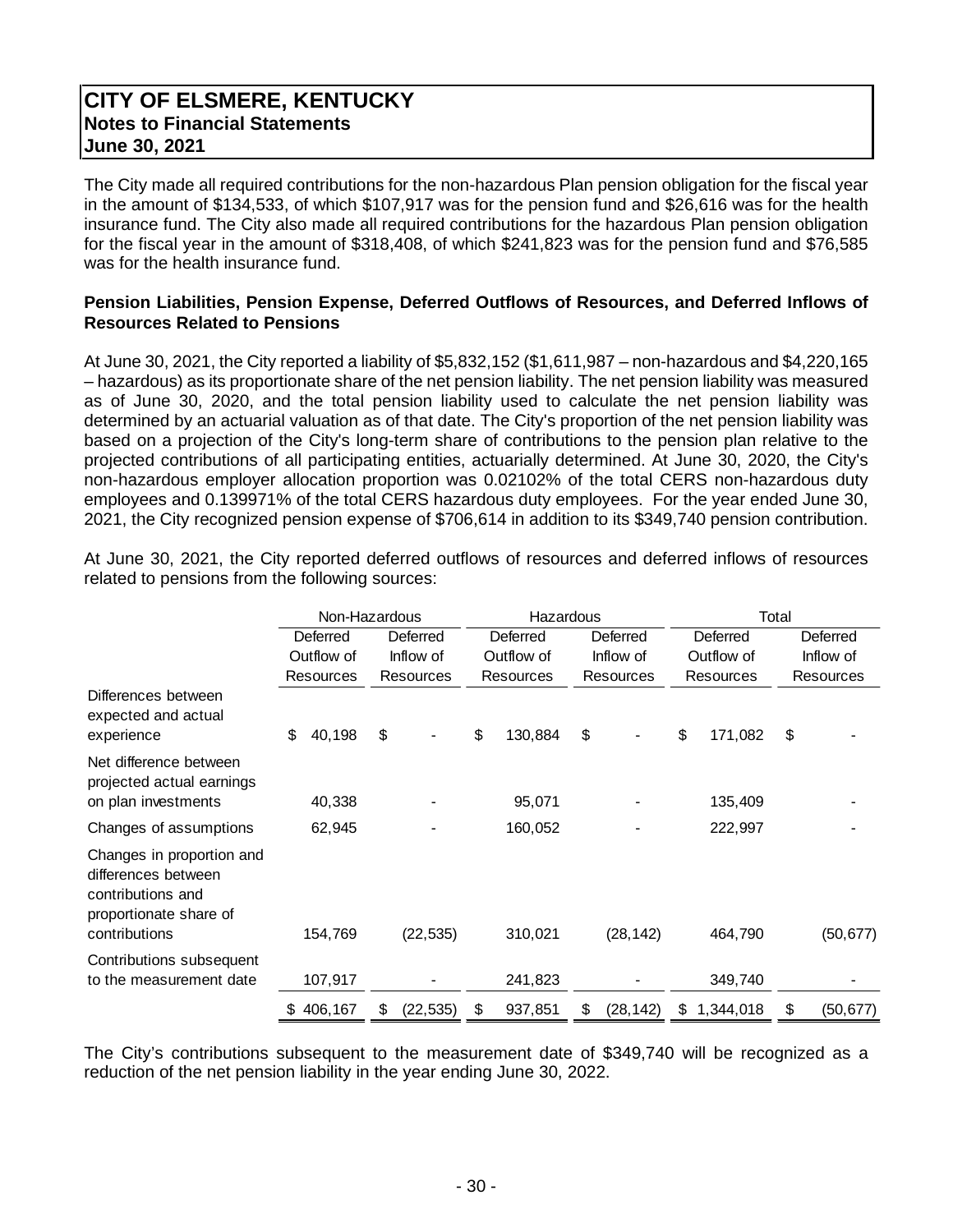# CITY OF ELSMERE, KENTUCKY
**Notes to Financial Statements**
**June 30, 2021**

The City made all required contributions for the non-hazardous Plan pension obligation for the fiscal year in the amount of $134,533, of which $107,917 was for the pension fund and $26,616 was for the health insurance fund. The City also made all required contributions for the hazardous Plan pension obligation for the fiscal year in the amount of $318,408, of which $241,823 was for the pension fund and $76,585 was for the health insurance fund.

**Pension Liabilities, Pension Expense, Deferred Outflows of Resources, and Deferred Inflows of Resources Related to Pensions**

At June 30, 2021, the City reported a liability of $5,832,152 ($1,611,987 – non-hazardous and $4,220,165 – hazardous) as its proportionate share of the net pension liability. The net pension liability was measured as of June 30, 2020, and the total pension liability used to calculate the net pension liability was determined by an actuarial valuation as of that date. The City's proportion of the net pension liability was based on a projection of the City's long-term share of contributions to the pension plan relative to the projected contributions of all participating entities, actuarially determined. At June 30, 2020, the City's non-hazardous employer allocation proportion was 0.02102% of the total CERS non-hazardous duty employees and 0.139971% of the total CERS hazardous duty employees. For the year ended June 30, 2021, the City recognized pension expense of $706,614 in addition to its $349,740 pension contribution.

At June 30, 2021, the City reported deferred outflows of resources and deferred inflows of resources related to pensions from the following sources:

| | Non-Hazardous | | Hazardous | | Total | |
|---|---|---|---|---|---|---|
| | Deferred Outflow of Resources | Deferred Inflow of Resources | Deferred Outflow of Resources | Deferred Inflow of Resources | Deferred Outflow of Resources | Deferred Inflow of Resources |
| Differences between expected and actual experience | $ 40,198 | $ - | $ 130,884 | $ - | $ 171,082 | $ - |
| Net difference between projected actual earnings on plan investments | 40,338 | - | 95,071 | - | 135,409 | - |
| Changes of assumptions | 62,945 | - | 160,052 | - | 222,997 | - |
| Changes in proportion and differences between contributions and proportionate share of contributions | 154,769 | (22,535) | 310,021 | (28,142) | 464,790 | (50,677) |
| Contributions subsequent to the measurement date | 107,917 | - | 241,823 | - | 349,740 | - |
| | $ 406,167 | $ (22,535) | $ 937,851 | $ (28,142) | $ 1,344,018 | $ (50,677) |

The City's contributions subsequent to the measurement date of $349,740 will be recognized as a reduction of the net pension liability in the year ending June 30, 2022.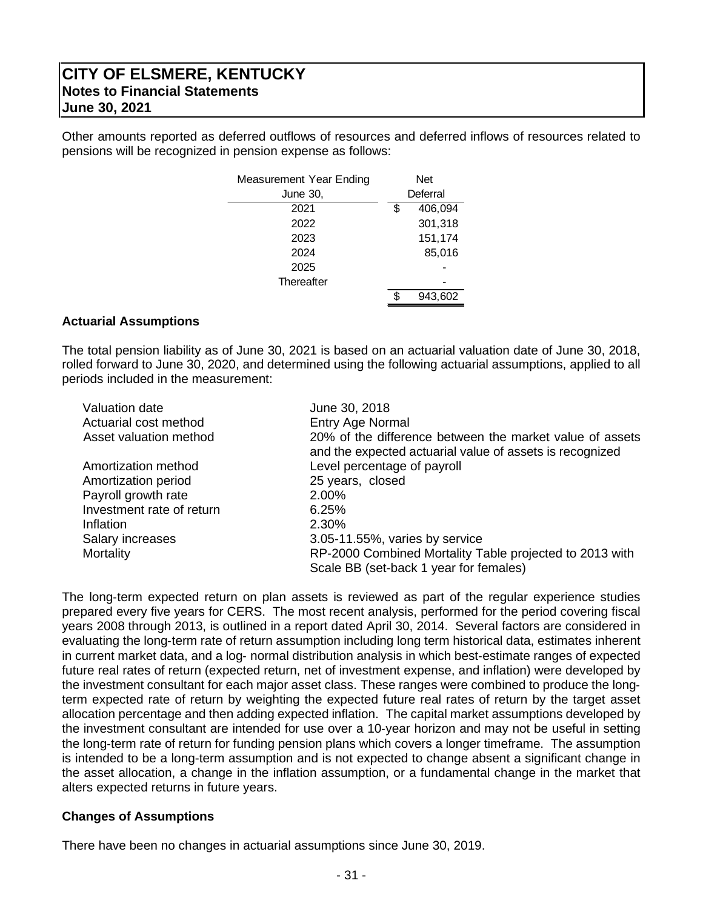# CITY OF ELSMERE, KENTUCKY
## Notes to Financial Statements
## June 30, 2021

Other amounts reported as deferred outflows of resources and deferred inflows of resources related to pensions will be recognized in pension expense as follows:

| Measurement Year Ending June 30, | Net Deferral |
|---|---|
| 2021 | $ 406,094 |
| 2022 | 301,318 |
| 2023 | 151,174 |
| 2024 | 85,016 |
| 2025 | - |
| Thereafter | - |
| | $ 943,602 |

**Actuarial Assumptions**

The total pension liability as of June 30, 2021 is based on an actuarial valuation date of June 30, 2018, rolled forward to June 30, 2020, and determined using the following actuarial assumptions, applied to all periods included in the measurement:

| | |
|---|---|
| Valuation date | June 30, 2018 |
| Actuarial cost method | Entry Age Normal |
| Asset valuation method | 20% of the difference between the market value of assets and the expected actuarial value of assets is recognized |
| Amortization method | Level percentage of payroll |
| Amortization period | 25 years, closed |
| Payroll growth rate | 2.00% |
| Investment rate of return | 6.25% |
| Inflation | 2.30% |
| Salary increases | 3.05-11.55%, varies by service |
| Mortality | RP-2000 Combined Mortality Table projected to 2013 with Scale BB (set-back 1 year for females) |

The long-term expected return on plan assets is reviewed as part of the regular experience studies prepared every five years for CERS. The most recent analysis, performed for the period covering fiscal years 2008 through 2013, is outlined in a report dated April 30, 2014. Several factors are considered in evaluating the long-term rate of return assumption including long term historical data, estimates inherent in current market data, and a log- normal distribution analysis in which best-estimate ranges of expected future real rates of return (expected return, net of investment expense, and inflation) were developed by the investment consultant for each major asset class. These ranges were combined to produce the long-term expected rate of return by weighting the expected future real rates of return by the target asset allocation percentage and then adding expected inflation. The capital market assumptions developed by the investment consultant are intended for use over a 10-year horizon and may not be useful in setting the long-term rate of return for funding pension plans which covers a longer timeframe. The assumption is intended to be a long-term assumption and is not expected to change absent a significant change in the asset allocation, a change in the inflation assumption, or a fundamental change in the market that alters expected returns in future years.

**Changes of Assumptions**

There have been no changes in actuarial assumptions since June 30, 2019.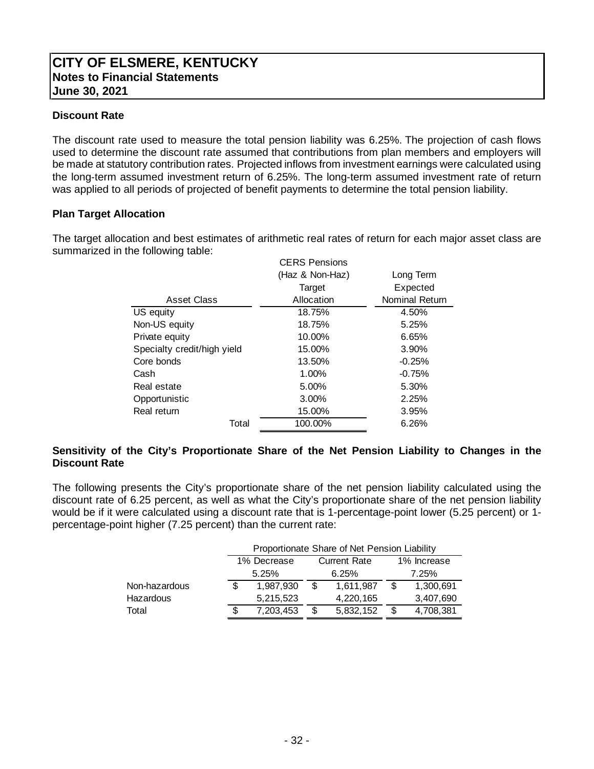## Discount Rate

The discount rate used to measure the total pension liability was 6.25%. The projection of cash flows used to determine the discount rate assumed that contributions from plan members and employers will be made at statutory contribution rates. Projected inflows from investment earnings were calculated using the long-term assumed investment return of 6.25%. The long-term assumed investment rate of return was applied to all periods of projected of benefit payments to determine the total pension liability.

## Plan Target Allocation

The target allocation and best estimates of arithmetic real rates of return for each major asset class are summarized in the following table:

| Asset Class | CERS Pensions (Haz & Non-Haz) Target Allocation | Long Term Expected Nominal Return |
|---|---|---|
| US equity | 18.75% | 4.50% |
| Non-US equity | 18.75% | 5.25% |
| Private equity | 10.00% | 6.65% |
| Specialty credit/high yield | 15.00% | 3.90% |
| Core bonds | 13.50% | -0.25% |
| Cash | 1.00% | -0.75% |
| Real estate | 5.00% | 5.30% |
| Opportunistic | 3.00% | 2.25% |
| Real return | 15.00% | 3.95% |
| Total | 100.00% | 6.26% |

## Sensitivity of the City's Proportionate Share of the Net Pension Liability to Changes in the Discount Rate

The following presents the City's proportionate share of the net pension liability calculated using the discount rate of 6.25 percent, as well as what the City's proportionate share of the net pension liability would be if it were calculated using a discount rate that is 1-percentage-point lower (5.25 percent) or 1-percentage-point higher (7.25 percent) than the current rate:

| | Proportionate Share of Net Pension Liability | | |
|---|---|---|---|
| | 1% Decrease 5.25% | Current Rate 6.25% | 1% Increase 7.25% |
| Non-hazardous | $ 1,987,930 | $ 1,611,987 | $ 1,300,691 |
| Hazardous | 5,215,523 | 4,220,165 | 3,407,690 |
| Total | $ 7,203,453 | $ 5,832,152 | $ 4,708,381 |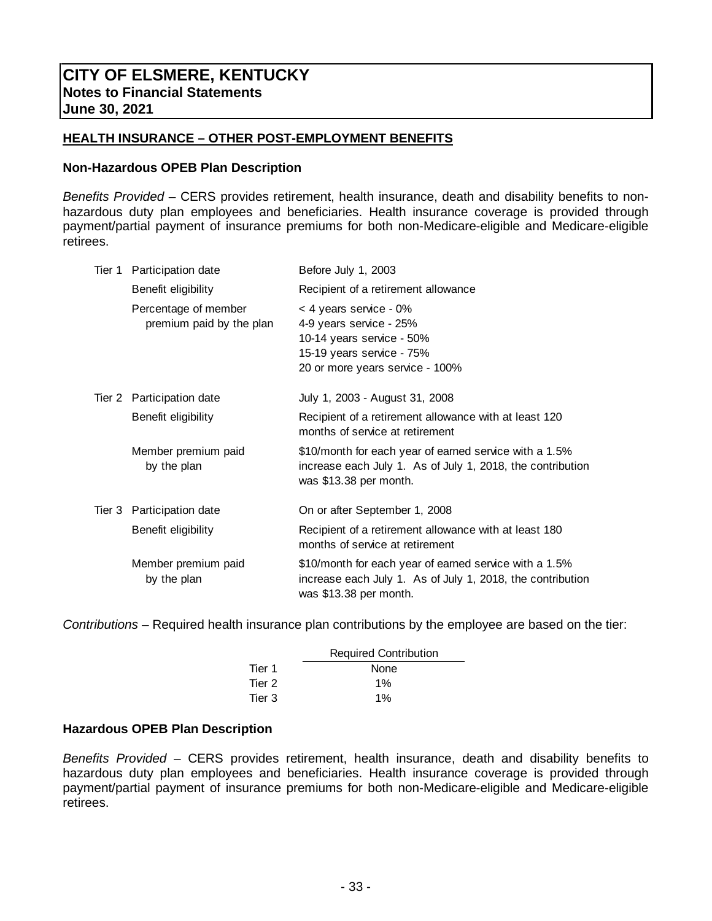# CITY OF ELSMERE, KENTUCKY
**Notes to Financial Statements**
**June 30, 2021**

## HEALTH INSURANCE – OTHER POST-EMPLOYMENT BENEFITS

### Non-Hazardous OPEB Plan Description

*Benefits Provided* – CERS provides retirement, health insurance, death and disability benefits to non-hazardous duty plan employees and beneficiaries. Health insurance coverage is provided through payment/partial payment of insurance premiums for both non-Medicare-eligible and Medicare-eligible retirees.

| | | |
|---|---|---|
| Tier 1 | Participation date | Before July 1, 2003 |
| | Benefit eligibility | Recipient of a retirement allowance |
| | Percentage of member premium paid by the plan | < 4 years service - 0%<br>4-9 years service - 25%<br>10-14 years service - 50%<br>15-19 years service - 75%<br>20 or more years service - 100% |
| Tier 2 | Participation date | July 1, 2003 - August 31, 2008 |
| | Benefit eligibility | Recipient of a retirement allowance with at least 120 months of service at retirement |
| | Member premium paid by the plan | $10/month for each year of earned service with a 1.5% increase each July 1. As of July 1, 2018, the contribution was $13.38 per month. |
| Tier 3 | Participation date | On or after September 1, 2008 |
| | Benefit eligibility | Recipient of a retirement allowance with at least 180 months of service at retirement |
| | Member premium paid by the plan | $10/month for each year of earned service with a 1.5% increase each July 1. As of July 1, 2018, the contribution was $13.38 per month. |

*Contributions* – Required health insurance plan contributions by the employee are based on the tier:

| | Required Contribution |
|---|---|
| Tier 1 | None |
| Tier 2 | 1% |
| Tier 3 | 1% |

### Hazardous OPEB Plan Description

*Benefits Provided* – CERS provides retirement, health insurance, death and disability benefits to hazardous duty plan employees and beneficiaries. Health insurance coverage is provided through payment/partial payment of insurance premiums for both non-Medicare-eligible and Medicare-eligible retirees.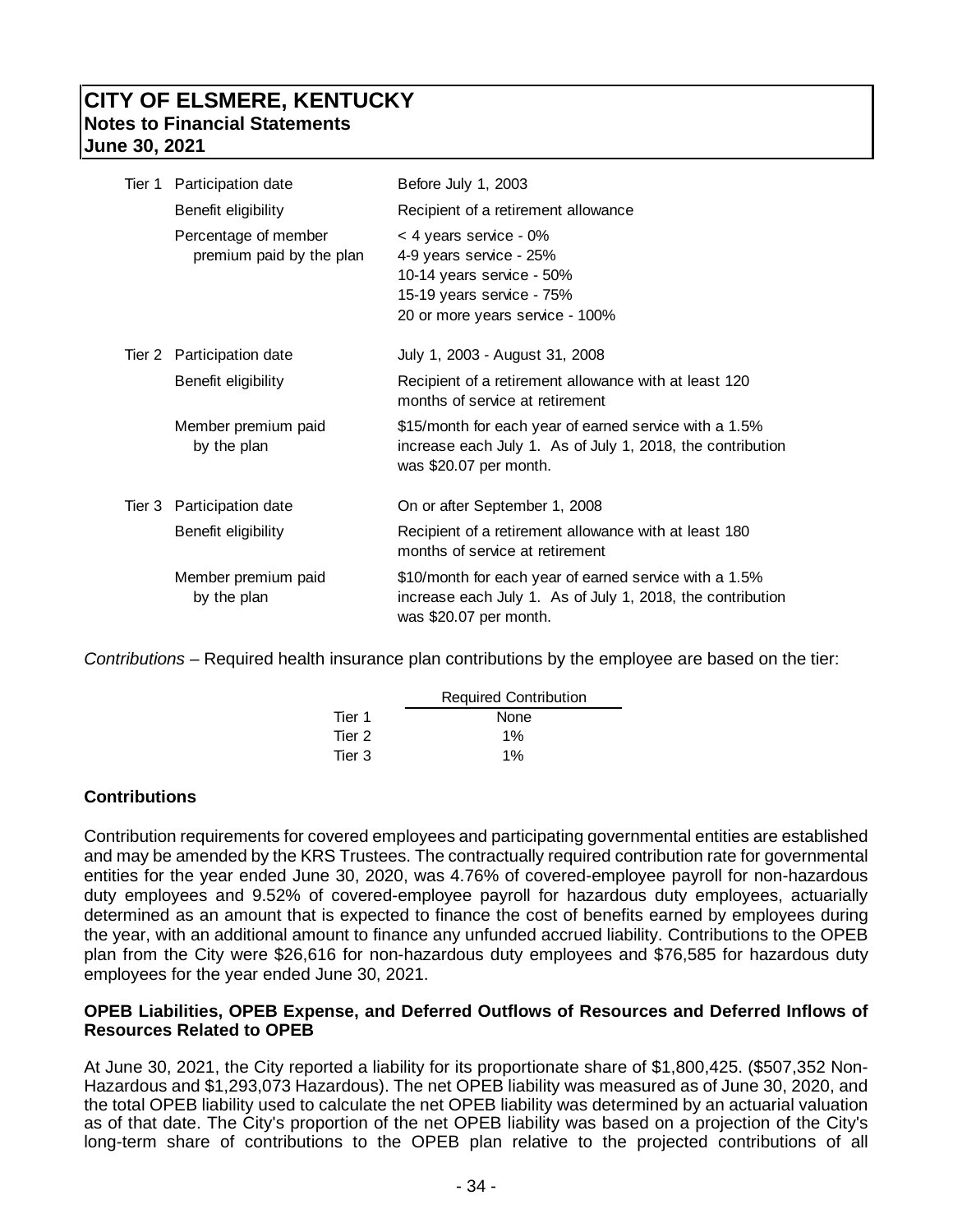| | | |
|---|---|---|
| Tier 1 | Participation date | Before July 1, 2003 |
| | Benefit eligibility | Recipient of a retirement allowance |
| | Percentage of member premium paid by the plan | < 4 years service - 0%<br>4-9 years service - 25%<br>10-14 years service - 50%<br>15-19 years service - 75%<br>20 or more years service - 100% |
| Tier 2 | Participation date | July 1, 2003 - August 31, 2008 |
| | Benefit eligibility | Recipient of a retirement allowance with at least 120 months of service at retirement |
| | Member premium paid by the plan | $15/month for each year of earned service with a 1.5% increase each July 1. As of July 1, 2018, the contribution was $20.07 per month. |
| Tier 3 | Participation date | On or after September 1, 2008 |
| | Benefit eligibility | Recipient of a retirement allowance with at least 180 months of service at retirement |
| | Member premium paid by the plan | $10/month for each year of earned service with a 1.5% increase each July 1. As of July 1, 2018, the contribution was $20.07 per month. |

*Contributions* – Required health insurance plan contributions by the employee are based on the tier:

| | Required Contribution |
|---|---|
| Tier 1 | None |
| Tier 2 | 1% |
| Tier 3 | 1% |

### Contributions

Contribution requirements for covered employees and participating governmental entities are established and may be amended by the KRS Trustees. The contractually required contribution rate for governmental entities for the year ended June 30, 2020, was 4.76% of covered-employee payroll for non-hazardous duty employees and 9.52% of covered-employee payroll for hazardous duty employees, actuarially determined as an amount that is expected to finance the cost of benefits earned by employees during the year, with an additional amount to finance any unfunded accrued liability. Contributions to the OPEB plan from the City were $26,616 for non-hazardous duty employees and $76,585 for hazardous duty employees for the year ended June 30, 2021.

### OPEB Liabilities, OPEB Expense, and Deferred Outflows of Resources and Deferred Inflows of Resources Related to OPEB

At June 30, 2021, the City reported a liability for its proportionate share of $1,800,425. ($507,352 Non-Hazardous and $1,293,073 Hazardous). The net OPEB liability was measured as of June 30, 2020, and the total OPEB liability used to calculate the net OPEB liability was determined by an actuarial valuation as of that date. The City's proportion of the net OPEB liability was based on a projection of the City's long-term share of contributions to the OPEB plan relative to the projected contributions of all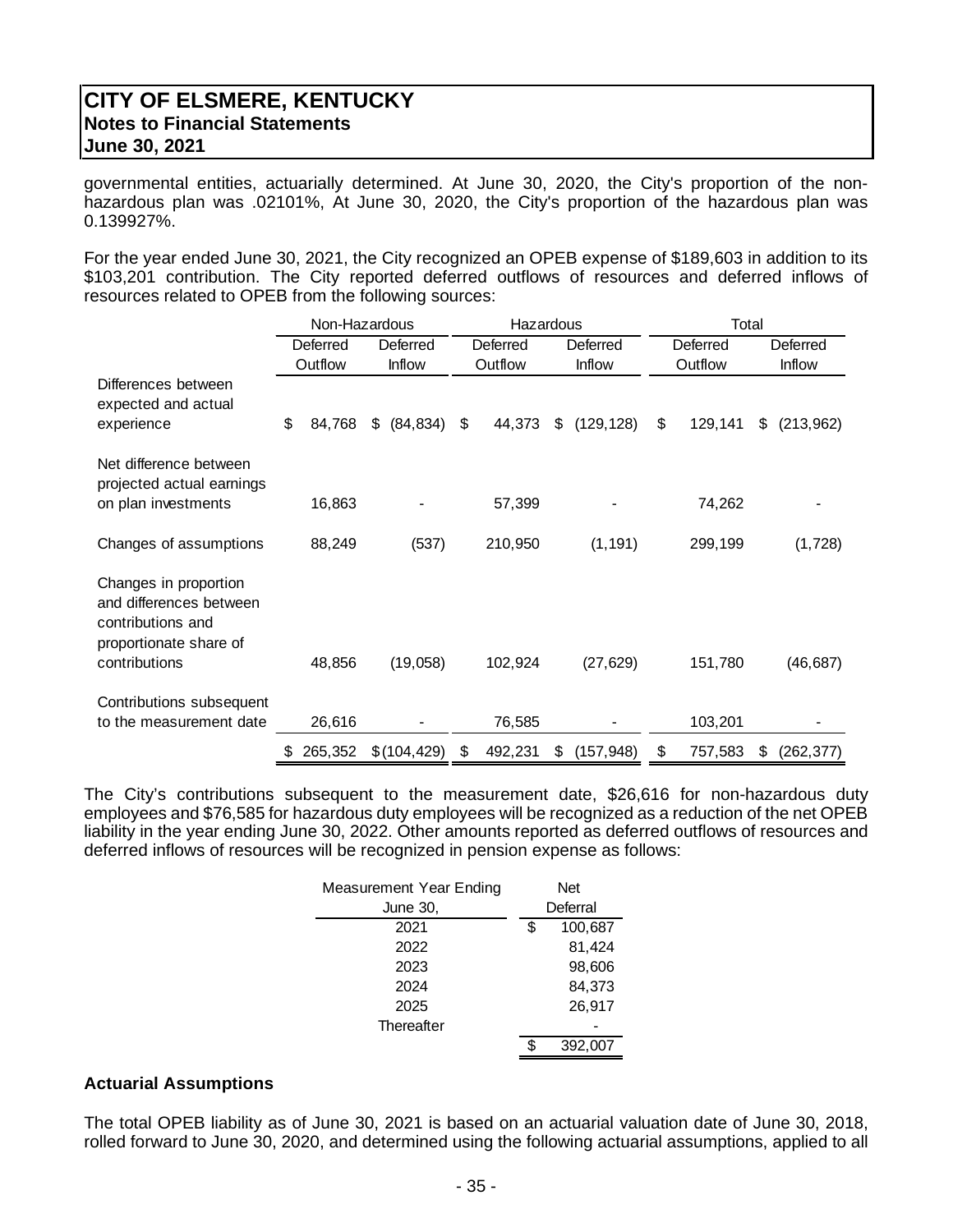# CITY OF ELSMERE, KENTUCKY
## Notes to Financial Statements
## June 30, 2021

governmental entities, actuarially determined. At June 30, 2020, the City's proportion of the non-hazardous plan was .02101%, At June 30, 2020, the City's proportion of the hazardous plan was 0.139927%.

For the year ended June 30, 2021, the City recognized an OPEB expense of $189,603 in addition to its $103,201 contribution. The City reported deferred outflows of resources and deferred inflows of resources related to OPEB from the following sources:

| | Non-Hazardous | | Hazardous | | Total | |
|---|---|---|---|---|---|---|
| | Deferred Outflow | Deferred Inflow | Deferred Outflow | Deferred Inflow | Deferred Outflow | Deferred Inflow |
| Differences between expected and actual experience | $ 84,768 | $ (84,834) | $ 44,373 | $ (129,128) | $ 129,141 | $ (213,962) |
| Net difference between projected actual earnings on plan investments | 16,863 | - | 57,399 | - | 74,262 | - |
| Changes of assumptions | 88,249 | (537) | 210,950 | (1,191) | 299,199 | (1,728) |
| Changes in proportion and differences between contributions and proportionate share of contributions | 48,856 | (19,058) | 102,924 | (27,629) | 151,780 | (46,687) |
| Contributions subsequent to the measurement date | 26,616 | - | 76,585 | - | 103,201 | - |
| | $ 265,352 | $ (104,429) | $ 492,231 | $ (157,948) | $ 757,583 | $ (262,377) |

The City's contributions subsequent to the measurement date, $26,616 for non-hazardous duty employees and $76,585 for hazardous duty employees will be recognized as a reduction of the net OPEB liability in the year ending June 30, 2022. Other amounts reported as deferred outflows of resources and deferred inflows of resources will be recognized in pension expense as follows:

| Measurement Year Ending June 30, | Net Deferral |
|---|---|
| 2021 | $ 100,687 |
| 2022 | 81,424 |
| 2023 | 98,606 |
| 2024 | 84,373 |
| 2025 | 26,917 |
| Thereafter | - |
| | $ 392,007 |

### Actuarial Assumptions

The total OPEB liability as of June 30, 2021 is based on an actuarial valuation date of June 30, 2018, rolled forward to June 30, 2020, and determined using the following actuarial assumptions, applied to all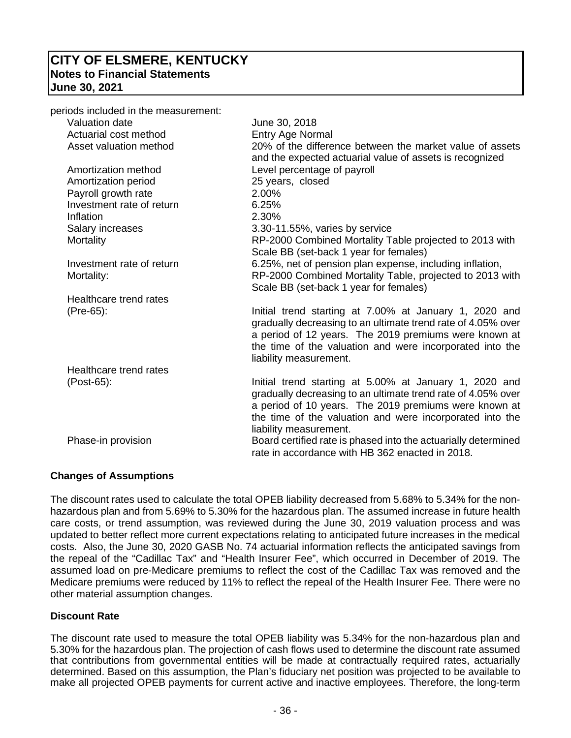periods included in the measurement:

| | |
|---|---|
| Valuation date | June 30, 2018 |
| Actuarial cost method | Entry Age Normal |
| Asset valuation method | 20% of the difference between the market value of assets and the expected actuarial value of assets is recognized |
| Amortization method | Level percentage of payroll |
| Amortization period | 25 years, closed |
| Payroll growth rate | 2.00% |
| Investment rate of return | 6.25% |
| Inflation | 2.30% |
| Salary increases | 3.30-11.55%, varies by service |
| Mortality | RP-2000 Combined Mortality Table projected to 2013 with Scale BB (set-back 1 year for females) |
| Investment rate of return | 6.25%, net of pension plan expense, including inflation, |
| Mortality: | RP-2000 Combined Mortality Table, projected to 2013 with Scale BB (set-back 1 year for females) |
| Healthcare trend rates (Pre-65): | Initial trend starting at 7.00% at January 1, 2020 and gradually decreasing to an ultimate trend rate of 4.05% over a period of 12 years. The 2019 premiums were known at the time of the valuation and were incorporated into the liability measurement. |
| Healthcare trend rates (Post-65): | Initial trend starting at 5.00% at January 1, 2020 and gradually decreasing to an ultimate trend rate of 4.05% over a period of 10 years. The 2019 premiums were known at the time of the valuation and were incorporated into the liability measurement. |
| Phase-in provision | Board certified rate is phased into the actuarially determined rate in accordance with HB 362 enacted in 2018. |

**Changes of Assumptions**

The discount rates used to calculate the total OPEB liability decreased from 5.68% to 5.34% for the non-hazardous plan and from 5.69% to 5.30% for the hazardous plan. The assumed increase in future health care costs, or trend assumption, was reviewed during the June 30, 2019 valuation process and was updated to better reflect more current expectations relating to anticipated future increases in the medical costs. Also, the June 30, 2020 GASB No. 74 actuarial information reflects the anticipated savings from the repeal of the "Cadillac Tax" and "Health Insurer Fee", which occurred in December of 2019. The assumed load on pre-Medicare premiums to reflect the cost of the Cadillac Tax was removed and the Medicare premiums were reduced by 11% to reflect the repeal of the Health Insurer Fee. There were no other material assumption changes.

**Discount Rate**

The discount rate used to measure the total OPEB liability was 5.34% for the non-hazardous plan and 5.30% for the hazardous plan. The projection of cash flows used to determine the discount rate assumed that contributions from governmental entities will be made at contractually required rates, actuarially determined. Based on this assumption, the Plan's fiduciary net position was projected to be available to make all projected OPEB payments for current active and inactive employees. Therefore, the long-term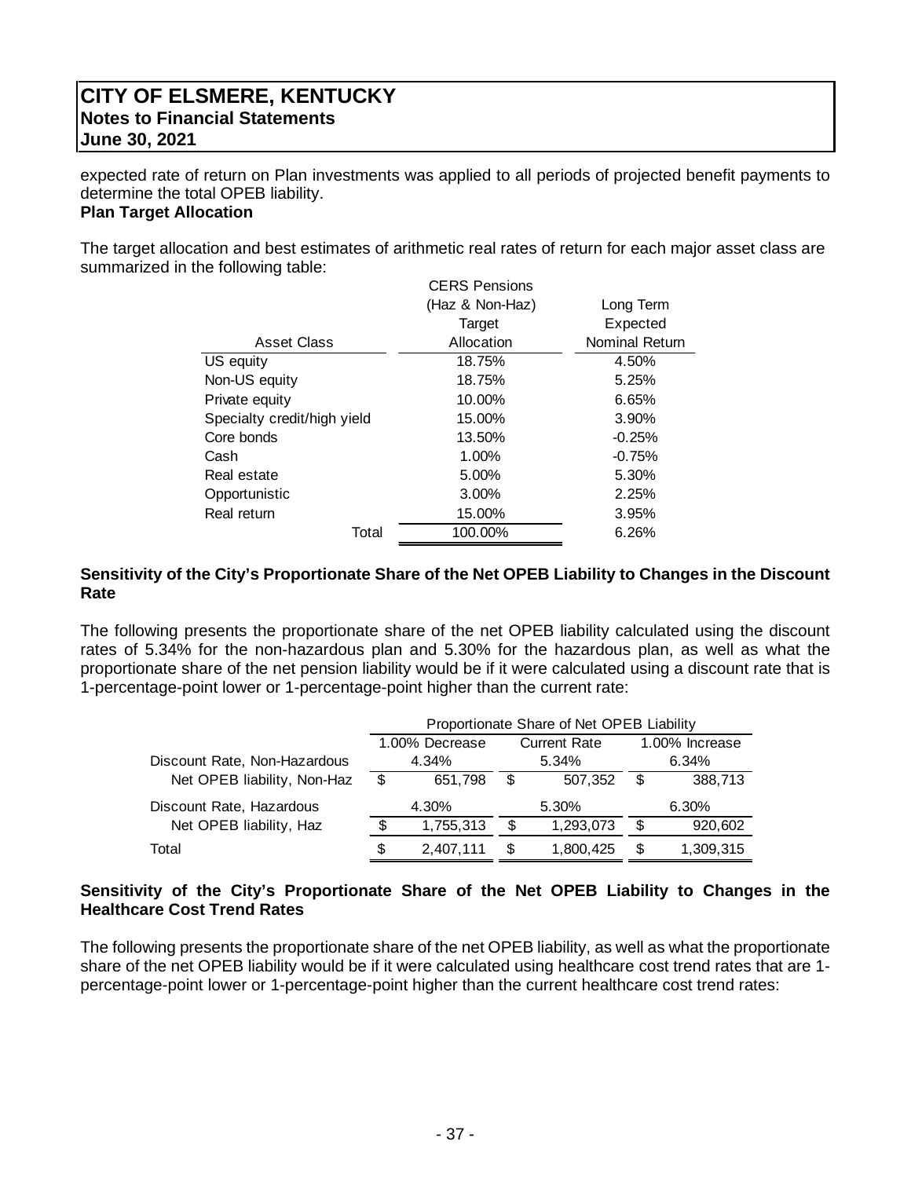expected rate of return on Plan investments was applied to all periods of projected benefit payments to determine the total OPEB liability.

**Plan Target Allocation**

The target allocation and best estimates of arithmetic real rates of return for each major asset class are summarized in the following table:

| Asset Class | CERS Pensions (Haz & Non-Haz) Target Allocation | Long Term Expected Nominal Return |
|---|---|---|
| US equity | 18.75% | 4.50% |
| Non-US equity | 18.75% | 5.25% |
| Private equity | 10.00% | 6.65% |
| Specialty credit/high yield | 15.00% | 3.90% |
| Core bonds | 13.50% | -0.25% |
| Cash | 1.00% | -0.75% |
| Real estate | 5.00% | 5.30% |
| Opportunistic | 3.00% | 2.25% |
| Real return | 15.00% | 3.95% |
| Total | 100.00% | 6.26% |

**Sensitivity of the City's Proportionate Share of the Net OPEB Liability to Changes in the Discount Rate**

The following presents the proportionate share of the net OPEB liability calculated using the discount rates of 5.34% for the non-hazardous plan and 5.30% for the hazardous plan, as well as what the proportionate share of the net pension liability would be if it were calculated using a discount rate that is 1-percentage-point lower or 1-percentage-point higher than the current rate:

| | Proportionate Share of Net OPEB Liability | | |
|---|---|---|---|
| | 1.00% Decrease | Current Rate | 1.00% Increase |
| Discount Rate, Non-Hazardous | 4.34% | 5.34% | 6.34% |
| Net OPEB liability, Non-Haz | $ 651,798 | $ 507,352 | $ 388,713 |
| Discount Rate, Hazardous | 4.30% | 5.30% | 6.30% |
| Net OPEB liability, Haz | $ 1,755,313 | $ 1,293,073 | $ 920,602 |
| Total | $ 2,407,111 | $ 1,800,425 | $ 1,309,315 |

**Sensitivity of the City's Proportionate Share of the Net OPEB Liability to Changes in the Healthcare Cost Trend Rates**

The following presents the proportionate share of the net OPEB liability, as well as what the proportionate share of the net OPEB liability would be if it were calculated using healthcare cost trend rates that are 1-percentage-point lower or 1-percentage-point higher than the current healthcare cost trend rates: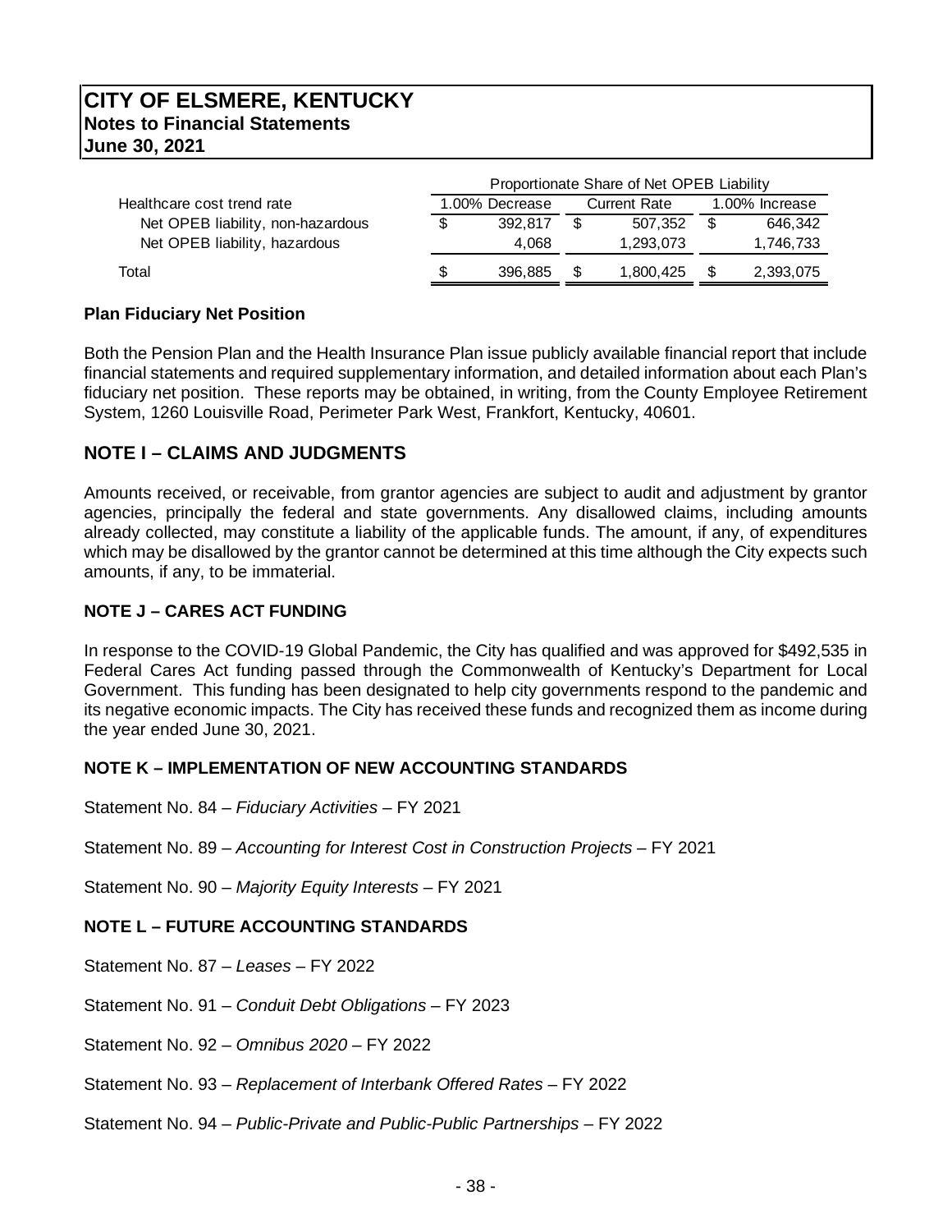| | Proportionate Share of Net OPEB Liability | | |
|---|---|---|---|
| Healthcare cost trend rate | 1.00% Decrease | Current Rate | 1.00% Increase |
| Net OPEB liability, non-hazardous | $ 392,817 | $ 507,352 | $ 646,342 |
| Net OPEB liability, hazardous | 4,068 | 1,293,073 | 1,746,733 |
| Total | $ 396,885 | $ 1,800,425 | $ 2,393,075 |

**Plan Fiduciary Net Position**

Both the Pension Plan and the Health Insurance Plan issue publicly available financial report that include financial statements and required supplementary information, and detailed information about each Plan's fiduciary net position. These reports may be obtained, in writing, from the County Employee Retirement System, 1260 Louisville Road, Perimeter Park West, Frankfort, Kentucky, 40601.

## NOTE I – CLAIMS AND JUDGMENTS

Amounts received, or receivable, from grantor agencies are subject to audit and adjustment by grantor agencies, principally the federal and state governments. Any disallowed claims, including amounts already collected, may constitute a liability of the applicable funds. The amount, if any, of expenditures which may be disallowed by the grantor cannot be determined at this time although the City expects such amounts, if any, to be immaterial.

### NOTE J – CARES ACT FUNDING

In response to the COVID-19 Global Pandemic, the City has qualified and was approved for $492,535 in Federal Cares Act funding passed through the Commonwealth of Kentucky's Department for Local Government. This funding has been designated to help city governments respond to the pandemic and its negative economic impacts. The City has received these funds and recognized them as income during the year ended June 30, 2021.

### NOTE K – IMPLEMENTATION OF NEW ACCOUNTING STANDARDS

Statement No. 84 – *Fiduciary Activities* – FY 2021

Statement No. 89 – *Accounting for Interest Cost in Construction Projects* – FY 2021

Statement No. 90 – *Majority Equity Interests* – FY 2021

### NOTE L – FUTURE ACCOUNTING STANDARDS

Statement No. 87 – *Leases* – FY 2022

Statement No. 91 – *Conduit Debt Obligations* – FY 2023

Statement No. 92 – *Omnibus 2020* – FY 2022

Statement No. 93 – *Replacement of Interbank Offered Rates* – FY 2022

Statement No. 94 – *Public-Private and Public-Public Partnerships* – FY 2022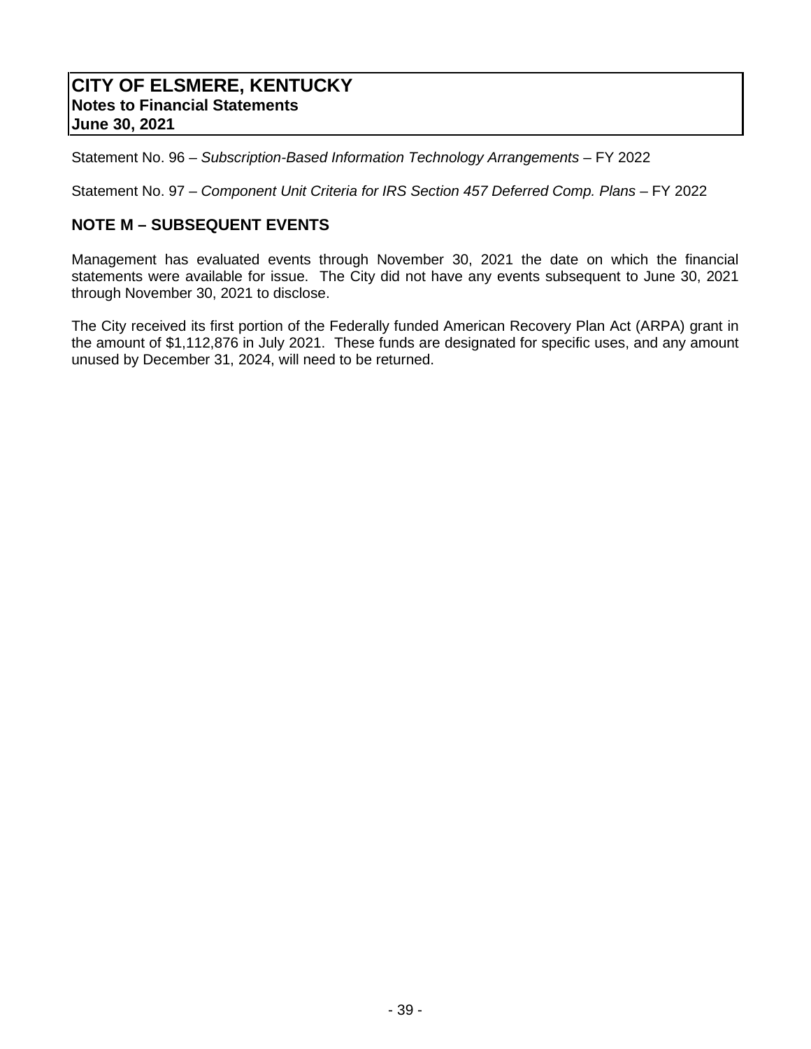Statement No. 96 – *Subscription-Based Information Technology Arrangements* – FY 2022

Statement No. 97 – *Component Unit Criteria for IRS Section 457 Deferred Comp. Plans* – FY 2022

## NOTE M – SUBSEQUENT EVENTS

Management has evaluated events through November 30, 2021 the date on which the financial statements were available for issue. The City did not have any events subsequent to June 30, 2021 through November 30, 2021 to disclose.

The City received its first portion of the Federally funded American Recovery Plan Act (ARPA) grant in the amount of $1,112,876 in July 2021. These funds are designated for specific uses, and any amount unused by December 31, 2024, will need to be returned.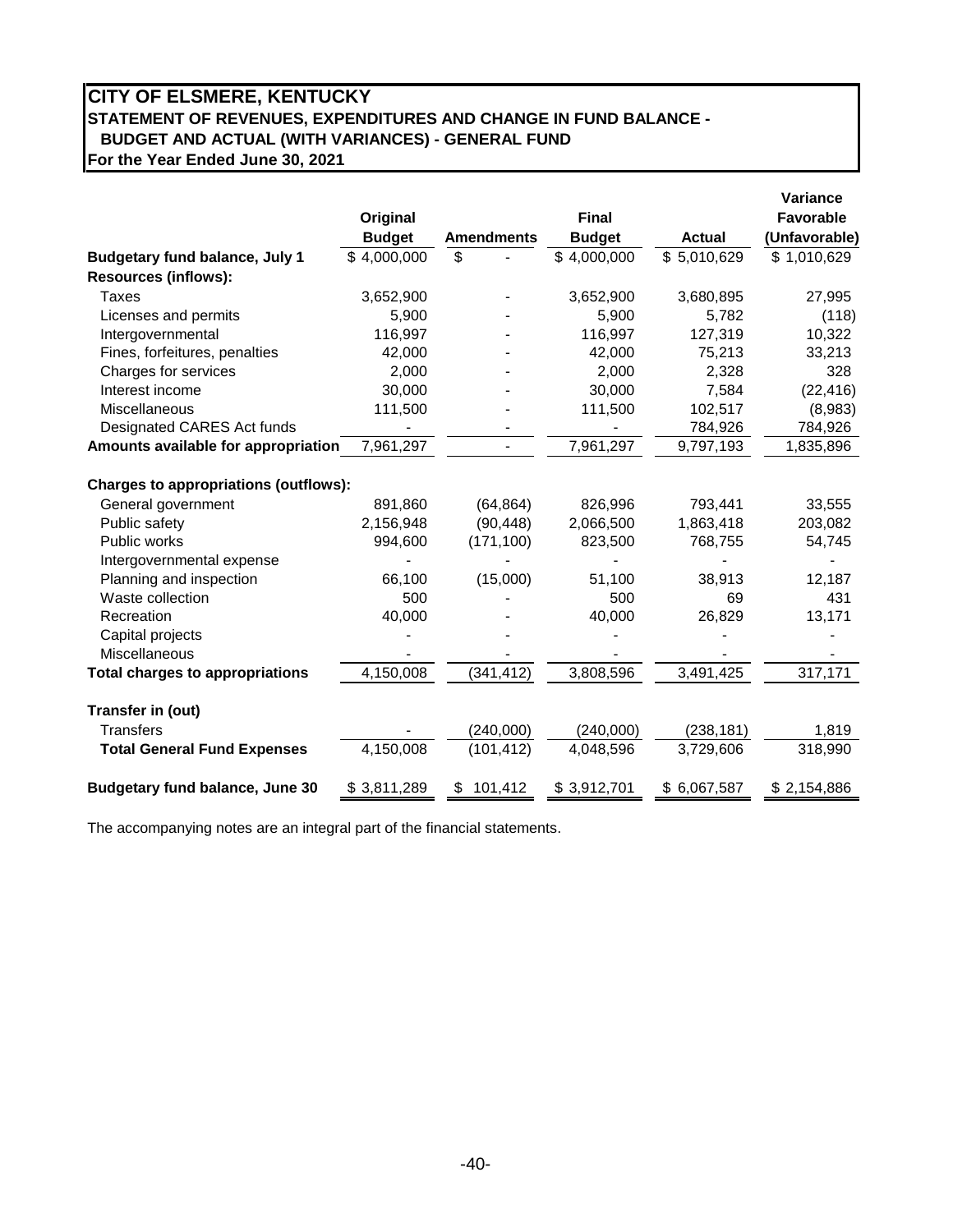# CITY OF ELSMERE, KENTUCKY

## STATEMENT OF REVENUES, EXPENDITURES AND CHANGE IN FUND BALANCE - BUDGET AND ACTUAL (WITH VARIANCES) - GENERAL FUND

### For the Year Ended June 30, 2021

| | Original Budget | Amendments | Final Budget | Actual | Variance Favorable (Unfavorable) |
|---|---|---|---|---|---|
| **Budgetary fund balance, July 1** | $ 4,000,000 | $ - | $ 4,000,000 | $ 5,010,629 | $ 1,010,629 |
| **Resources (inflows):** | | | | | |
| Taxes | 3,652,900 | - | 3,652,900 | 3,680,895 | 27,995 |
| Licenses and permits | 5,900 | - | 5,900 | 5,782 | (118) |
| Intergovernmental | 116,997 | - | 116,997 | 127,319 | 10,322 |
| Fines, forfeitures, penalties | 42,000 | - | 42,000 | 75,213 | 33,213 |
| Charges for services | 2,000 | - | 2,000 | 2,328 | 328 |
| Interest income | 30,000 | - | 30,000 | 7,584 | (22,416) |
| Miscellaneous | 111,500 | - | 111,500 | 102,517 | (8,983) |
| Designated CARES Act funds | - | - | - | 784,926 | 784,926 |
| **Amounts available for appropriation** | 7,961,297 | - | 7,961,297 | 9,797,193 | 1,835,896 |
| **Charges to appropriations (outflows):** | | | | | |
| General government | 891,860 | (64,864) | 826,996 | 793,441 | 33,555 |
| Public safety | 2,156,948 | (90,448) | 2,066,500 | 1,863,418 | 203,082 |
| Public works | 994,600 | (171,100) | 823,500 | 768,755 | 54,745 |
| Intergovernmental expense | - | - | - | - | - |
| Planning and inspection | 66,100 | (15,000) | 51,100 | 38,913 | 12,187 |
| Waste collection | 500 | - | 500 | 69 | 431 |
| Recreation | 40,000 | - | 40,000 | 26,829 | 13,171 |
| Capital projects | - | - | - | - | - |
| Miscellaneous | - | - | - | - | - |
| **Total charges to appropriations** | 4,150,008 | (341,412) | 3,808,596 | 3,491,425 | 317,171 |
| **Transfer in (out)** | | | | | |
| Transfers | - | (240,000) | (240,000) | (238,181) | 1,819 |
| **Total General Fund Expenses** | 4,150,008 | (101,412) | 4,048,596 | 3,729,606 | 318,990 |
| **Budgetary fund balance, June 30** | $ 3,811,289 | $ 101,412 | $ 3,912,701 | $ 6,067,587 | $ 2,154,886 |

The accompanying notes are an integral part of the financial statements.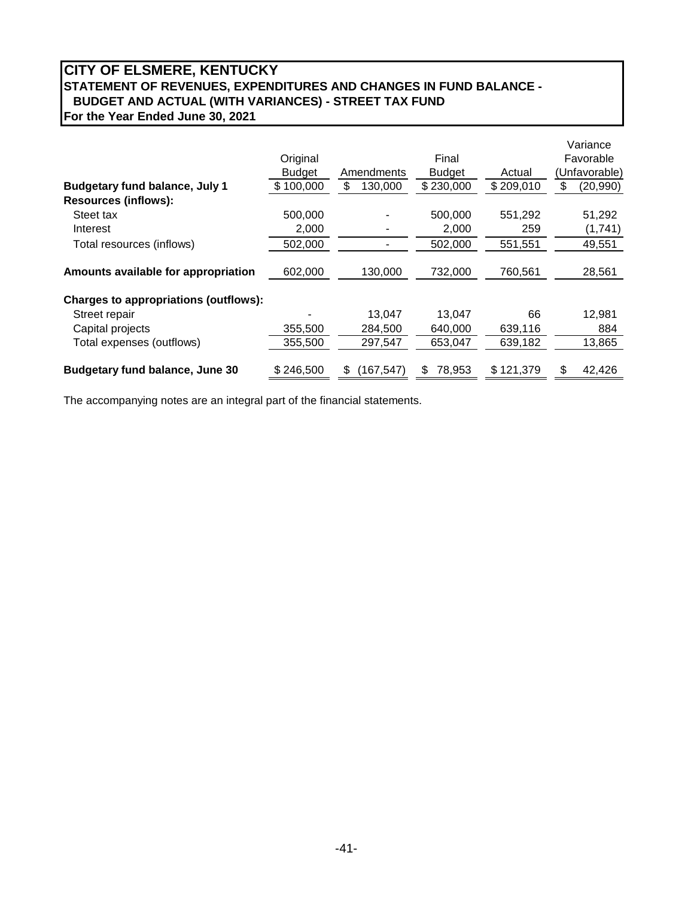# CITY OF ELSMERE, KENTUCKY
## STATEMENT OF REVENUES, EXPENDITURES AND CHANGES IN FUND BALANCE - BUDGET AND ACTUAL (WITH VARIANCES) - STREET TAX FUND
### For the Year Ended June 30, 2021

| | Original Budget | Amendments | Final Budget | Actual | Variance Favorable (Unfavorable) |
|---|---|---|---|---|---|
| **Budgetary fund balance, July 1** | $ 100,000 | $ 130,000 | $ 230,000 | $ 209,010 | $ (20,990) |
| **Resources (inflows):** | | | | | |
| Steet tax | 500,000 | - | 500,000 | 551,292 | 51,292 |
| Interest | 2,000 | - | 2,000 | 259 | (1,741) |
| Total resources (inflows) | 502,000 | - | 502,000 | 551,551 | 49,551 |
| **Amounts available for appropriation** | 602,000 | 130,000 | 732,000 | 760,561 | 28,561 |
| **Charges to appropriations (outflows):** | | | | | |
| Street repair | - | 13,047 | 13,047 | 66 | 12,981 |
| Capital projects | 355,500 | 284,500 | 640,000 | 639,116 | 884 |
| Total expenses (outflows) | 355,500 | 297,547 | 653,047 | 639,182 | 13,865 |
| **Budgetary fund balance, June 30** | $ 246,500 | $ (167,547) | $ 78,953 | $ 121,379 | $ 42,426 |

The accompanying notes are an integral part of the financial statements.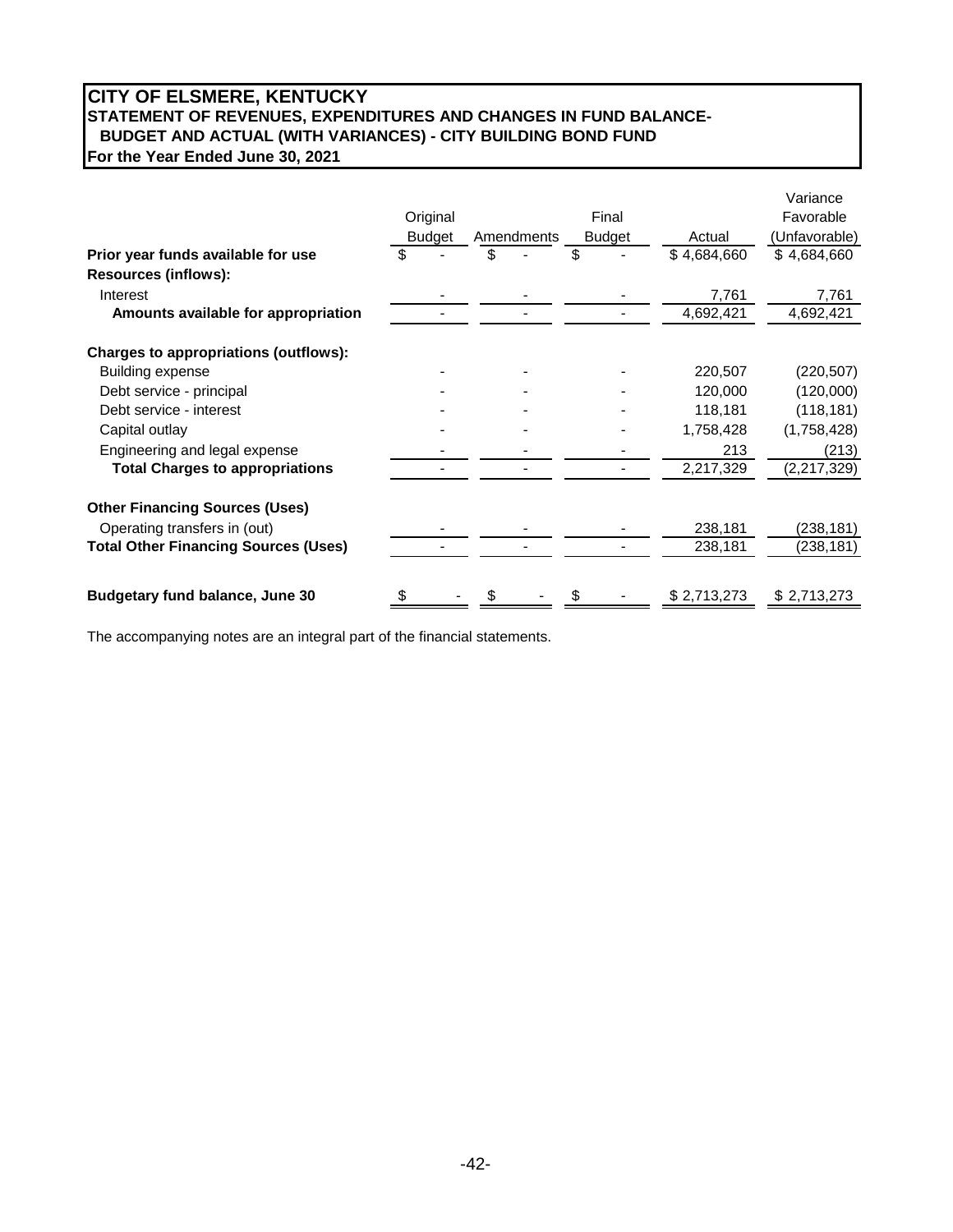# CITY OF ELSMERE, KENTUCKY

## STATEMENT OF REVENUES, EXPENDITURES AND CHANGES IN FUND BALANCE- BUDGET AND ACTUAL (WITH VARIANCES) - CITY BUILDING BOND FUND

**For the Year Ended June 30, 2021**

| | Original Budget | Amendments | Final Budget | Actual | Variance Favorable (Unfavorable) |
|---|---|---|---|---|---|
| **Prior year funds available for use** | $ - | $ - | $ - | $ 4,684,660 | $ 4,684,660 |
| **Resources (inflows):** | | | | | |
| Interest | - | - | - | 7,761 | 7,761 |
| **Amounts available for appropriation** | - | - | - | 4,692,421 | 4,692,421 |
| **Charges to appropriations (outflows):** | | | | | |
| Building expense | - | - | - | 220,507 | (220,507) |
| Debt service - principal | - | - | - | 120,000 | (120,000) |
| Debt service - interest | - | - | - | 118,181 | (118,181) |
| Capital outlay | - | - | - | 1,758,428 | (1,758,428) |
| Engineering and legal expense | - | - | - | 213 | (213) |
| **Total Charges to appropriations** | - | - | - | 2,217,329 | (2,217,329) |
| **Other Financing Sources (Uses)** | | | | | |
| Operating transfers in (out) | - | - | - | 238,181 | (238,181) |
| **Total Other Financing Sources (Uses)** | - | - | - | 238,181 | (238,181) |
| **Budgetary fund balance, June 30** | $ - | $ - | $ - | $ 2,713,273 | $ 2,713,273 |

The accompanying notes are an integral part of the financial statements.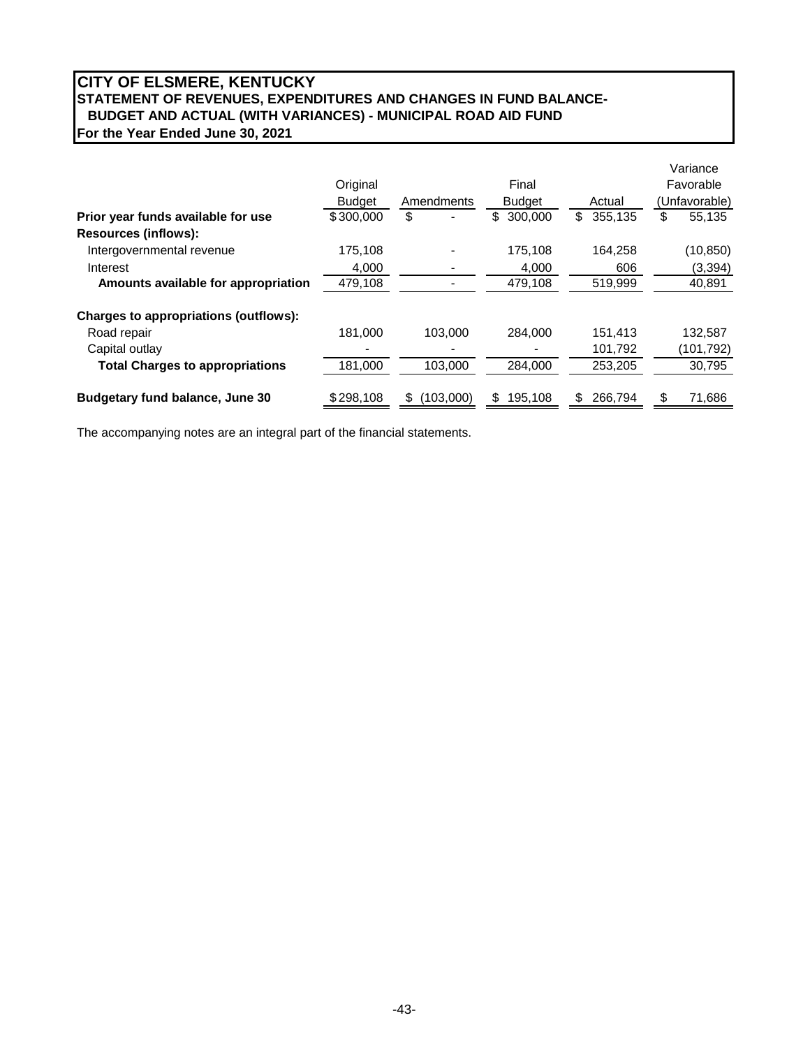# CITY OF ELSMERE, KENTUCKY
## STATEMENT OF REVENUES, EXPENDITURES AND CHANGES IN FUND BALANCE- BUDGET AND ACTUAL (WITH VARIANCES) - MUNICIPAL ROAD AID FUND
### For the Year Ended June 30, 2021

| | Original Budget | Amendments | Final Budget | Actual | Variance Favorable (Unfavorable) |
|---|---|---|---|---|---|
| **Prior year funds available for use** | $ 300,000 | $ - | $ 300,000 | $ 355,135 | $ 55,135 |
| **Resources (inflows):** | | | | | |
| Intergovernmental revenue | 175,108 | - | 175,108 | 164,258 | (10,850) |
| Interest | 4,000 | - | 4,000 | 606 | (3,394) |
| **Amounts available for appropriation** | 479,108 | - | 479,108 | 519,999 | 40,891 |
| **Charges to appropriations (outflows):** | | | | | |
| Road repair | 181,000 | 103,000 | 284,000 | 151,413 | 132,587 |
| Capital outlay | - | - | - | 101,792 | (101,792) |
| **Total Charges to appropriations** | 181,000 | 103,000 | 284,000 | 253,205 | 30,795 |
| **Budgetary fund balance, June 30** | $ 298,108 | $ (103,000) | $ 195,108 | $ 266,794 | $ 71,686 |

The accompanying notes are an integral part of the financial statements.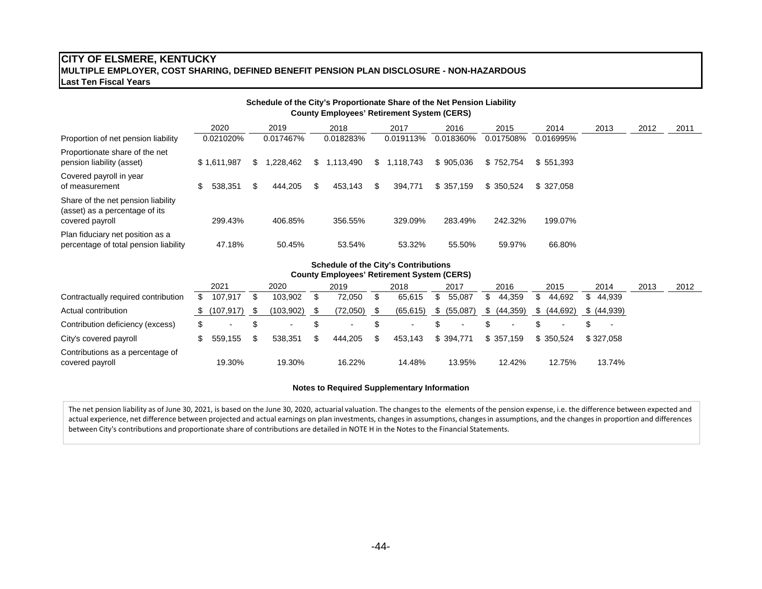# CITY OF ELSMERE, KENTUCKY

## MULTIPLE EMPLOYER, COST SHARING, DEFINED BENEFIT PENSION PLAN DISCLOSURE - NON-HAZARDOUS

**Last Ten Fiscal Years**

### Schedule of the City's Proportionate Share of the Net Pension Liability
**County Employees' Retirement System (CERS)**

| | 2020 | 2019 | 2018 | 2017 | 2016 | 2015 | 2014 | 2013 | 2012 | 2011 |
|---|---|---|---|---|---|---|---|---|---|---|
| Proportion of net pension liability | 0.021020% | 0.017467% | 0.018283% | 0.019113% | 0.018360% | 0.017508% | 0.016995% | | | |
| Proportionate share of the net pension liability (asset) | $ 1,611,987 | $ 1,228,462 | $ 1,113,490 | $ 1,118,743 | $ 905,036 | $ 752,754 | $ 551,393 | | | |
| Covered payroll in year of measurement | $ 538,351 | $ 444,205 | $ 453,143 | $ 394,771 | $ 357,159 | $ 350,524 | $ 327,058 | | | |
| Share of the net pension liability (asset) as a percentage of its covered payroll | 299.43% | 406.85% | 356.55% | 329.09% | 283.49% | 242.32% | 199.07% | | | |
| Plan fiduciary net position as a percentage of total pension liability | 47.18% | 50.45% | 53.54% | 53.32% | 55.50% | 59.97% | 66.80% | | | |

### Schedule of the City's Contributions
**County Employees' Retirement System (CERS)**

| | 2021 | 2020 | 2019 | 2018 | 2017 | 2016 | 2015 | 2014 | 2013 | 2012 |
|---|---|---|---|---|---|---|---|---|---|---|
| Contractually required contribution | $ 107,917 | $ 103,902 | $ 72,050 | $ 65,615 | $ 55,087 | $ 44,359 | $ 44,692 | $ 44,939 | | |
| Actual contribution | $ (107,917) | $ (103,902) | $ (72,050) | $ (65,615) | $ (55,087) | $ (44,359) | $ (44,692) | $ (44,939) | | |
| Contribution deficiency (excess) | $ - | $ - | $ - | $ - | $ - | $ - | $ - | $ - | | |
| City's covered payroll | $ 559,155 | $ 538,351 | $ 444,205 | $ 453,143 | $ 394,771 | $ 357,159 | $ 350,524 | $ 327,058 | | |
| Contributions as a percentage of covered payroll | 19.30% | 19.30% | 16.22% | 14.48% | 13.95% | 12.42% | 12.75% | 13.74% | | |

### Notes to Required Supplementary Information

The net pension liability as of June 30, 2021, is based on the June 30, 2020, actuarial valuation. The changes to the elements of the pension expense, i.e. the difference between expected and actual experience, net difference between projected and actual earnings on plan investments, changes in assumptions, changes in assumptions, and the changes in proportion and differences between City's contributions and proportionate share of contributions are detailed in NOTE H in the Notes to the Financial Statements.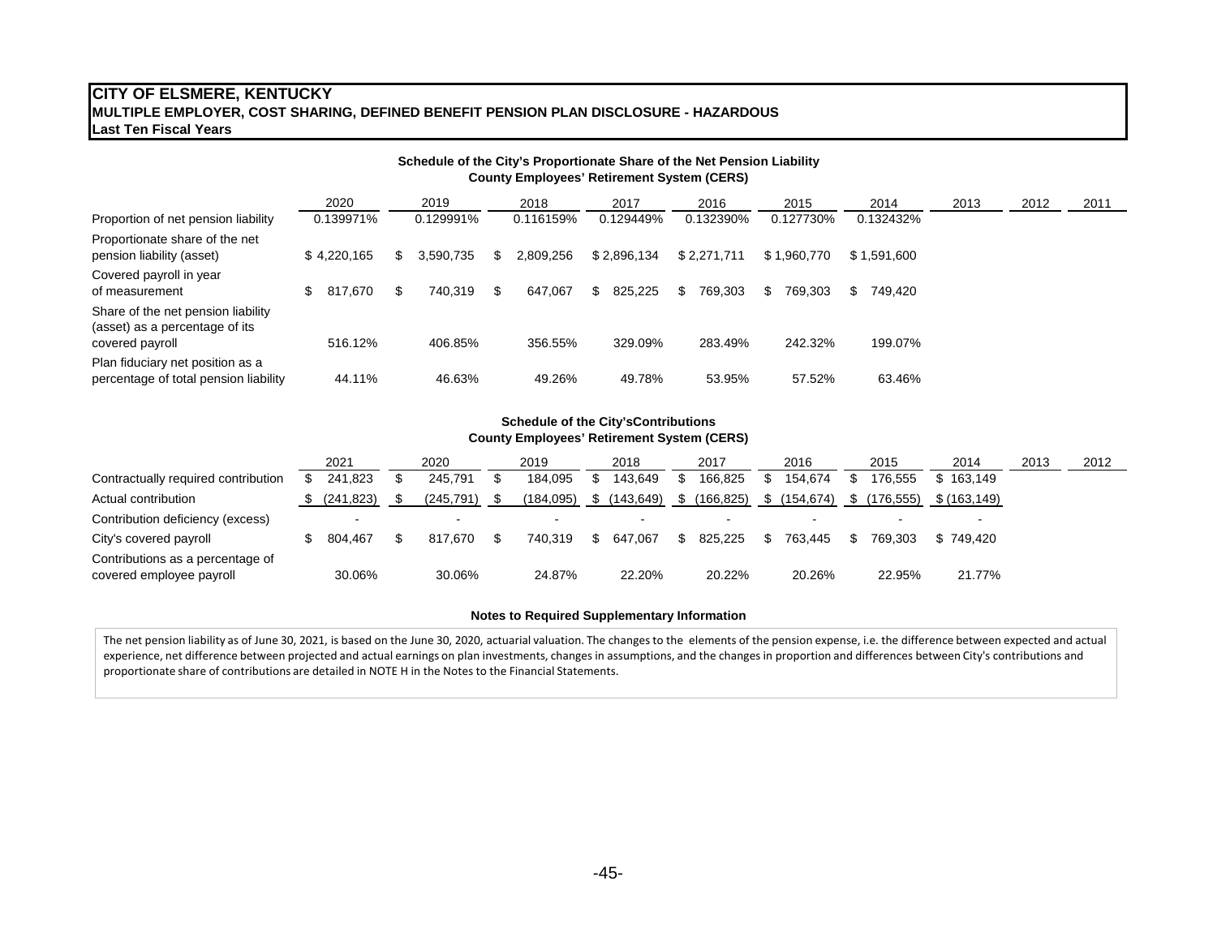# CITY OF ELSMERE, KENTUCKY
## MULTIPLE EMPLOYER, COST SHARING, DEFINED BENEFIT PENSION PLAN DISCLOSURE - HAZARDOUS
### Last Ten Fiscal Years

**Schedule of the City's Proportionate Share of the Net Pension Liability**
**County Employees' Retirement System (CERS)**

| | 2020 | 2019 | 2018 | 2017 | 2016 | 2015 | 2014 | 2013 | 2012 | 2011 |
|---|---|---|---|---|---|---|---|---|---|---|
| Proportion of net pension liability | 0.139971% | 0.129991% | 0.116159% | 0.129449% | 0.132390% | 0.127730% | 0.132432% | | | |
| Proportionate share of the net pension liability (asset) | $ 4,220,165 | $ 3,590,735 | $ 2,809,256 | $ 2,896,134 | $ 2,271,711 | $ 1,960,770 | $ 1,591,600 | | | |
| Covered payroll in year of measurement | $ 817,670 | $ 740,319 | $ 647,067 | $ 825,225 | $ 769,303 | $ 769,303 | $ 749,420 | | | |
| Share of the net pension liability (asset) as a percentage of its covered payroll | 516.12% | 406.85% | 356.55% | 329.09% | 283.49% | 242.32% | 199.07% | | | |
| Plan fiduciary net position as a percentage of total pension liability | 44.11% | 46.63% | 49.26% | 49.78% | 53.95% | 57.52% | 63.46% | | | |

**Schedule of the City'sContributions**
**County Employees' Retirement System (CERS)**

| | 2021 | 2020 | 2019 | 2018 | 2017 | 2016 | 2015 | 2014 | 2013 | 2012 |
|---|---|---|---|---|---|---|---|---|---|---|
| Contractually required contribution | $ 241,823 | $ 245,791 | $ 184,095 | $ 143,649 | $ 166,825 | $ 154,674 | $ 176,555 | $ 163,149 | | |
| Actual contribution | $ (241,823) | $ (245,791) | $ (184,095) | $ (143,649) | $ (166,825) | $ (154,674) | $ (176,555) | $ (163,149) | | |
| Contribution deficiency (excess) | - | - | - | - | - | - | - | - | | |
| City's covered payroll | $ 804,467 | $ 817,670 | $ 740,319 | $ 647,067 | $ 825,225 | $ 763,445 | $ 769,303 | $ 749,420 | | |
| Contributions as a percentage of covered employee payroll | 30.06% | 30.06% | 24.87% | 22.20% | 20.22% | 20.26% | 22.95% | 21.77% | | |

**Notes to Required Supplementary Information**

The net pension liability as of June 30, 2021, is based on the June 30, 2020, actuarial valuation. The changes to the elements of the pension expense, i.e. the difference between expected and actual experience, net difference between projected and actual earnings on plan investments, changes in assumptions, and the changes in proportion and differences between City's contributions and proportionate share of contributions are detailed in NOTE H in the Notes to the Financial Statements.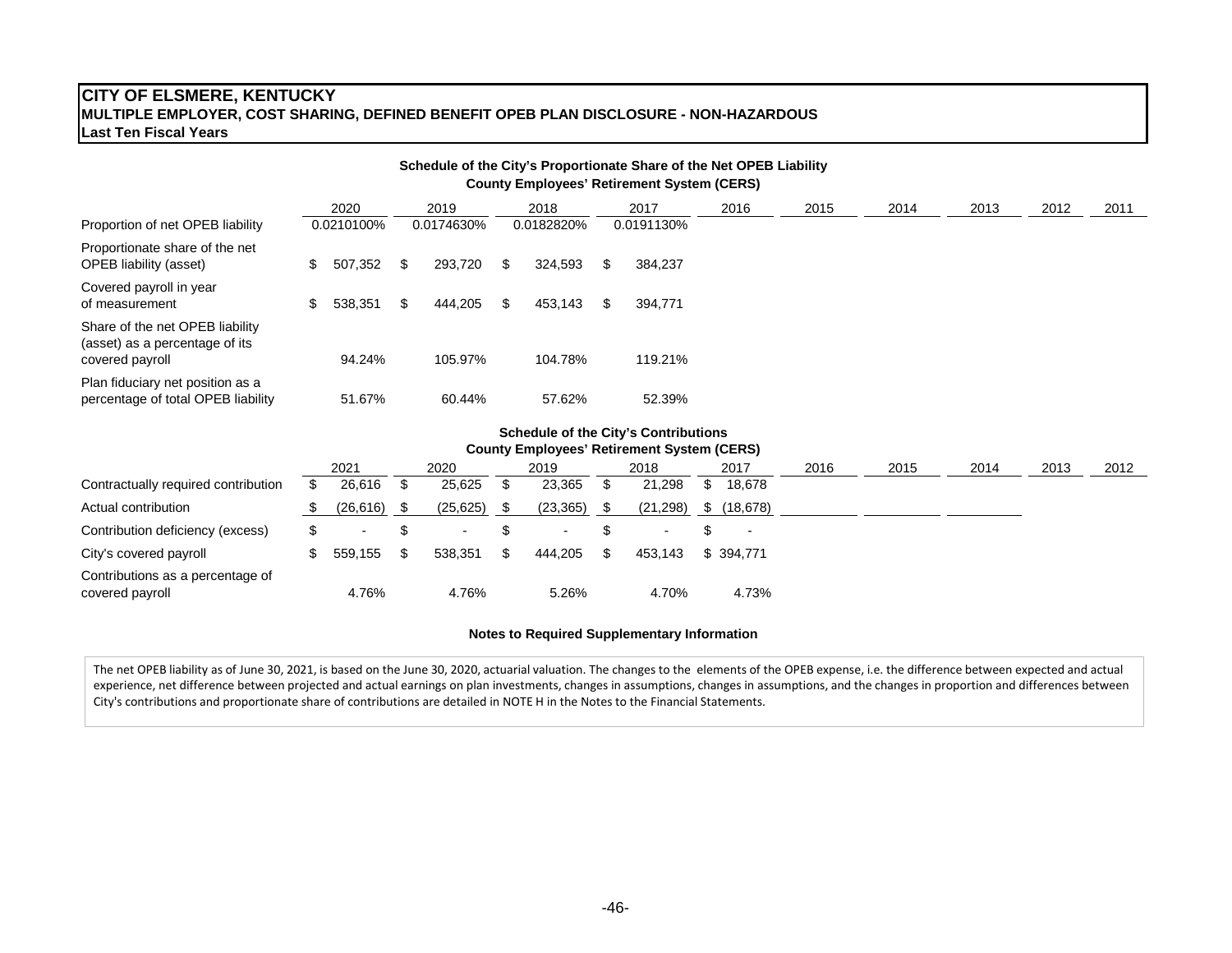# CITY OF ELSMERE, KENTUCKY
## MULTIPLE EMPLOYER, COST SHARING, DEFINED BENEFIT OPEB PLAN DISCLOSURE - NON-HAZARDOUS
### Last Ten Fiscal Years

**Schedule of the City's Proportionate Share of the Net OPEB Liability**
**County Employees' Retirement System (CERS)**

| | 2020 | 2019 | 2018 | 2017 | 2016 | 2015 | 2014 | 2013 | 2012 | 2011 |
|---|---|---|---|---|---|---|---|---|---|---|
| Proportion of net OPEB liability | 0.0210100% | 0.0174630% | 0.0182820% | 0.0191130% | | | | | | |
| Proportionate share of the net OPEB liability (asset) | $ 507,352 | $ 293,720 | $ 324,593 | $ 384,237 | | | | | | |
| Covered payroll in year of measurement | $ 538,351 | $ 444,205 | $ 453,143 | $ 394,771 | | | | | | |
| Share of the net OPEB liability (asset) as a percentage of its covered payroll | 94.24% | 105.97% | 104.78% | 119.21% | | | | | | |
| Plan fiduciary net position as a percentage of total OPEB liability | 51.67% | 60.44% | 57.62% | 52.39% | | | | | | |

**Schedule of the City's Contributions**
**County Employees' Retirement System (CERS)**

| | 2021 | 2020 | 2019 | 2018 | 2017 | 2016 | 2015 | 2014 | 2013 | 2012 |
|---|---|---|---|---|---|---|---|---|---|---|
| Contractually required contribution | $ 26,616 | $ 25,625 | $ 23,365 | $ 21,298 | $ 18,678 | | | | | |
| Actual contribution | $ (26,616) | $ (25,625) | $ (23,365) | $ (21,298) | $ (18,678) | | | | | |
| Contribution deficiency (excess) | $ - | $ - | $ - | $ - | $ - | | | | | |
| City's covered payroll | $ 559,155 | $ 538,351 | $ 444,205 | $ 453,143 | $ 394,771 | | | | | |
| Contributions as a percentage of covered payroll | 4.76% | 4.76% | 5.26% | 4.70% | 4.73% | | | | | |

**Notes to Required Supplementary Information**

The net OPEB liability as of June 30, 2021, is based on the June 30, 2020, actuarial valuation. The changes to the elements of the OPEB expense, i.e. the difference between expected and actual experience, net difference between projected and actual earnings on plan investments, changes in assumptions, changes in assumptions, and the changes in proportion and differences between City's contributions and proportionate share of contributions are detailed in NOTE H in the Notes to the Financial Statements.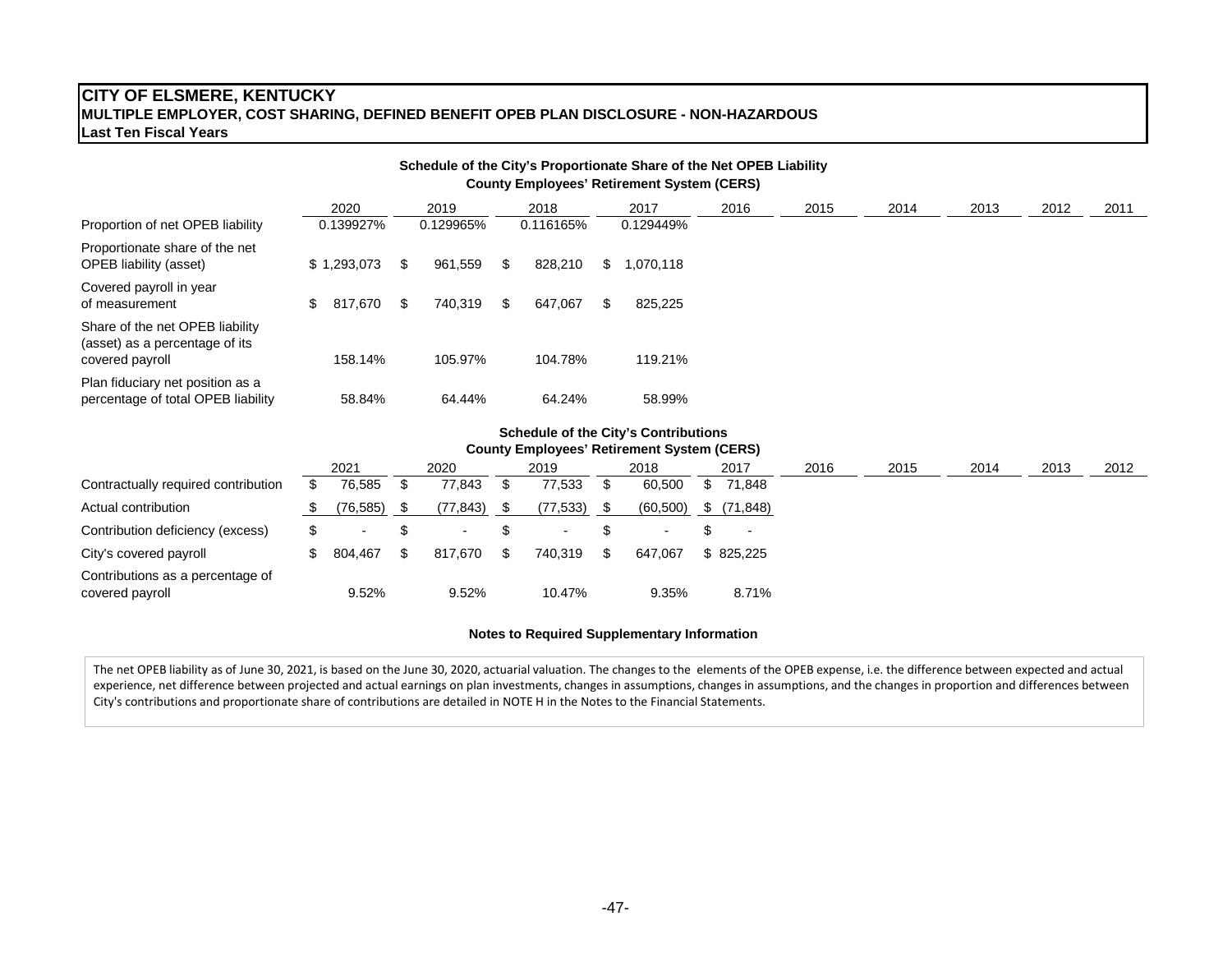# CITY OF ELSMERE, KENTUCKY
## MULTIPLE EMPLOYER, COST SHARING, DEFINED BENEFIT OPEB PLAN DISCLOSURE - NON-HAZARDOUS
### Last Ten Fiscal Years

**Schedule of the City's Proportionate Share of the Net OPEB Liability**
**County Employees' Retirement System (CERS)**

| | 2020 | 2019 | 2018 | 2017 | 2016 | 2015 | 2014 | 2013 | 2012 | 2011 |
|---|---|---|---|---|---|---|---|---|---|---|
| Proportion of net OPEB liability | 0.139927% | 0.129965% | 0.116165% | 0.129449% | | | | | | |
| Proportionate share of the net OPEB liability (asset) | $ 1,293,073 | $ 961,559 | $ 828,210 | $ 1,070,118 | | | | | | |
| Covered payroll in year of measurement | $ 817,670 | $ 740,319 | $ 647,067 | $ 825,225 | | | | | | |
| Share of the net OPEB liability (asset) as a percentage of its covered payroll | 158.14% | 105.97% | 104.78% | 119.21% | | | | | | |
| Plan fiduciary net position as a percentage of total OPEB liability | 58.84% | 64.44% | 64.24% | 58.99% | | | | | | |

**Schedule of the City's Contributions**
**County Employees' Retirement System (CERS)**

| | 2021 | 2020 | 2019 | 2018 | 2017 | 2016 | 2015 | 2014 | 2013 | 2012 |
|---|---|---|---|---|---|---|---|---|---|---|
| Contractually required contribution | $ 76,585 | $ 77,843 | $ 77,533 | $ 60,500 | $ 71,848 | | | | | |
| Actual contribution | $ (76,585) | $ (77,843) | $ (77,533) | $ (60,500) | $ (71,848) | | | | | |
| Contribution deficiency (excess) | $ - | $ - | $ - | $ - | $ - | | | | | |
| City's covered payroll | $ 804,467 | $ 817,670 | $ 740,319 | $ 647,067 | $ 825,225 | | | | | |
| Contributions as a percentage of covered payroll | 9.52% | 9.52% | 10.47% | 9.35% | 8.71% | | | | | |

**Notes to Required Supplementary Information**

The net OPEB liability as of June 30, 2021, is based on the June 30, 2020, actuarial valuation. The changes to the elements of the OPEB expense, i.e. the difference between expected and actual experience, net difference between projected and actual earnings on plan investments, changes in assumptions, changes in assumptions, and the changes in proportion and differences between City's contributions and proportionate share of contributions are detailed in NOTE H in the Notes to the Financial Statements.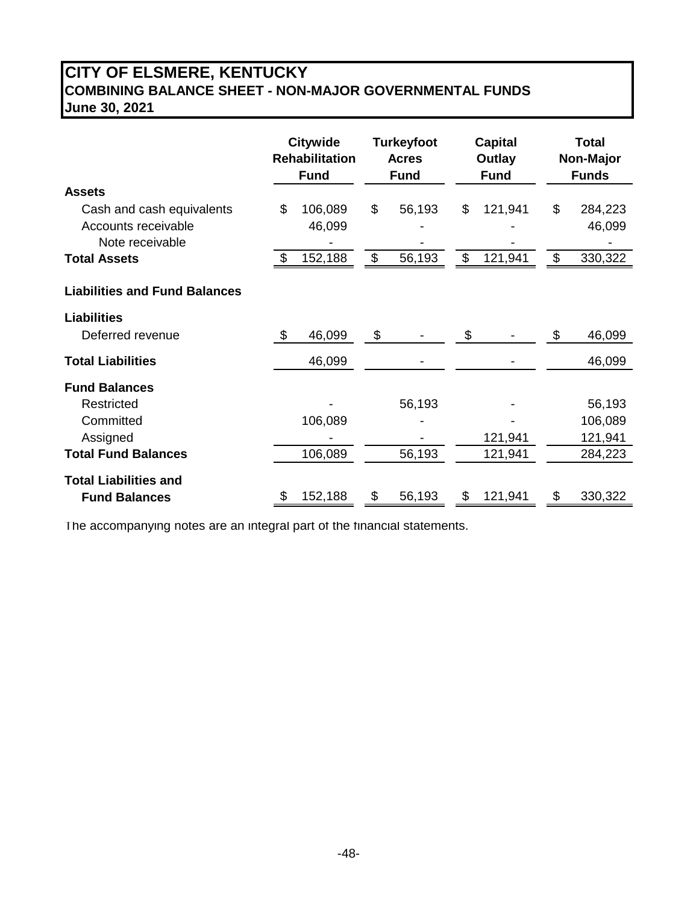# CITY OF ELSMERE, KENTUCKY
## COMBINING BALANCE SHEET - NON-MAJOR GOVERNMENTAL FUNDS
### June 30, 2021

| | Citywide Rehabilitation Fund | Turkeyfoot Acres Fund | Capital Outlay Fund | Total Non-Major Funds |
|---|---|---|---|---|
| **Assets** | | | | |
| Cash and cash equivalents | $ 106,089 | $ 56,193 | $ 121,941 | $ 284,223 |
| Accounts receivable | 46,099 | - | - | 46,099 |
| Note receivable | - | - | - | - |
| **Total Assets** | $ 152,188 | $ 56,193 | $ 121,941 | $ 330,322 |
| **Liabilities and Fund Balances** | | | | |
| **Liabilities** | | | | |
| Deferred revenue | $ 46,099 | $ - | $ - | $ 46,099 |
| **Total Liabilities** | 46,099 | - | - | 46,099 |
| **Fund Balances** | | | | |
| Restricted | - | 56,193 | - | 56,193 |
| Committed | 106,089 | - | - | 106,089 |
| Assigned | - | - | 121,941 | 121,941 |
| **Total Fund Balances** | 106,089 | 56,193 | 121,941 | 284,223 |
| **Total Liabilities and Fund Balances** | $ 152,188 | $ 56,193 | $ 121,941 | $ 330,322 |

The accompanying notes are an integral part of the financial statements.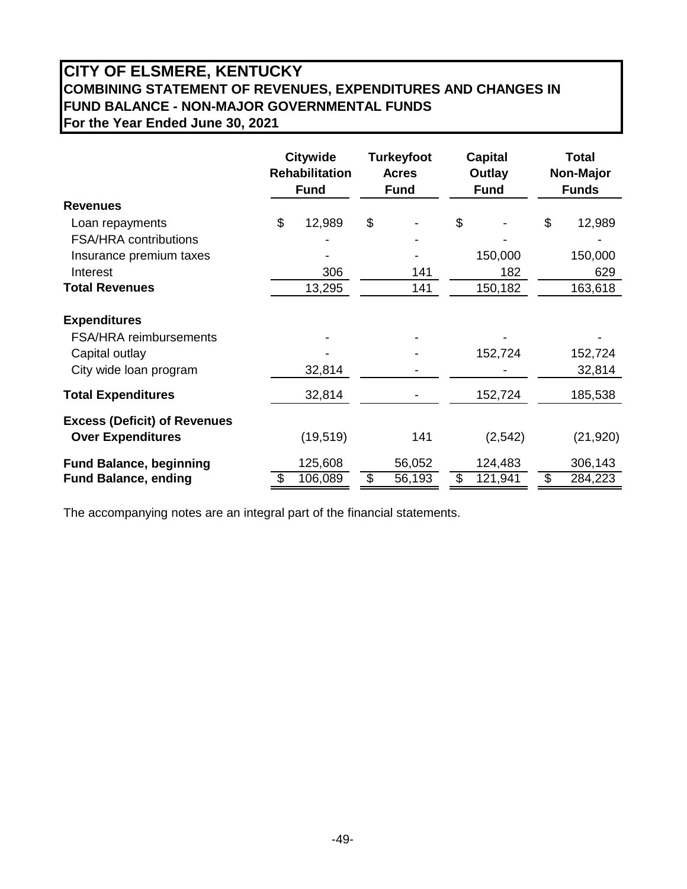# CITY OF ELSMERE, KENTUCKY
## COMBINING STATEMENT OF REVENUES, EXPENDITURES AND CHANGES IN FUND BALANCE - NON-MAJOR GOVERNMENTAL FUNDS
### For the Year Ended June 30, 2021

| | Citywide Rehabilitation Fund | Turkeyfoot Acres Fund | Capital Outlay Fund | Total Non-Major Funds |
|---|---|---|---|---|
| **Revenues** | | | | |
| Loan repayments | $ 12,989 | $ - | $ - | $ 12,989 |
| FSA/HRA contributions | - | - | - | - |
| Insurance premium taxes | - | - | 150,000 | 150,000 |
| Interest | 306 | 141 | 182 | 629 |
| **Total Revenues** | 13,295 | 141 | 150,182 | 163,618 |
| **Expenditures** | | | | |
| FSA/HRA reimbursements | - | - | - | - |
| Capital outlay | - | - | 152,724 | 152,724 |
| City wide loan program | 32,814 | - | - | 32,814 |
| **Total Expenditures** | 32,814 | - | 152,724 | 185,538 |
| **Excess (Deficit) of Revenues Over Expenditures** | (19,519) | 141 | (2,542) | (21,920) |
| **Fund Balance, beginning** | 125,608 | 56,052 | 124,483 | 306,143 |
| **Fund Balance, ending** | $ 106,089 | $ 56,193 | $ 121,941 | $ 284,223 |

The accompanying notes are an integral part of the financial statements.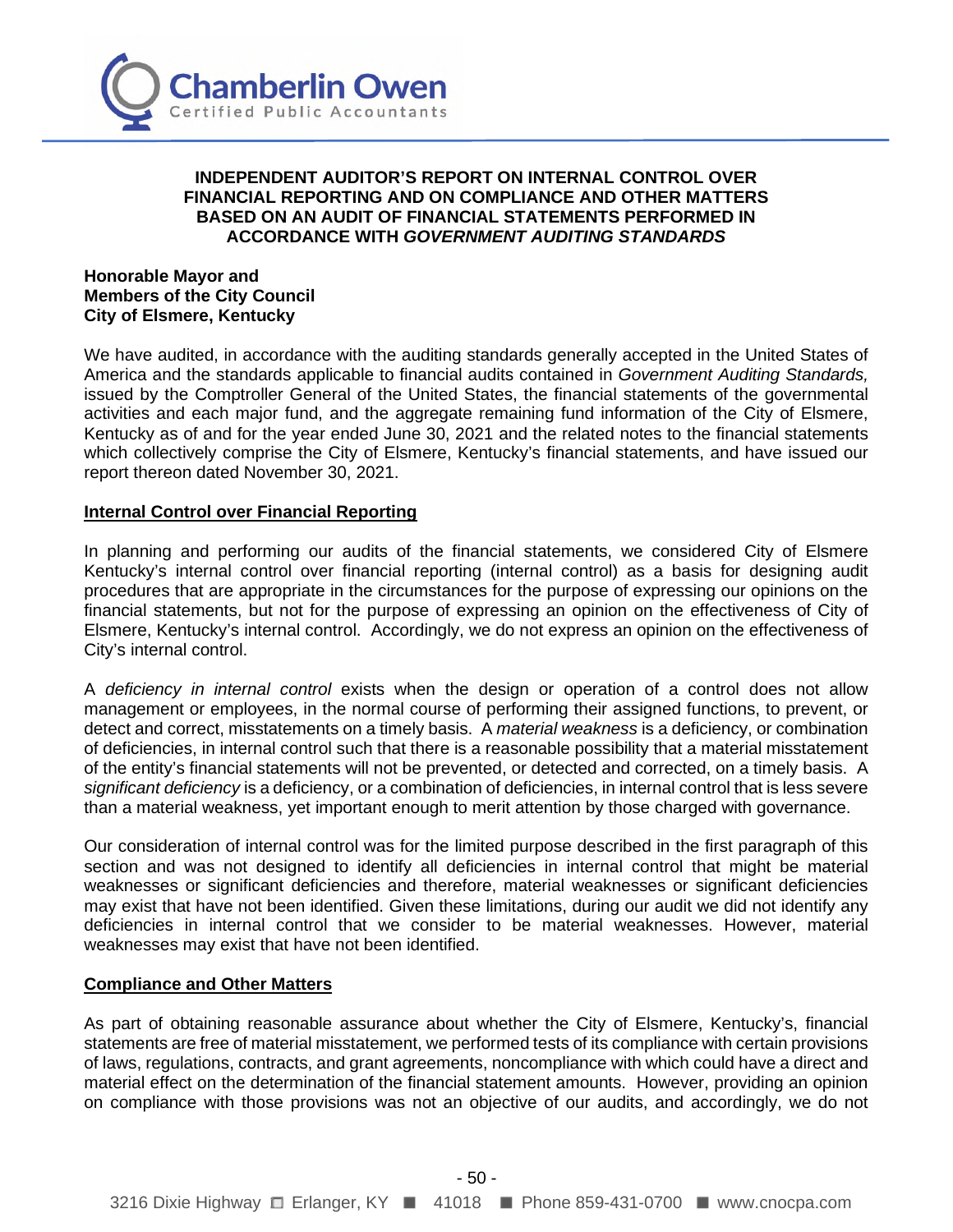Chamberlin Owen
Certified Public Accountants

**INDEPENDENT AUDITOR'S REPORT ON INTERNAL CONTROL OVER FINANCIAL REPORTING AND ON COMPLIANCE AND OTHER MATTERS BASED ON AN AUDIT OF FINANCIAL STATEMENTS PERFORMED IN ACCORDANCE WITH *GOVERNMENT AUDITING STANDARDS***

**Honorable Mayor and**
**Members of the City Council**
**City of Elsmere, Kentucky**

We have audited, in accordance with the auditing standards generally accepted in the United States of America and the standards applicable to financial audits contained in *Government Auditing Standards,* issued by the Comptroller General of the United States, the financial statements of the governmental activities and each major fund, and the aggregate remaining fund information of the City of Elsmere, Kentucky as of and for the year ended June 30, 2021 and the related notes to the financial statements which collectively comprise the City of Elsmere, Kentucky's financial statements, and have issued our report thereon dated November 30, 2021.

**Internal Control over Financial Reporting**

In planning and performing our audits of the financial statements, we considered City of Elsmere Kentucky's internal control over financial reporting (internal control) as a basis for designing audit procedures that are appropriate in the circumstances for the purpose of expressing our opinions on the financial statements, but not for the purpose of expressing an opinion on the effectiveness of City of Elsmere, Kentucky's internal control. Accordingly, we do not express an opinion on the effectiveness of City's internal control.

A *deficiency in internal control* exists when the design or operation of a control does not allow management or employees, in the normal course of performing their assigned functions, to prevent, or detect and correct, misstatements on a timely basis. A *material weakness* is a deficiency, or combination of deficiencies, in internal control such that there is a reasonable possibility that a material misstatement of the entity's financial statements will not be prevented, or detected and corrected, on a timely basis. A *significant deficiency* is a deficiency, or a combination of deficiencies, in internal control that is less severe than a material weakness, yet important enough to merit attention by those charged with governance.

Our consideration of internal control was for the limited purpose described in the first paragraph of this section and was not designed to identify all deficiencies in internal control that might be material weaknesses or significant deficiencies and therefore, material weaknesses or significant deficiencies may exist that have not been identified. Given these limitations, during our audit we did not identify any deficiencies in internal control that we consider to be material weaknesses. However, material weaknesses may exist that have not been identified.

**Compliance and Other Matters**

As part of obtaining reasonable assurance about whether the City of Elsmere, Kentucky's, financial statements are free of material misstatement, we performed tests of its compliance with certain provisions of laws, regulations, contracts, and grant agreements, noncompliance with which could have a direct and material effect on the determination of the financial statement amounts. However, providing an opinion on compliance with those provisions was not an objective of our audits, and accordingly, we do not

3216 Dixie Highway ◻ Erlanger, KY ■ 41018 ■ Phone 859-431-0700 ■ www.cnocpa.com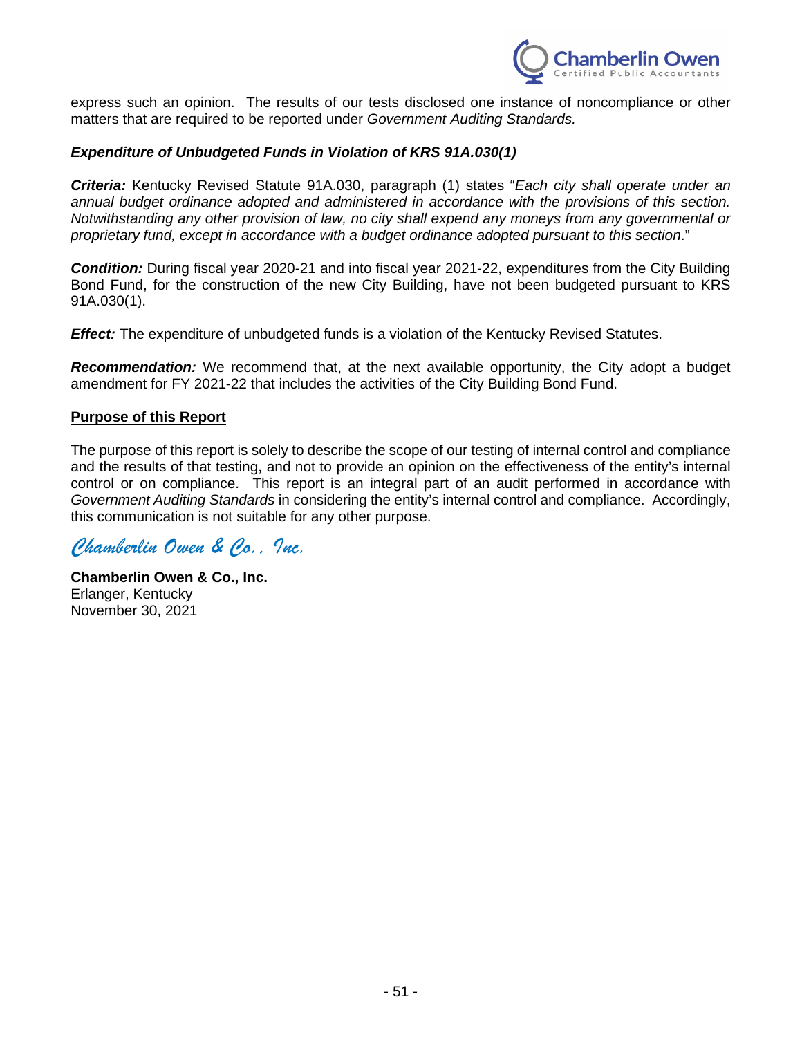express such an opinion. The results of our tests disclosed one instance of noncompliance or other matters that are required to be reported under *Government Auditing Standards.*

***Expenditure of Unbudgeted Funds in Violation of KRS 91A.030(1)***

***Criteria:*** Kentucky Revised Statute 91A.030, paragraph (1) states "*Each city shall operate under an annual budget ordinance adopted and administered in accordance with the provisions of this section. Notwithstanding any other provision of law, no city shall expend any moneys from any governmental or proprietary fund, except in accordance with a budget ordinance adopted pursuant to this section*."

***Condition:*** During fiscal year 2020-21 and into fiscal year 2021-22, expenditures from the City Building Bond Fund, for the construction of the new City Building, have not been budgeted pursuant to KRS 91A.030(1).

***Effect:*** The expenditure of unbudgeted funds is a violation of the Kentucky Revised Statutes.

***Recommendation:*** We recommend that, at the next available opportunity, the City adopt a budget amendment for FY 2021-22 that includes the activities of the City Building Bond Fund.

**Purpose of this Report**

The purpose of this report is solely to describe the scope of our testing of internal control and compliance and the results of that testing, and not to provide an opinion on the effectiveness of the entity's internal control or on compliance. This report is an integral part of an audit performed in accordance with *Government Auditing Standards* in considering the entity's internal control and compliance. Accordingly, this communication is not suitable for any other purpose.

*Chamberlin Owen & Co., Inc.*

**Chamberlin Owen & Co., Inc.**
Erlanger, Kentucky
November 30, 2021